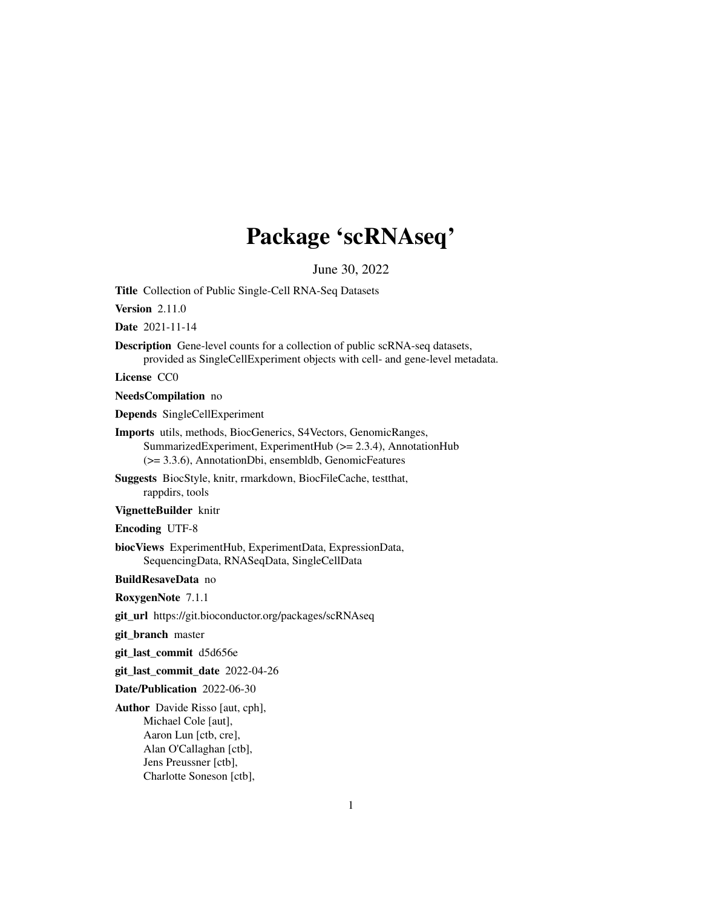# Package 'scRNAseq'

June 30, 2022

**Title** Collection of Public Single-Cell RNA-Seq Datasets

**Version** 2.11.0

**Date** 2021-11-14

**Description** Gene-level counts for a collection of public scRNA-seq datasets, provided as SingleCellExperiment objects with cell- and gene-level metadata.

**License** CC0

**NeedsCompilation** no

**Depends** SingleCellExperiment

**Imports** utils, methods, BiocGenerics, S4Vectors, GenomicRanges, SummarizedExperiment, ExperimentHub (>= 2.3.4), AnnotationHub (>= 3.3.6), AnnotationDbi, ensembldb, GenomicFeatures

**Suggests** BiocStyle, knitr, rmarkdown, BiocFileCache, testthat, rappdirs, tools

**VignetteBuilder** knitr

**Encoding** UTF-8

**biocViews** ExperimentHub, ExperimentData, ExpressionData, SequencingData, RNASeqData, SingleCellData

**BuildResaveData** no

**RoxygenNote** 7.1.1

**git_url** https://git.bioconductor.org/packages/scRNAseq

**git_branch** master

**git_last_commit** d5d656e

**git_last_commit_date** 2022-04-26

**Date/Publication** 2022-06-30

**Author** Davide Risso [aut, cph],
Michael Cole [aut],
Aaron Lun [ctb, cre],
Alan O'Callaghan [ctb],
Jens Preussner [ctb],
Charlotte Soneson [ctb],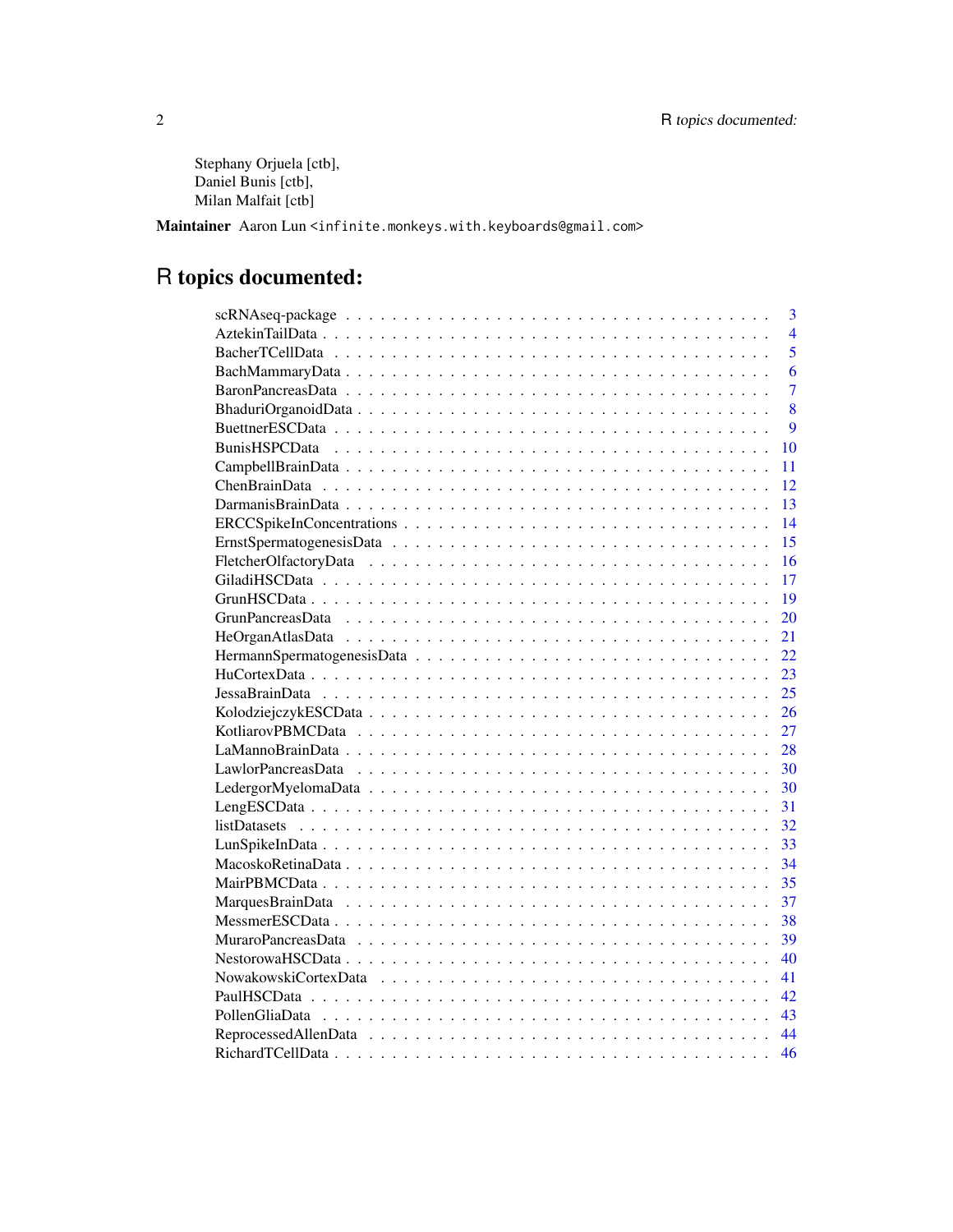Stephany Orjuela [ctb],
Daniel Bunis [ctb],
Milan Malfait [ctb]

**Maintainer** Aaron Lun <infinite.monkeys.with.keyboards@gmail.com>

# R topics documented:

| | |
|---|---|
| scRNAseq-package | 3 |
| AztekinTailData | 4 |
| BacherTCellData | 5 |
| BachMammaryData | 6 |
| BaronPancreasData | 7 |
| BhaduriOrganoidData | 8 |
| BuettnerESCData | 9 |
| BunisHSPCData | 10 |
| CampbellBrainData | 11 |
| ChenBrainData | 12 |
| DarmanisBrainData | 13 |
| ERCCSpikeInConcentrations | 14 |
| ErnstSpermatogenesisData | 15 |
| FletcherOlfactoryData | 16 |
| GiladiHSCData | 17 |
| GrunHSCData | 19 |
| GrunPancreasData | 20 |
| HeOrganAtlasData | 21 |
| HermannSpermatogenesisData | 22 |
| HuCortexData | 23 |
| JessaBrainData | 25 |
| KolodziejczykESCData | 26 |
| KotliarovPBMCData | 27 |
| LaMannoBrainData | 28 |
| LawlorPancreasData | 30 |
| LedergorMyelomaData | 30 |
| LengESCData | 31 |
| listDatasets | 32 |
| LunSpikeInData | 33 |
| MacoskoRetinaData | 34 |
| MairPBMCData | 35 |
| MarquesBrainData | 37 |
| MessmerESCData | 38 |
| MuraroPancreasData | 39 |
| NestorowaHSCData | 40 |
| NowakowskiCortexData | 41 |
| PaulHSCData | 42 |
| PollenGliaData | 43 |
| ReprocessedAllenData | 44 |
| RichardTCellData | 46 |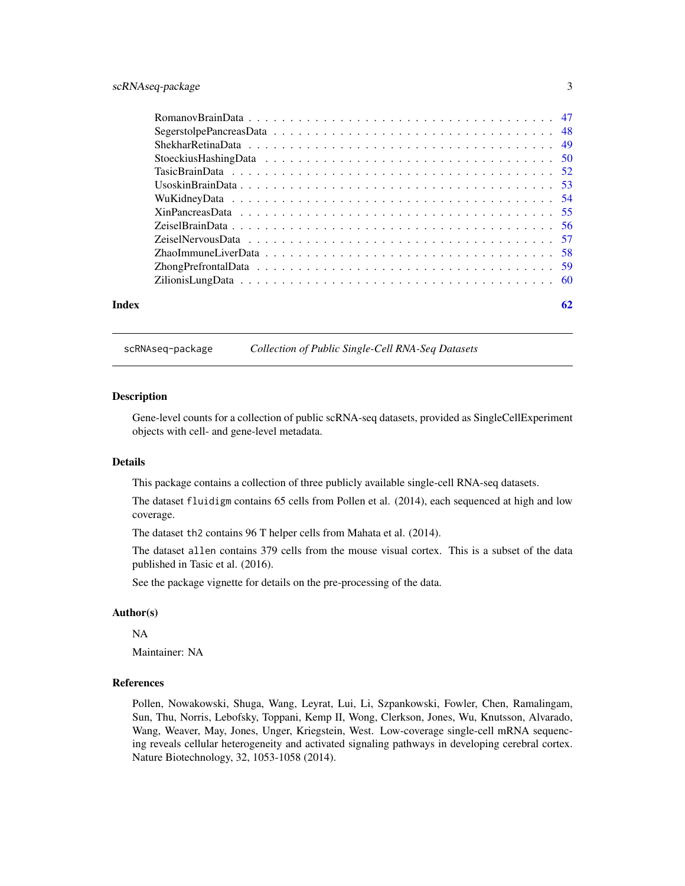RomanovBrainData . . . . . . . . . . . . . . . . . . . . . . . . . . . . . . . . . . . . 47
SegerstolpePancreasData . . . . . . . . . . . . . . . . . . . . . . . . . . . . . . . . . 48
ShekharRetinaData . . . . . . . . . . . . . . . . . . . . . . . . . . . . . . . . . . . . 49
StoeckiusHashingData . . . . . . . . . . . . . . . . . . . . . . . . . . . . . . . . . . . 50
TasicBrainData . . . . . . . . . . . . . . . . . . . . . . . . . . . . . . . . . . . . . . 52
UsoskinBrainData . . . . . . . . . . . . . . . . . . . . . . . . . . . . . . . . . . . . . 53
WuKidneyData . . . . . . . . . . . . . . . . . . . . . . . . . . . . . . . . . . . . . . . 54
XinPancreasData . . . . . . . . . . . . . . . . . . . . . . . . . . . . . . . . . . . . . 55
ZeiselBrainData . . . . . . . . . . . . . . . . . . . . . . . . . . . . . . . . . . . . . . 56
ZeiselNervousData . . . . . . . . . . . . . . . . . . . . . . . . . . . . . . . . . . . . . 57
ZhaoImmuneLiverData . . . . . . . . . . . . . . . . . . . . . . . . . . . . . . . . . . . 58
ZhongPrefrontalData . . . . . . . . . . . . . . . . . . . . . . . . . . . . . . . . . . . 59
ZilionisLungData . . . . . . . . . . . . . . . . . . . . . . . . . . . . . . . . . . . . . 60

**Index** **62**

---

## scRNAseq-package — *Collection of Public Single-Cell RNA-Seq Datasets*

### Description

Gene-level counts for a collection of public scRNA-seq datasets, provided as SingleCellExperiment objects with cell- and gene-level metadata.

### Details

This package contains a collection of three publicly available single-cell RNA-seq datasets.

The dataset `fluidigm` contains 65 cells from Pollen et al. (2014), each sequenced at high and low coverage.

The dataset `th2` contains 96 T helper cells from Mahata et al. (2014).

The dataset `allen` contains 379 cells from the mouse visual cortex. This is a subset of the data published in Tasic et al. (2016).

See the package vignette for details on the pre-processing of the data.

### Author(s)

NA

Maintainer: NA

### References

Pollen, Nowakowski, Shuga, Wang, Leyrat, Lui, Li, Szpankowski, Fowler, Chen, Ramalingam, Sun, Thu, Norris, Lebofsky, Toppani, Kemp II, Wong, Clerkson, Jones, Wu, Knutsson, Alvarado, Wang, Weaver, May, Jones, Unger, Kriegstein, West. Low-coverage single-cell mRNA sequencing reveals cellular heterogeneity and activated signaling pathways in developing cerebral cortex. Nature Biotechnology, 32, 1053-1058 (2014).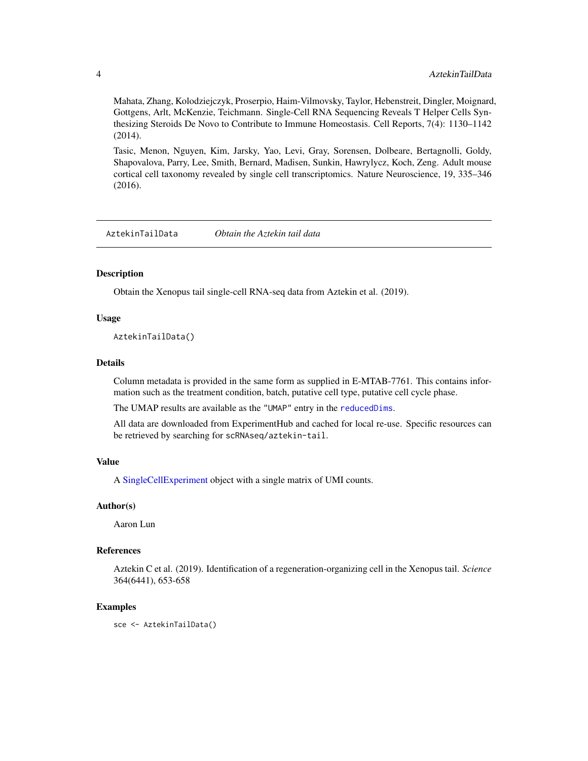Mahata, Zhang, Kolodziejczyk, Proserpio, Haim-Vilmovsky, Taylor, Hebenstreit, Dingler, Moignard, Gottgens, Arlt, McKenzie, Teichmann. Single-Cell RNA Sequencing Reveals T Helper Cells Synthesizing Steroids De Novo to Contribute to Immune Homeostasis. Cell Reports, 7(4): 1130–1142 (2014).

Tasic, Menon, Nguyen, Kim, Jarsky, Yao, Levi, Gray, Sorensen, Dolbeare, Bertagnolli, Goldy, Shapovalova, Parry, Lee, Smith, Bernard, Madisen, Sunkin, Hawrylycz, Koch, Zeng. Adult mouse cortical cell taxonomy revealed by single cell transcriptomics. Nature Neuroscience, 19, 335–346 (2016).

---

## AztekinTailData — *Obtain the Aztekin tail data*

### Description

Obtain the Xenopus tail single-cell RNA-seq data from Aztekin et al. (2019).

### Usage

```
AztekinTailData()
```

### Details

Column metadata is provided in the same form as supplied in E-MTAB-7761. This contains information such as the treatment condition, batch, putative cell type, putative cell cycle phase.

The UMAP results are available as the "UMAP" entry in the `reducedDims`.

All data are downloaded from ExperimentHub and cached for local re-use. Specific resources can be retrieved by searching for `scRNAseq/aztekin-tail`.

### Value

A SingleCellExperiment object with a single matrix of UMI counts.

### Author(s)

Aaron Lun

### References

Aztekin C et al. (2019). Identification of a regeneration-organizing cell in the Xenopus tail. *Science* 364(6441), 653-658

### Examples

```
sce <- AztekinTailData()
```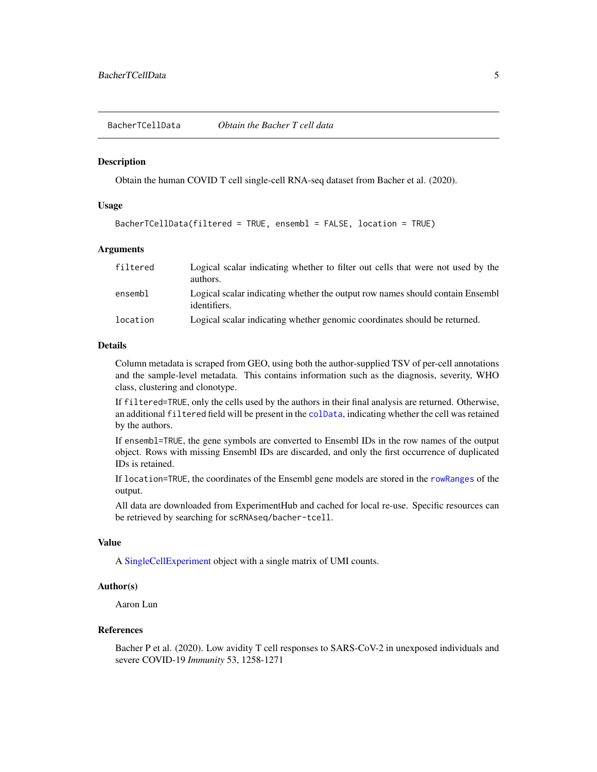BacherTCellData    *Obtain the Bacher T cell data*

## Description

Obtain the human COVID T cell single-cell RNA-seq dataset from Bacher et al. (2020).

## Usage

```
BacherTCellData(filtered = TRUE, ensembl = FALSE, location = TRUE)
```

## Arguments

| | |
|---|---|
| `filtered` | Logical scalar indicating whether to filter out cells that were not used by the authors. |
| `ensembl` | Logical scalar indicating whether the output row names should contain Ensembl identifiers. |
| `location` | Logical scalar indicating whether genomic coordinates should be returned. |

## Details

Column metadata is scraped from GEO, using both the author-supplied TSV of per-cell annotations and the sample-level metadata. This contains information such as the diagnosis, severity, WHO class, clustering and clonotype.

If `filtered=TRUE`, only the cells used by the authors in their final analysis are returned. Otherwise, an additional `filtered` field will be present in the `colData`, indicating whether the cell was retained by the authors.

If `ensembl=TRUE`, the gene symbols are converted to Ensembl IDs in the row names of the output object. Rows with missing Ensembl IDs are discarded, and only the first occurrence of duplicated IDs is retained.

If `location=TRUE`, the coordinates of the Ensembl gene models are stored in the `rowRanges` of the output.

All data are downloaded from ExperimentHub and cached for local re-use. Specific resources can be retrieved by searching for `scRNAseq/bacher-tcell`.

## Value

A SingleCellExperiment object with a single matrix of UMI counts.

## Author(s)

Aaron Lun

## References

Bacher P et al. (2020). Low avidity T cell responses to SARS-CoV-2 in unexposed individuals and severe COVID-19 *Immunity* 53, 1258-1271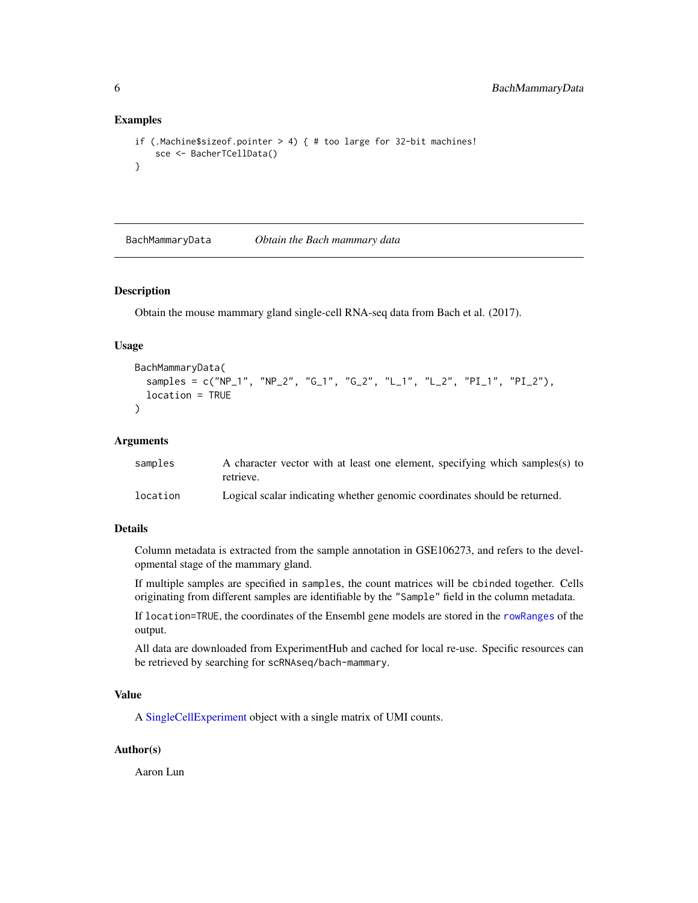## Examples

```
if (.Machine$sizeof.pointer > 4) { # too large for 32-bit machines!
    sce <- BacherTCellData()
}
```

---

BachMammaryData *Obtain the Bach mammary data*

---

### Description

Obtain the mouse mammary gland single-cell RNA-seq data from Bach et al. (2017).

### Usage

```
BachMammaryData(
  samples = c("NP_1", "NP_2", "G_1", "G_2", "L_1", "L_2", "PI_1", "PI_2"),
  location = TRUE
)
```

### Arguments

| | |
|---|---|
| samples | A character vector with at least one element, specifying which samples(s) to retrieve. |
| location | Logical scalar indicating whether genomic coordinates should be returned. |

### Details

Column metadata is extracted from the sample annotation in GSE106273, and refers to the developmental stage of the mammary gland.

If multiple samples are specified in `samples`, the count matrices will be `cbind`ed together. Cells originating from different samples are identifiable by the `"Sample"` field in the column metadata.

If `location=TRUE`, the coordinates of the Ensembl gene models are stored in the `rowRanges` of the output.

All data are downloaded from ExperimentHub and cached for local re-use. Specific resources can be retrieved by searching for `scRNAseq/bach-mammary`.

### Value

A SingleCellExperiment object with a single matrix of UMI counts.

### Author(s)

Aaron Lun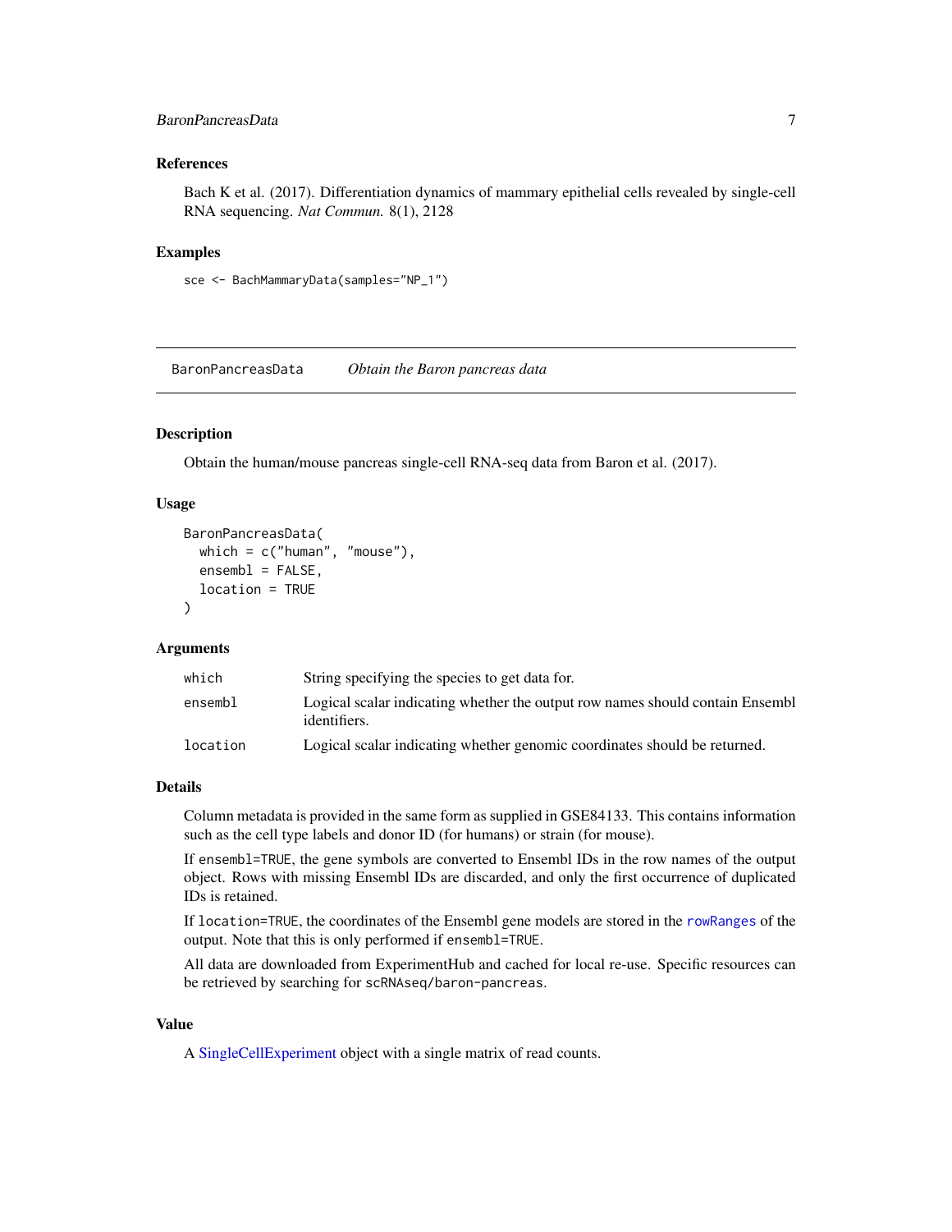### References

Bach K et al. (2017). Differentiation dynamics of mammary epithelial cells revealed by single-cell RNA sequencing. *Nat Commun.* 8(1), 2128

### Examples

```
sce <- BachMammaryData(samples="NP_1")
```

---

## BaronPancreasData — *Obtain the Baron pancreas data*

---

### Description

Obtain the human/mouse pancreas single-cell RNA-seq data from Baron et al. (2017).

### Usage

```
BaronPancreasData(
  which = c("human", "mouse"),
  ensembl = FALSE,
  location = TRUE
)
```

### Arguments

| | |
|---|---|
| `which` | String specifying the species to get data for. |
| `ensembl` | Logical scalar indicating whether the output row names should contain Ensembl identifiers. |
| `location` | Logical scalar indicating whether genomic coordinates should be returned. |

### Details

Column metadata is provided in the same form as supplied in GSE84133. This contains information such as the cell type labels and donor ID (for humans) or strain (for mouse).

If `ensembl=TRUE`, the gene symbols are converted to Ensembl IDs in the row names of the output object. Rows with missing Ensembl IDs are discarded, and only the first occurrence of duplicated IDs is retained.

If `location=TRUE`, the coordinates of the Ensembl gene models are stored in the `rowRanges` of the output. Note that this is only performed if `ensembl=TRUE`.

All data are downloaded from ExperimentHub and cached for local re-use. Specific resources can be retrieved by searching for `scRNAseq/baron-pancreas`.

### Value

A SingleCellExperiment object with a single matrix of read counts.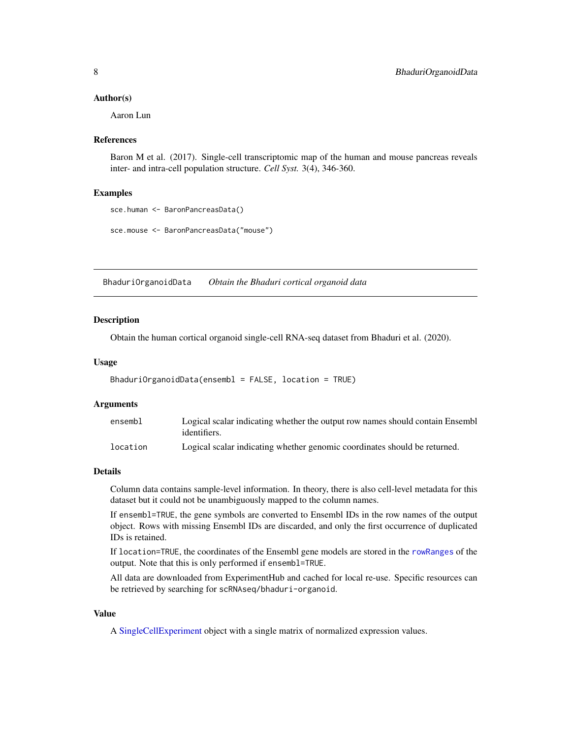### Author(s)

Aaron Lun

### References

Baron M et al. (2017). Single-cell transcriptomic map of the human and mouse pancreas reveals inter- and intra-cell population structure. *Cell Syst.* 3(4), 346-360.

### Examples

```
sce.human <- BaronPancreasData()

sce.mouse <- BaronPancreasData("mouse")
```

---

## BhaduriOrganoidData — *Obtain the Bhaduri cortical organoid data*

---

### Description

Obtain the human cortical organoid single-cell RNA-seq dataset from Bhaduri et al. (2020).

### Usage

```
BhaduriOrganoidData(ensembl = FALSE, location = TRUE)
```

### Arguments

| | |
|---|---|
| `ensembl` | Logical scalar indicating whether the output row names should contain Ensembl identifiers. |
| `location` | Logical scalar indicating whether genomic coordinates should be returned. |

### Details

Column data contains sample-level information. In theory, there is also cell-level metadata for this dataset but it could not be unambiguously mapped to the column names.

If `ensembl=TRUE`, the gene symbols are converted to Ensembl IDs in the row names of the output object. Rows with missing Ensembl IDs are discarded, and only the first occurrence of duplicated IDs is retained.

If `location=TRUE`, the coordinates of the Ensembl gene models are stored in the `rowRanges` of the output. Note that this is only performed if `ensembl=TRUE`.

All data are downloaded from ExperimentHub and cached for local re-use. Specific resources can be retrieved by searching for `scRNAseq/bhaduri-organoid`.

### Value

A SingleCellExperiment object with a single matrix of normalized expression values.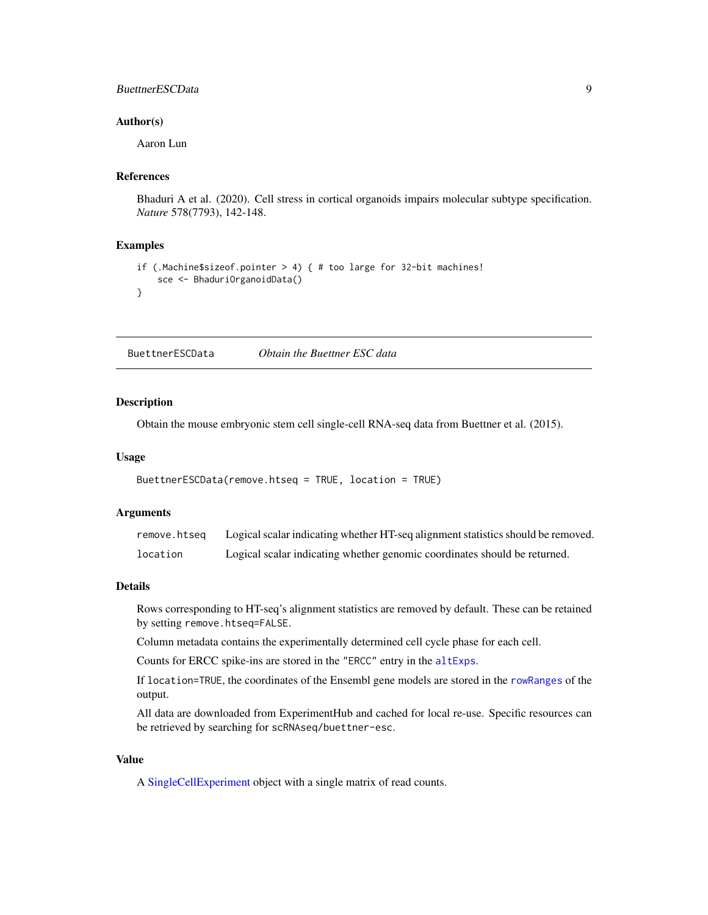### Author(s)

Aaron Lun

### References

Bhaduri A et al. (2020). Cell stress in cortical organoids impairs molecular subtype specification. *Nature* 578(7793), 142-148.

### Examples

```
if (.Machine$sizeof.pointer > 4) { # too large for 32-bit machines!
    sce <- BhaduriOrganoidData()
}
```

---

## BuettnerESCData — *Obtain the Buettner ESC data*

---

### Description

Obtain the mouse embryonic stem cell single-cell RNA-seq data from Buettner et al. (2015).

### Usage

```
BuettnerESCData(remove.htseq = TRUE, location = TRUE)
```

### Arguments

| | |
|---|---|
| `remove.htseq` | Logical scalar indicating whether HT-seq alignment statistics should be removed. |
| `location` | Logical scalar indicating whether genomic coordinates should be returned. |

### Details

Rows corresponding to HT-seq's alignment statistics are removed by default. These can be retained by setting `remove.htseq=FALSE`.

Column metadata contains the experimentally determined cell cycle phase for each cell.

Counts for ERCC spike-ins are stored in the `"ERCC"` entry in the `altExps`.

If `location=TRUE`, the coordinates of the Ensembl gene models are stored in the `rowRanges` of the output.

All data are downloaded from ExperimentHub and cached for local re-use. Specific resources can be retrieved by searching for `scRNAseq/buettner-esc`.

### Value

A SingleCellExperiment object with a single matrix of read counts.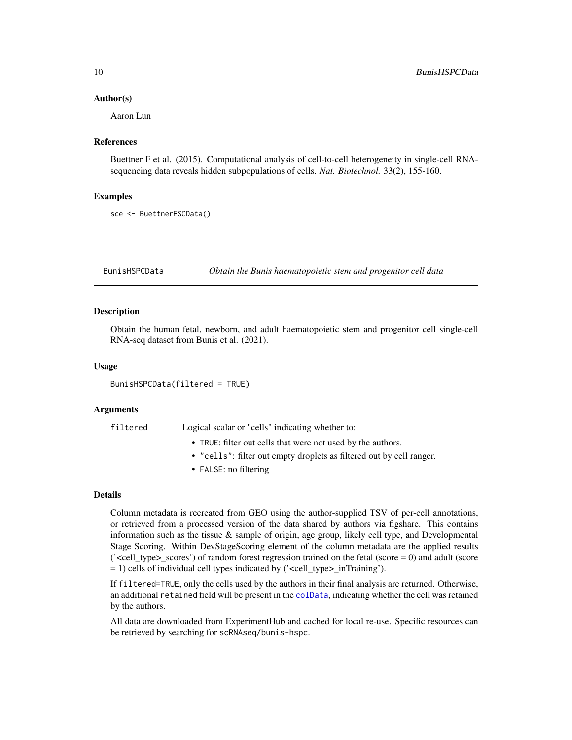### Author(s)

Aaron Lun

### References

Buettner F et al. (2015). Computational analysis of cell-to-cell heterogeneity in single-cell RNA-sequencing data reveals hidden subpopulations of cells. *Nat. Biotechnol.* 33(2), 155-160.

### Examples

```
sce <- BuettnerESCData()
```

---

## BunisHSPCData — *Obtain the Bunis haematopoietic stem and progenitor cell data*

### Description

Obtain the human fetal, newborn, and adult haematopoietic stem and progenitor cell single-cell RNA-seq dataset from Bunis et al. (2021).

### Usage

```
BunisHSPCData(filtered = TRUE)
```

### Arguments

`filtered` Logical scalar or "cells" indicating whether to:

- `TRUE`: filter out cells that were not used by the authors.
- `"cells"`: filter out empty droplets as filtered out by cell ranger.
- `FALSE`: no filtering

### Details

Column metadata is recreated from GEO using the author-supplied TSV of per-cell annotations, or retrieved from a processed version of the data shared by authors via figshare. This contains information such as the tissue & sample of origin, age group, likely cell type, and Developmental Stage Scoring. Within DevStageScoring element of the column metadata are the applied results ('<cell_type>_scores') of random forest regression trained on the fetal (score = 0) and adult (score = 1) cells of individual cell types indicated by ('<cell_type>_inTraining').

If `filtered=TRUE`, only the cells used by the authors in their final analysis are returned. Otherwise, an additional `retained` field will be present in the `colData`, indicating whether the cell was retained by the authors.

All data are downloaded from ExperimentHub and cached for local re-use. Specific resources can be retrieved by searching for `scRNAseq/bunis-hspc`.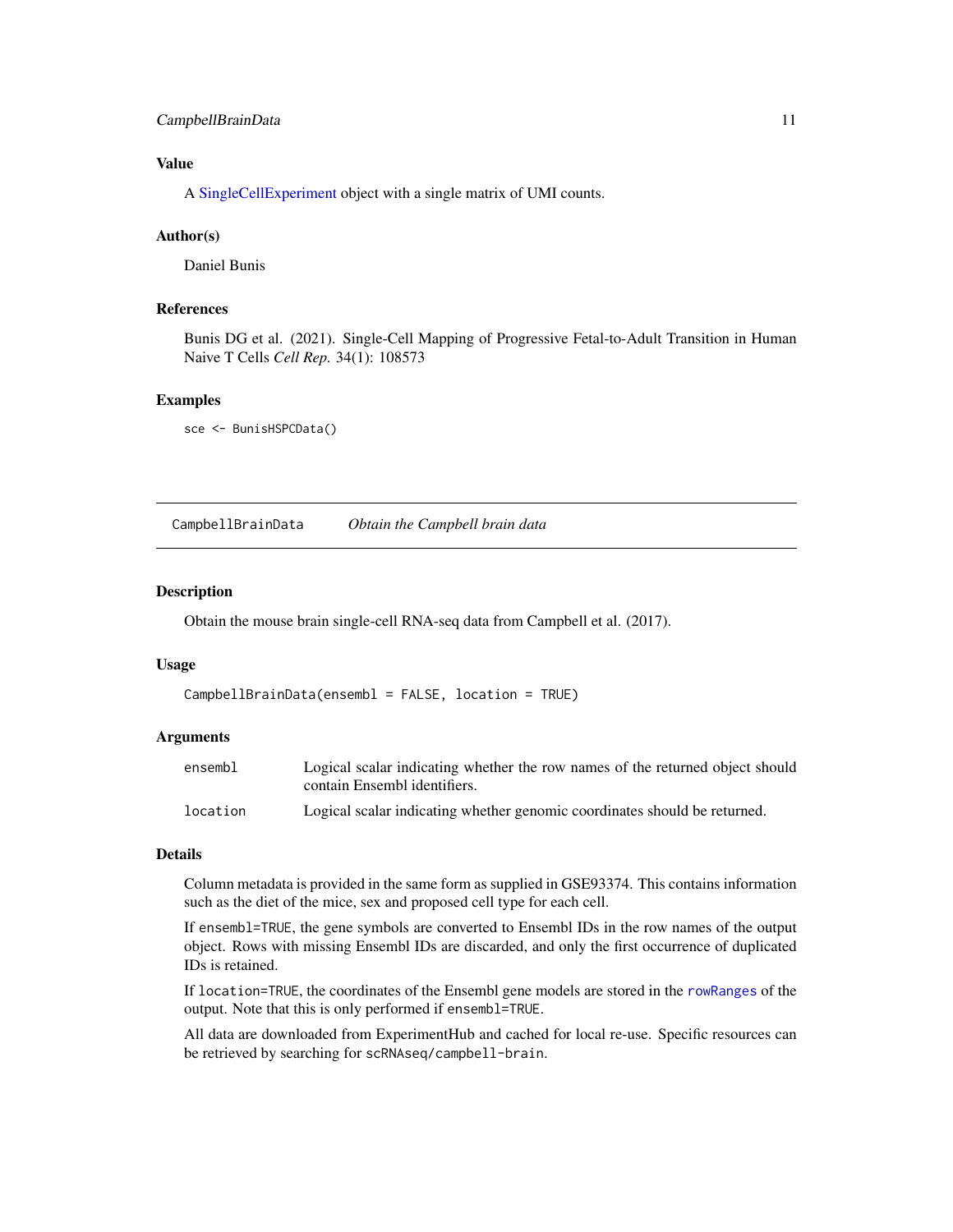### Value

A SingleCellExperiment object with a single matrix of UMI counts.

### Author(s)

Daniel Bunis

### References

Bunis DG et al. (2021). Single-Cell Mapping of Progressive Fetal-to-Adult Transition in Human Naive T Cells *Cell Rep.* 34(1): 108573

### Examples

```
sce <- BunisHSPCData()
```

---

## CampbellBrainData    *Obtain the Campbell brain data*

---

### Description

Obtain the mouse brain single-cell RNA-seq data from Campbell et al. (2017).

### Usage

```
CampbellBrainData(ensembl = FALSE, location = TRUE)
```

### Arguments

| | |
|---|---|
| `ensembl` | Logical scalar indicating whether the row names of the returned object should contain Ensembl identifiers. |
| `location` | Logical scalar indicating whether genomic coordinates should be returned. |

### Details

Column metadata is provided in the same form as supplied in GSE93374. This contains information such as the diet of the mice, sex and proposed cell type for each cell.

If `ensembl=TRUE`, the gene symbols are converted to Ensembl IDs in the row names of the output object. Rows with missing Ensembl IDs are discarded, and only the first occurrence of duplicated IDs is retained.

If `location=TRUE`, the coordinates of the Ensembl gene models are stored in the `rowRanges` of the output. Note that this is only performed if `ensembl=TRUE`.

All data are downloaded from ExperimentHub and cached for local re-use. Specific resources can be retrieved by searching for `scRNAseq/campbell-brain`.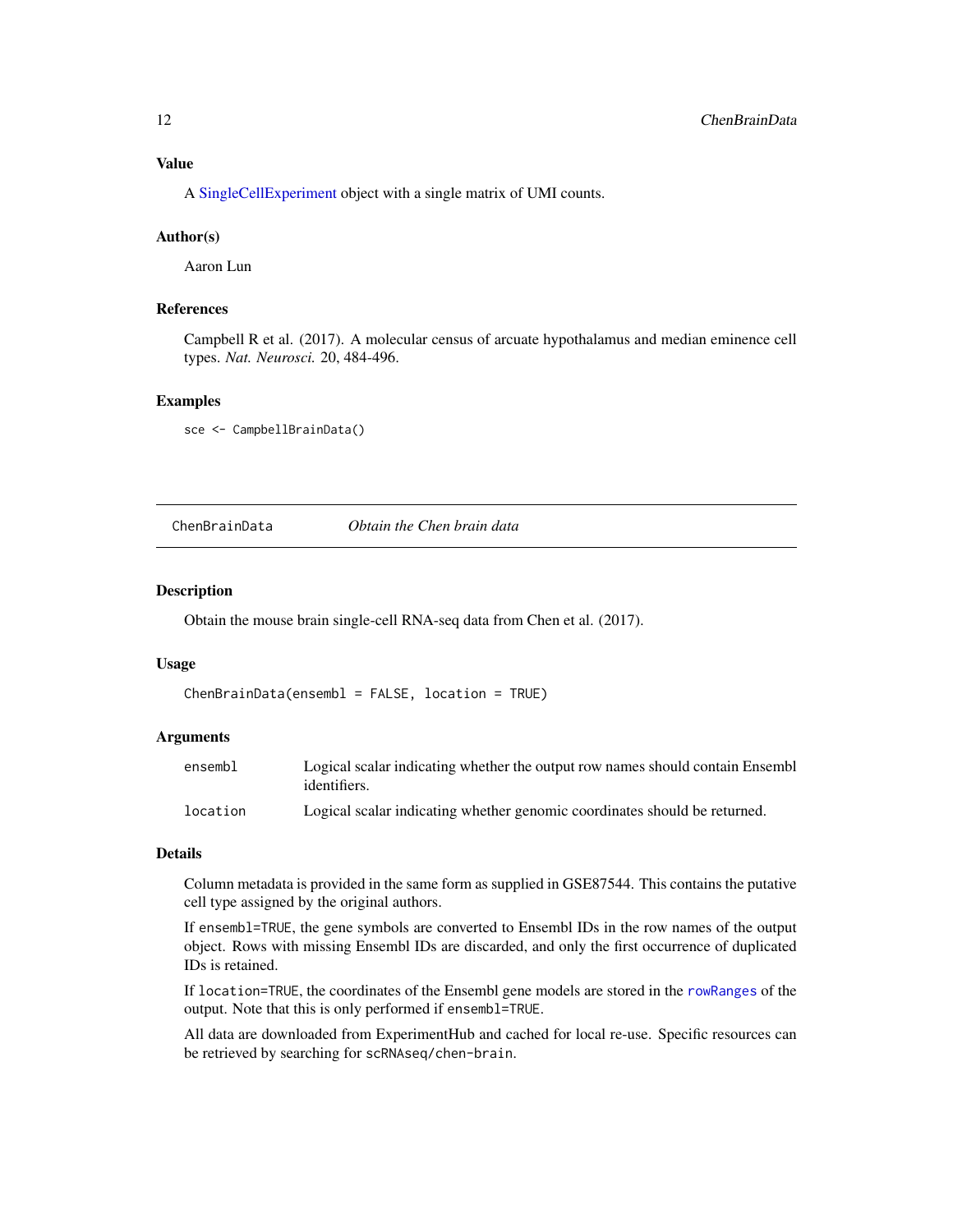### Value

A SingleCellExperiment object with a single matrix of UMI counts.

### Author(s)

Aaron Lun

### References

Campbell R et al. (2017). A molecular census of arcuate hypothalamus and median eminence cell types. *Nat. Neurosci.* 20, 484-496.

### Examples

```
sce <- CampbellBrainData()
```

---

## ChenBrainData &nbsp;&nbsp;&nbsp;&nbsp; *Obtain the Chen brain data*

---

### Description

Obtain the mouse brain single-cell RNA-seq data from Chen et al. (2017).

### Usage

```
ChenBrainData(ensembl = FALSE, location = TRUE)
```

### Arguments

| | |
|---|---|
| `ensembl` | Logical scalar indicating whether the output row names should contain Ensembl identifiers. |
| `location` | Logical scalar indicating whether genomic coordinates should be returned. |

### Details

Column metadata is provided in the same form as supplied in GSE87544. This contains the putative cell type assigned by the original authors.

If `ensembl=TRUE`, the gene symbols are converted to Ensembl IDs in the row names of the output object. Rows with missing Ensembl IDs are discarded, and only the first occurrence of duplicated IDs is retained.

If `location=TRUE`, the coordinates of the Ensembl gene models are stored in the `rowRanges` of the output. Note that this is only performed if `ensembl=TRUE`.

All data are downloaded from ExperimentHub and cached for local re-use. Specific resources can be retrieved by searching for `scRNAseq/chen-brain`.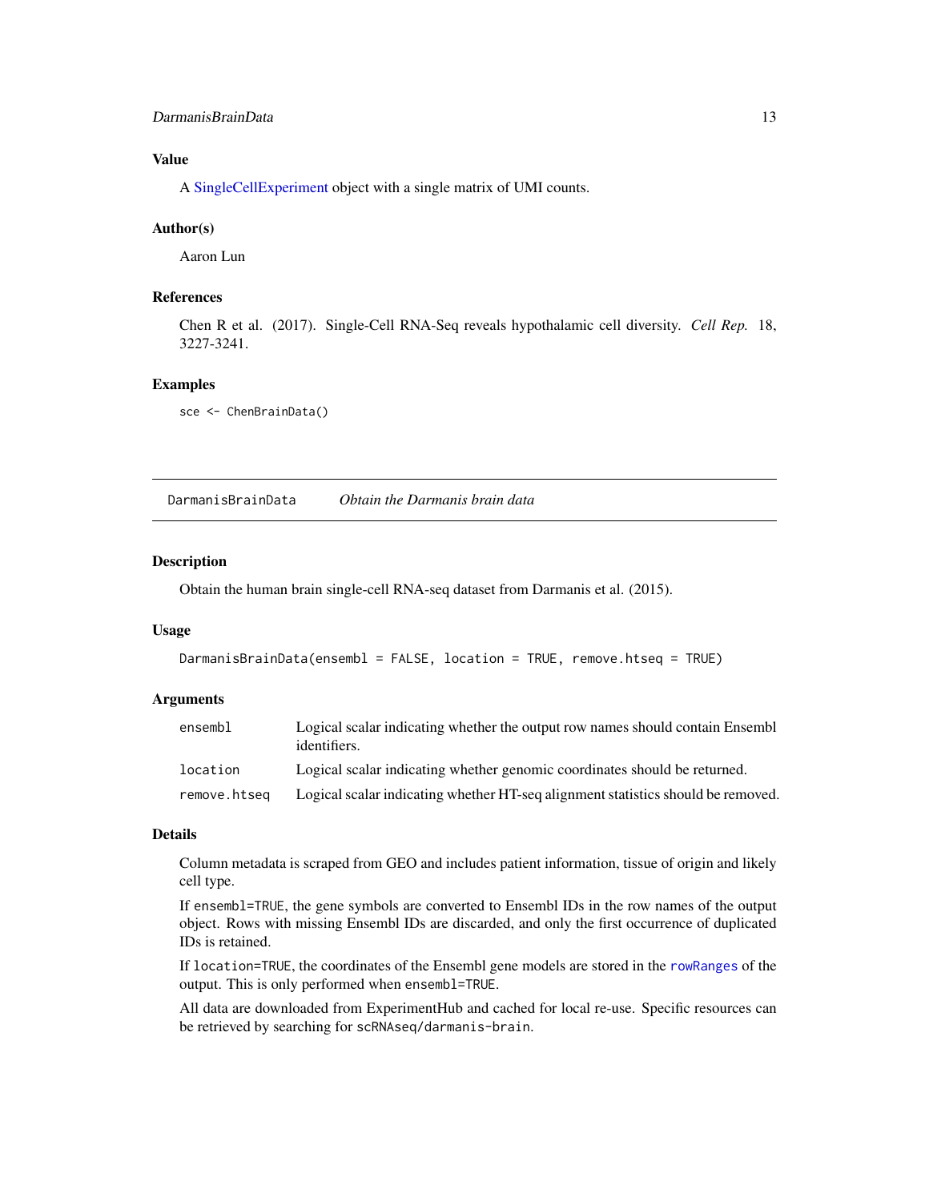### Value

A SingleCellExperiment object with a single matrix of UMI counts.

### Author(s)

Aaron Lun

### References

Chen R et al. (2017). Single-Cell RNA-Seq reveals hypothalamic cell diversity. *Cell Rep.* 18, 3227-3241.

### Examples

```
sce <- ChenBrainData()
```

---

## DarmanisBrainData    *Obtain the Darmanis brain data*

---

### Description

Obtain the human brain single-cell RNA-seq dataset from Darmanis et al. (2015).

### Usage

```
DarmanisBrainData(ensembl = FALSE, location = TRUE, remove.htseq = TRUE)
```

### Arguments

| | |
|---|---|
| `ensembl` | Logical scalar indicating whether the output row names should contain Ensembl identifiers. |
| `location` | Logical scalar indicating whether genomic coordinates should be returned. |
| `remove.htseq` | Logical scalar indicating whether HT-seq alignment statistics should be removed. |

### Details

Column metadata is scraped from GEO and includes patient information, tissue of origin and likely cell type.

If `ensembl=TRUE`, the gene symbols are converted to Ensembl IDs in the row names of the output object. Rows with missing Ensembl IDs are discarded, and only the first occurrence of duplicated IDs is retained.

If `location=TRUE`, the coordinates of the Ensembl gene models are stored in the `rowRanges` of the output. This is only performed when `ensembl=TRUE`.

All data are downloaded from ExperimentHub and cached for local re-use. Specific resources can be retrieved by searching for `scRNAseq/darmanis-brain`.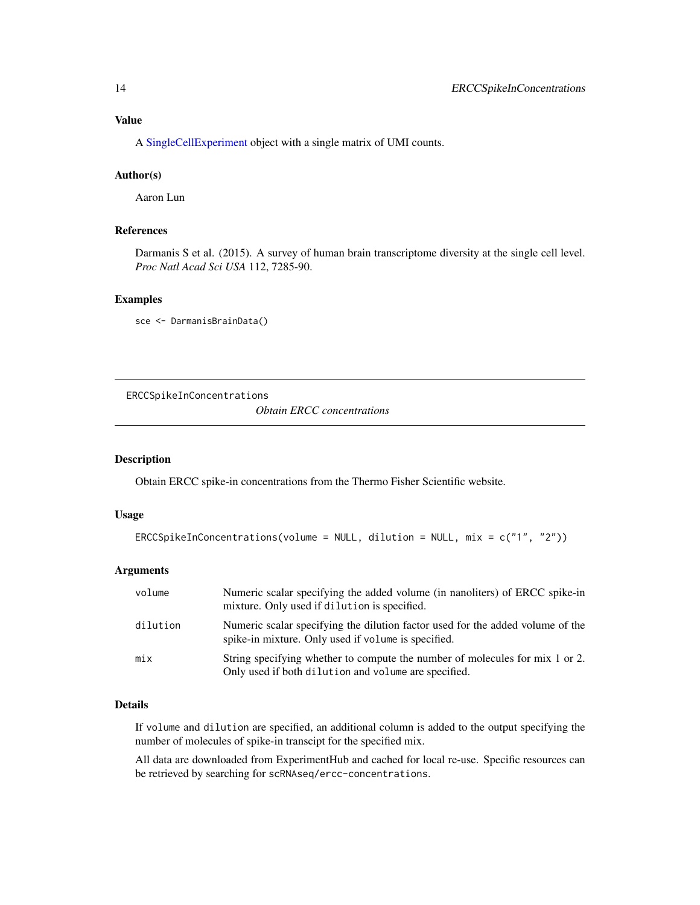## Value

A SingleCellExperiment object with a single matrix of UMI counts.

## Author(s)

Aaron Lun

## References

Darmanis S et al. (2015). A survey of human brain transcriptome diversity at the single cell level. *Proc Natl Acad Sci USA* 112, 7285-90.

## Examples

```
sce <- DarmanisBrainData()
```

---

# ERCCSpikeInConcentrations — *Obtain ERCC concentrations*

## Description

Obtain ERCC spike-in concentrations from the Thermo Fisher Scientific website.

## Usage

```
ERCCSpikeInConcentrations(volume = NULL, dilution = NULL, mix = c("1", "2"))
```

## Arguments

| Argument | Description |
|---|---|
| `volume` | Numeric scalar specifying the added volume (in nanoliters) of ERCC spike-in mixture. Only used if `dilution` is specified. |
| `dilution` | Numeric scalar specifying the dilution factor used for the added volume of the spike-in mixture. Only used if `volume` is specified. |
| `mix` | String specifying whether to compute the number of molecules for mix 1 or 2. Only used if both `dilution` and `volume` are specified. |

## Details

If `volume` and `dilution` are specified, an additional column is added to the output specifying the number of molecules of spike-in transcipt for the specified mix.

All data are downloaded from ExperimentHub and cached for local re-use. Specific resources can be retrieved by searching for `scRNAseq/ercc-concentrations`.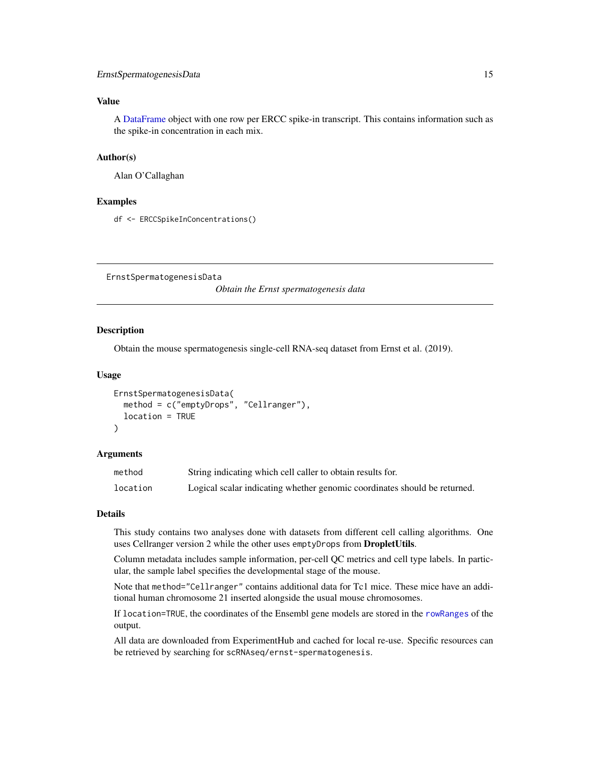### Value

A DataFrame object with one row per ERCC spike-in transcript. This contains information such as the spike-in concentration in each mix.

### Author(s)

Alan O'Callaghan

### Examples

```
df <- ERCCSpikeInConcentrations()
```

---

## ErnstSpermatogenesisData    *Obtain the Ernst spermatogenesis data*

---

### Description

Obtain the mouse spermatogenesis single-cell RNA-seq dataset from Ernst et al. (2019).

### Usage

```
ErnstSpermatogenesisData(
  method = c("emptyDrops", "Cellranger"),
  location = TRUE
)
```

### Arguments

| | |
|---|---|
| method | String indicating which cell caller to obtain results for. |
| location | Logical scalar indicating whether genomic coordinates should be returned. |

### Details

This study contains two analyses done with datasets from different cell calling algorithms. One uses Cellranger version 2 while the other uses `emptyDrops` from **DropletUtils**.

Column metadata includes sample information, per-cell QC metrics and cell type labels. In particular, the sample label specifies the developmental stage of the mouse.

Note that `method="Cellranger"` contains additional data for Tc1 mice. These mice have an additional human chromosome 21 inserted alongside the usual mouse chromosomes.

If `location=TRUE`, the coordinates of the Ensembl gene models are stored in the `rowRanges` of the output.

All data are downloaded from ExperimentHub and cached for local re-use. Specific resources can be retrieved by searching for `scRNAseq/ernst-spermatogenesis`.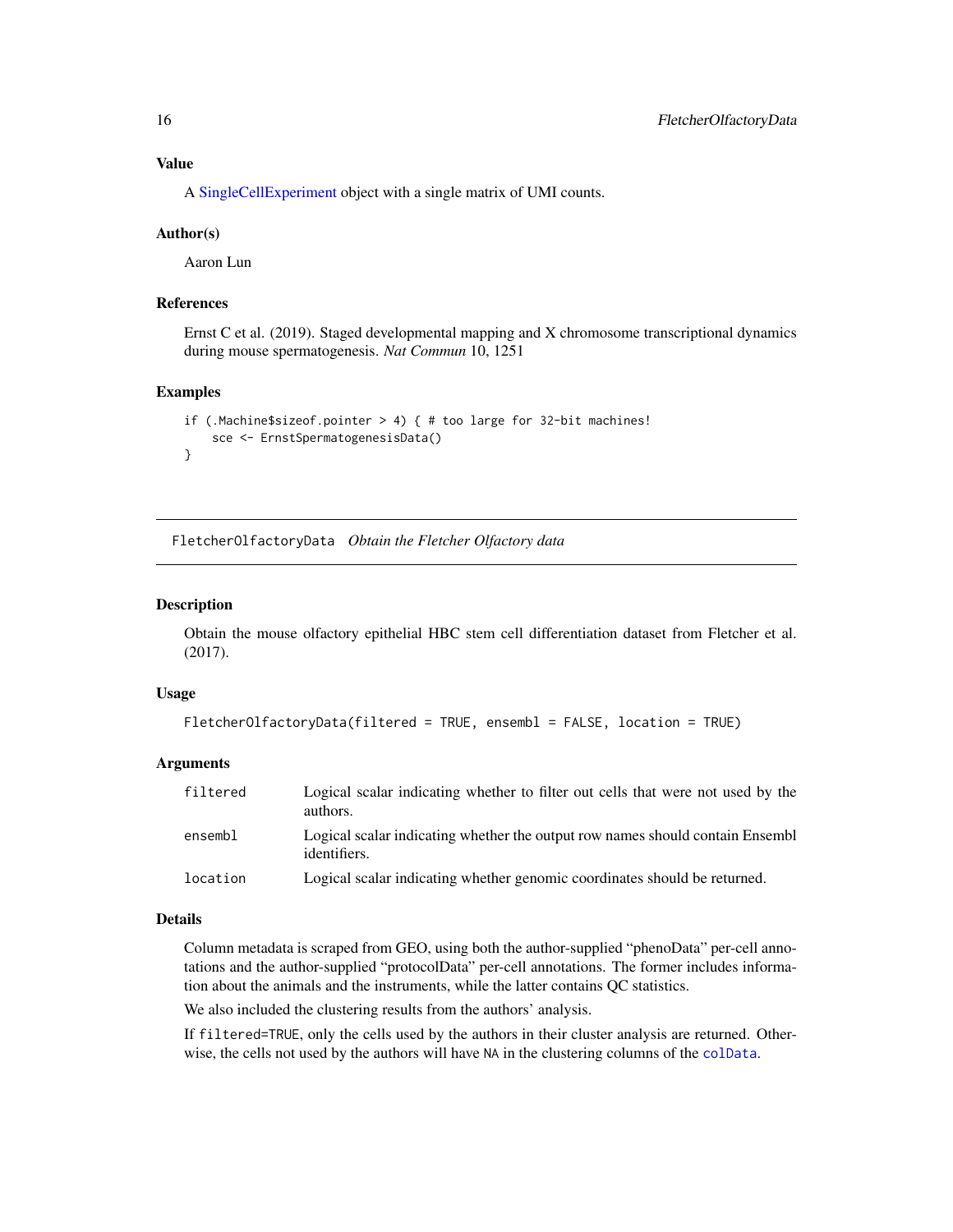## Value

A SingleCellExperiment object with a single matrix of UMI counts.

## Author(s)

Aaron Lun

## References

Ernst C et al. (2019). Staged developmental mapping and X chromosome transcriptional dynamics during mouse spermatogenesis. *Nat Commun* 10, 1251

## Examples

```
if (.Machine$sizeof.pointer > 4) { # too large for 32-bit machines!
    sce <- ErnstSpermatogenesisData()
}
```

---

# FletcherOlfactoryData *Obtain the Fletcher Olfactory data*

## Description

Obtain the mouse olfactory epithelial HBC stem cell differentiation dataset from Fletcher et al. (2017).

## Usage

```
FletcherOlfactoryData(filtered = TRUE, ensembl = FALSE, location = TRUE)
```

## Arguments

| | |
|---|---|
| `filtered` | Logical scalar indicating whether to filter out cells that were not used by the authors. |
| `ensembl` | Logical scalar indicating whether the output row names should contain Ensembl identifiers. |
| `location` | Logical scalar indicating whether genomic coordinates should be returned. |

## Details

Column metadata is scraped from GEO, using both the author-supplied "phenoData" per-cell annotations and the author-supplied "protocolData" per-cell annotations. The former includes information about the animals and the instruments, while the latter contains QC statistics.

We also included the clustering results from the authors' analysis.

If `filtered=TRUE`, only the cells used by the authors in their cluster analysis are returned. Otherwise, the cells not used by the authors will have `NA` in the clustering columns of the `colData`.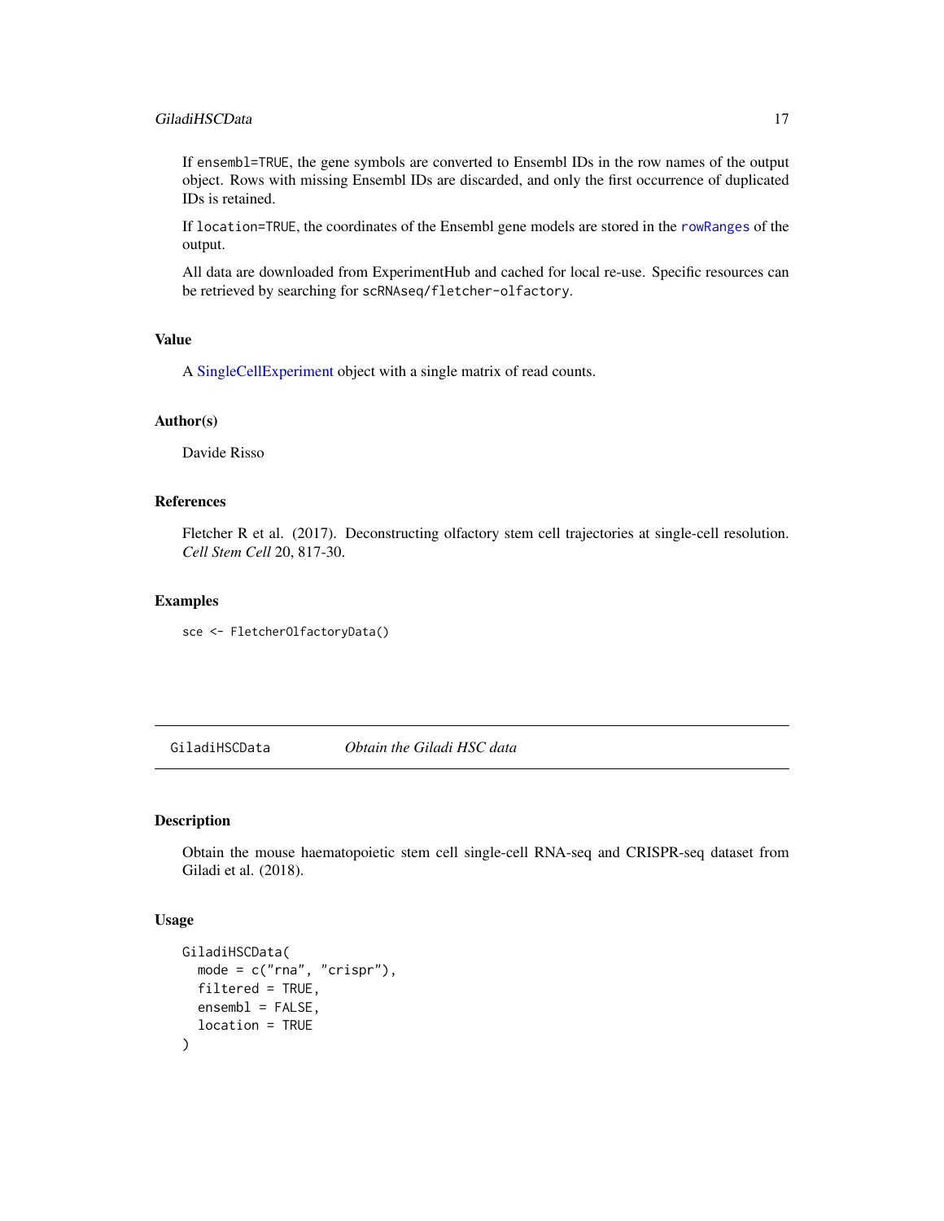If `ensembl=TRUE`, the gene symbols are converted to Ensembl IDs in the row names of the output object. Rows with missing Ensembl IDs are discarded, and only the first occurrence of duplicated IDs is retained.

If `location=TRUE`, the coordinates of the Ensembl gene models are stored in the `rowRanges` of the output.

All data are downloaded from ExperimentHub and cached for local re-use. Specific resources can be retrieved by searching for `scRNAseq/fletcher-olfactory`.

### Value

A SingleCellExperiment object with a single matrix of read counts.

### Author(s)

Davide Risso

### References

Fletcher R et al. (2017). Deconstructing olfactory stem cell trajectories at single-cell resolution. *Cell Stem Cell* 20, 817-30.

### Examples

```
sce <- FletcherOlfactoryData()
```

---

## GiladiHSCData — *Obtain the Giladi HSC data*

---

### Description

Obtain the mouse haematopoietic stem cell single-cell RNA-seq and CRISPR-seq dataset from Giladi et al. (2018).

### Usage

```
GiladiHSCData(
  mode = c("rna", "crispr"),
  filtered = TRUE,
  ensembl = FALSE,
  location = TRUE
)
```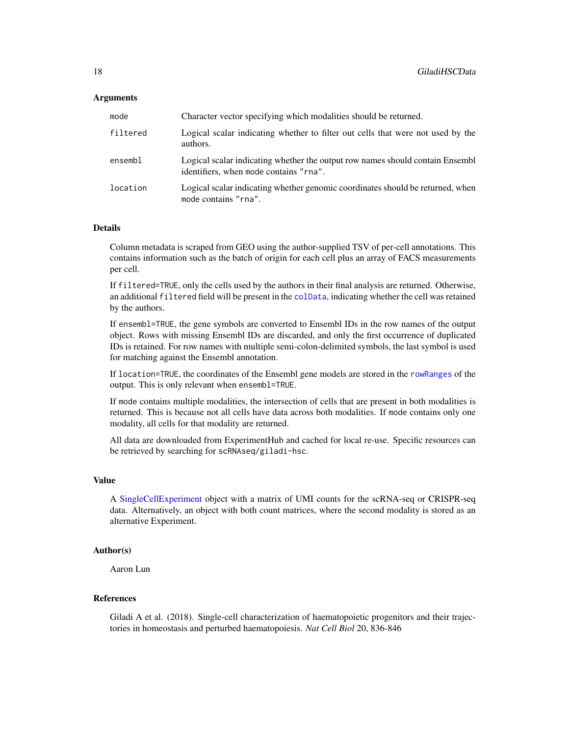### Arguments

| | |
|---|---|
| `mode` | Character vector specifying which modalities should be returned. |
| `filtered` | Logical scalar indicating whether to filter out cells that were not used by the authors. |
| `ensembl` | Logical scalar indicating whether the output row names should contain Ensembl identifiers, when `mode` contains `"rna"`. |
| `location` | Logical scalar indicating whether genomic coordinates should be returned, when `mode` contains `"rna"`. |

### Details

Column metadata is scraped from GEO using the author-supplied TSV of per-cell annotations. This contains information such as the batch of origin for each cell plus an array of FACS measurements per cell.

If `filtered=TRUE`, only the cells used by the authors in their final analysis are returned. Otherwise, an additional `filtered` field will be present in the `colData`, indicating whether the cell was retained by the authors.

If `ensembl=TRUE`, the gene symbols are converted to Ensembl IDs in the row names of the output object. Rows with missing Ensembl IDs are discarded, and only the first occurrence of duplicated IDs is retained. For row names with multiple semi-colon-delimited symbols, the last symbol is used for matching against the Ensembl annotation.

If `location=TRUE`, the coordinates of the Ensembl gene models are stored in the `rowRanges` of the output. This is only relevant when `ensembl=TRUE`.

If `mode` contains multiple modalities, the intersection of cells that are present in both modalities is returned. This is because not all cells have data across both modalities. If `mode` contains only one modality, all cells for that modality are returned.

All data are downloaded from ExperimentHub and cached for local re-use. Specific resources can be retrieved by searching for `scRNAseq/giladi-hsc`.

### Value

A SingleCellExperiment object with a matrix of UMI counts for the scRNA-seq or CRISPR-seq data. Alternatively, an object with both count matrices, where the second modality is stored as an alternative Experiment.

### Author(s)

Aaron Lun

### References

Giladi A et al. (2018). Single-cell characterization of haematopoietic progenitors and their trajectories in homeostasis and perturbed haematopoiesis. *Nat Cell Biol* 20, 836-846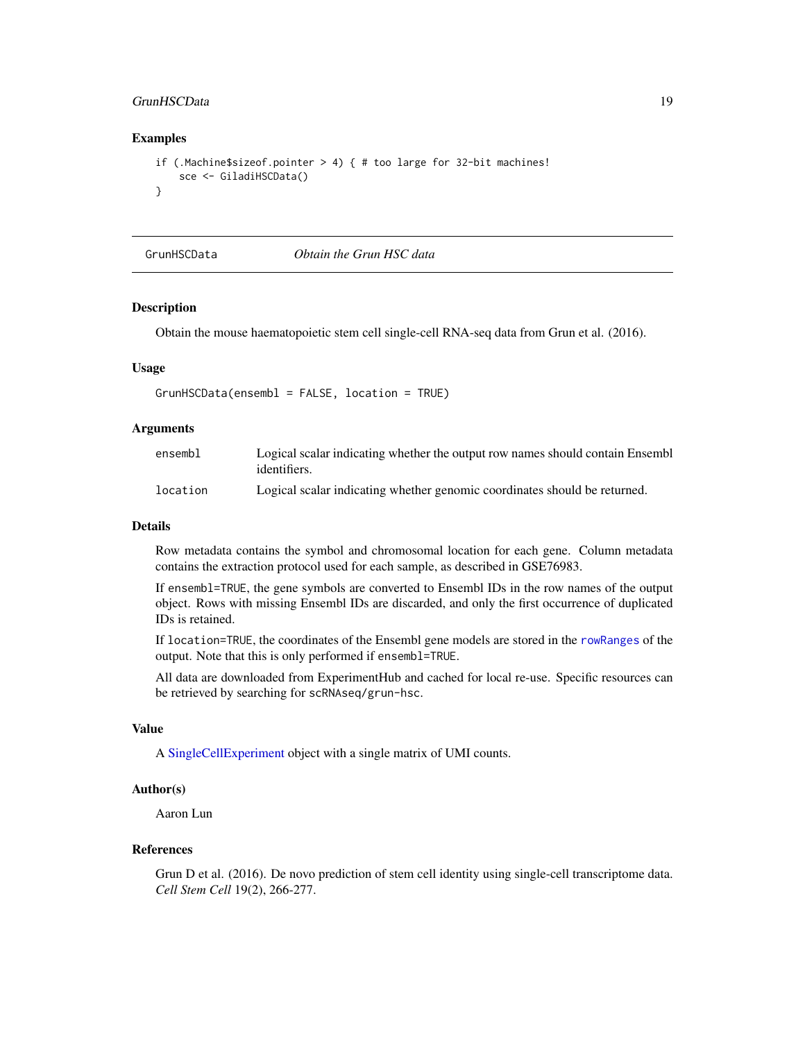## Examples

```
if (.Machine$sizeof.pointer > 4) { # too large for 32-bit machines!
    sce <- GiladiHSCData()
}
```

---

# GrunHSCData — *Obtain the Grun HSC data*

## Description

Obtain the mouse haematopoietic stem cell single-cell RNA-seq data from Grun et al. (2016).

## Usage

```
GrunHSCData(ensembl = FALSE, location = TRUE)
```

## Arguments

| | |
|---|---|
| `ensembl` | Logical scalar indicating whether the output row names should contain Ensembl identifiers. |
| `location` | Logical scalar indicating whether genomic coordinates should be returned. |

## Details

Row metadata contains the symbol and chromosomal location for each gene. Column metadata contains the extraction protocol used for each sample, as described in GSE76983.

If `ensembl=TRUE`, the gene symbols are converted to Ensembl IDs in the row names of the output object. Rows with missing Ensembl IDs are discarded, and only the first occurrence of duplicated IDs is retained.

If `location=TRUE`, the coordinates of the Ensembl gene models are stored in the `rowRanges` of the output. Note that this is only performed if `ensembl=TRUE`.

All data are downloaded from ExperimentHub and cached for local re-use. Specific resources can be retrieved by searching for `scRNAseq/grun-hsc`.

## Value

A SingleCellExperiment object with a single matrix of UMI counts.

## Author(s)

Aaron Lun

## References

Grun D et al. (2016). De novo prediction of stem cell identity using single-cell transcriptome data. *Cell Stem Cell* 19(2), 266-277.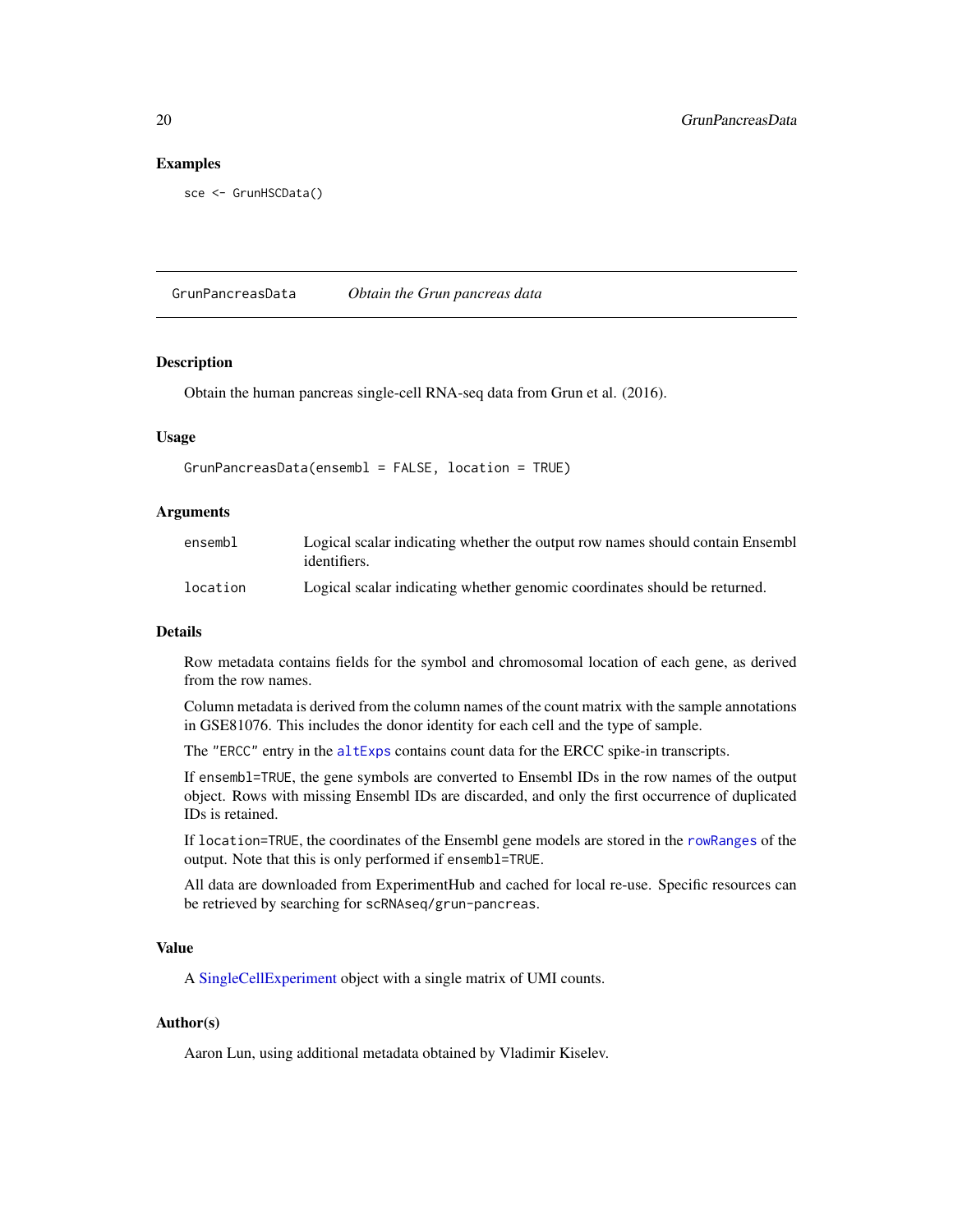## Examples

```
sce <- GrunHSCData()
```

---

## GrunPancreasData &nbsp;&nbsp;&nbsp; *Obtain the Grun pancreas data*

---

### Description

Obtain the human pancreas single-cell RNA-seq data from Grun et al. (2016).

### Usage

```
GrunPancreasData(ensembl = FALSE, location = TRUE)
```

### Arguments

| | |
|---|---|
| `ensembl` | Logical scalar indicating whether the output row names should contain Ensembl identifiers. |
| `location` | Logical scalar indicating whether genomic coordinates should be returned. |

### Details

Row metadata contains fields for the symbol and chromosomal location of each gene, as derived from the row names.

Column metadata is derived from the column names of the count matrix with the sample annotations in GSE81076. This includes the donor identity for each cell and the type of sample.

The `"ERCC"` entry in the `altExps` contains count data for the ERCC spike-in transcripts.

If `ensembl=TRUE`, the gene symbols are converted to Ensembl IDs in the row names of the output object. Rows with missing Ensembl IDs are discarded, and only the first occurrence of duplicated IDs is retained.

If `location=TRUE`, the coordinates of the Ensembl gene models are stored in the `rowRanges` of the output. Note that this is only performed if `ensembl=TRUE`.

All data are downloaded from ExperimentHub and cached for local re-use. Specific resources can be retrieved by searching for `scRNAseq/grun-pancreas`.

### Value

A SingleCellExperiment object with a single matrix of UMI counts.

### Author(s)

Aaron Lun, using additional metadata obtained by Vladimir Kiselev.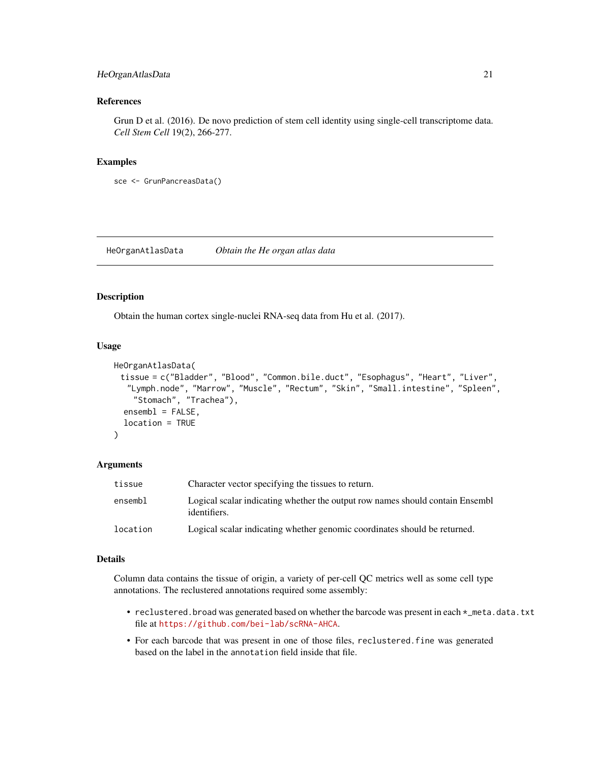## References

Grun D et al. (2016). De novo prediction of stem cell identity using single-cell transcriptome data. *Cell Stem Cell* 19(2), 266-277.

## Examples

```
sce <- GrunPancreasData()
```

---

# HeOrganAtlasData — *Obtain the He organ atlas data*

## Description

Obtain the human cortex single-nuclei RNA-seq data from Hu et al. (2017).

## Usage

```
HeOrganAtlasData(
  tissue = c("Bladder", "Blood", "Common.bile.duct", "Esophagus", "Heart", "Liver",
    "Lymph.node", "Marrow", "Muscle", "Rectum", "Skin", "Small.intestine", "Spleen",
    "Stomach", "Trachea"),
  ensembl = FALSE,
  location = TRUE
)
```

## Arguments

| | |
|---|---|
| `tissue` | Character vector specifying the tissues to return. |
| `ensembl` | Logical scalar indicating whether the output row names should contain Ensembl identifiers. |
| `location` | Logical scalar indicating whether genomic coordinates should be returned. |

## Details

Column data contains the tissue of origin, a variety of per-cell QC metrics well as some cell type annotations. The reclustered annotations required some assembly:

- `reclustered.broad` was generated based on whether the barcode was present in each `*_meta.data.txt` file at https://github.com/bei-lab/scRNA-AHCA.
- For each barcode that was present in one of those files, `reclustered.fine` was generated based on the label in the `annotation` field inside that file.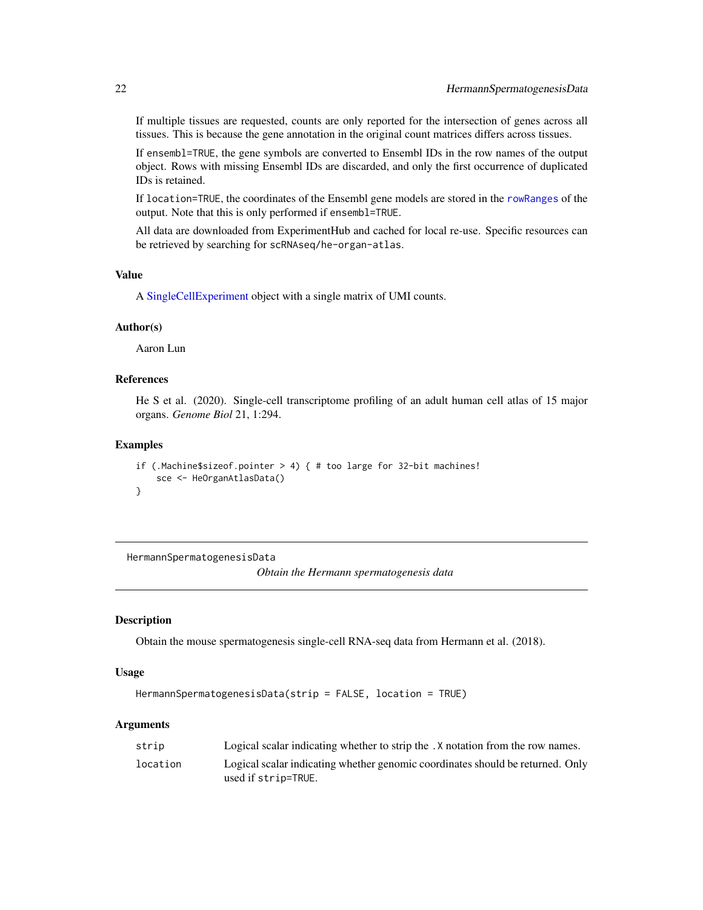If multiple tissues are requested, counts are only reported for the intersection of genes across all tissues. This is because the gene annotation in the original count matrices differs across tissues.

If `ensembl=TRUE`, the gene symbols are converted to Ensembl IDs in the row names of the output object. Rows with missing Ensembl IDs are discarded, and only the first occurrence of duplicated IDs is retained.

If `location=TRUE`, the coordinates of the Ensembl gene models are stored in the `rowRanges` of the output. Note that this is only performed if `ensembl=TRUE`.

All data are downloaded from ExperimentHub and cached for local re-use. Specific resources can be retrieved by searching for `scRNAseq/he-organ-atlas`.

### Value

A SingleCellExperiment object with a single matrix of UMI counts.

### Author(s)

Aaron Lun

### References

He S et al. (2020). Single-cell transcriptome profiling of an adult human cell atlas of 15 major organs. *Genome Biol* 21, 1:294.

### Examples

```
if (.Machine$sizeof.pointer > 4) { # too large for 32-bit machines!
    sce <- HeOrganAtlasData()
}
```

---

## HermannSpermatogenesisData

*Obtain the Hermann spermatogenesis data*

---

### Description

Obtain the mouse spermatogenesis single-cell RNA-seq data from Hermann et al. (2018).

### Usage

```
HermannSpermatogenesisData(strip = FALSE, location = TRUE)
```

### Arguments

| | |
|---|---|
| `strip` | Logical scalar indicating whether to strip the `.X` notation from the row names. |
| `location` | Logical scalar indicating whether genomic coordinates should be returned. Only used if `strip=TRUE`. |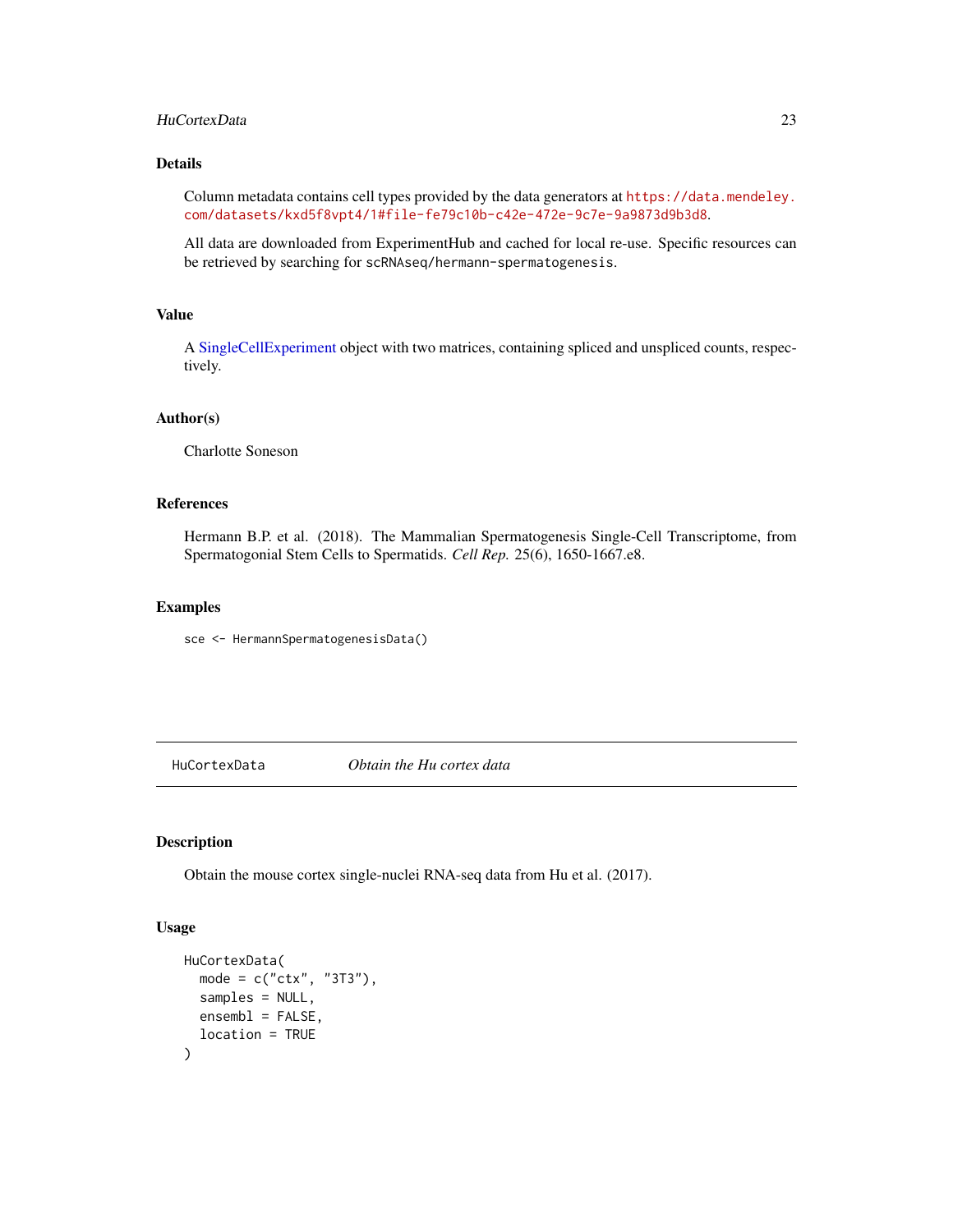### Details

Column metadata contains cell types provided by the data generators at https://data.mendeley.com/datasets/kxd5f8vpt4/1#file-fe79c10b-c42e-472e-9c7e-9a9873d9b3d8.

All data are downloaded from ExperimentHub and cached for local re-use. Specific resources can be retrieved by searching for `scRNAseq/hermann-spermatogenesis`.

### Value

A SingleCellExperiment object with two matrices, containing spliced and unspliced counts, respectively.

### Author(s)

Charlotte Soneson

### References

Hermann B.P. et al. (2018). The Mammalian Spermatogenesis Single-Cell Transcriptome, from Spermatogonial Stem Cells to Spermatids. *Cell Rep.* 25(6), 1650-1667.e8.

### Examples

```
sce <- HermannSpermatogenesisData()
```

---

## HuCortexData &nbsp;&nbsp;&nbsp; *Obtain the Hu cortex data*

---

### Description

Obtain the mouse cortex single-nuclei RNA-seq data from Hu et al. (2017).

### Usage

```
HuCortexData(
  mode = c("ctx", "3T3"),
  samples = NULL,
  ensembl = FALSE,
  location = TRUE
)
```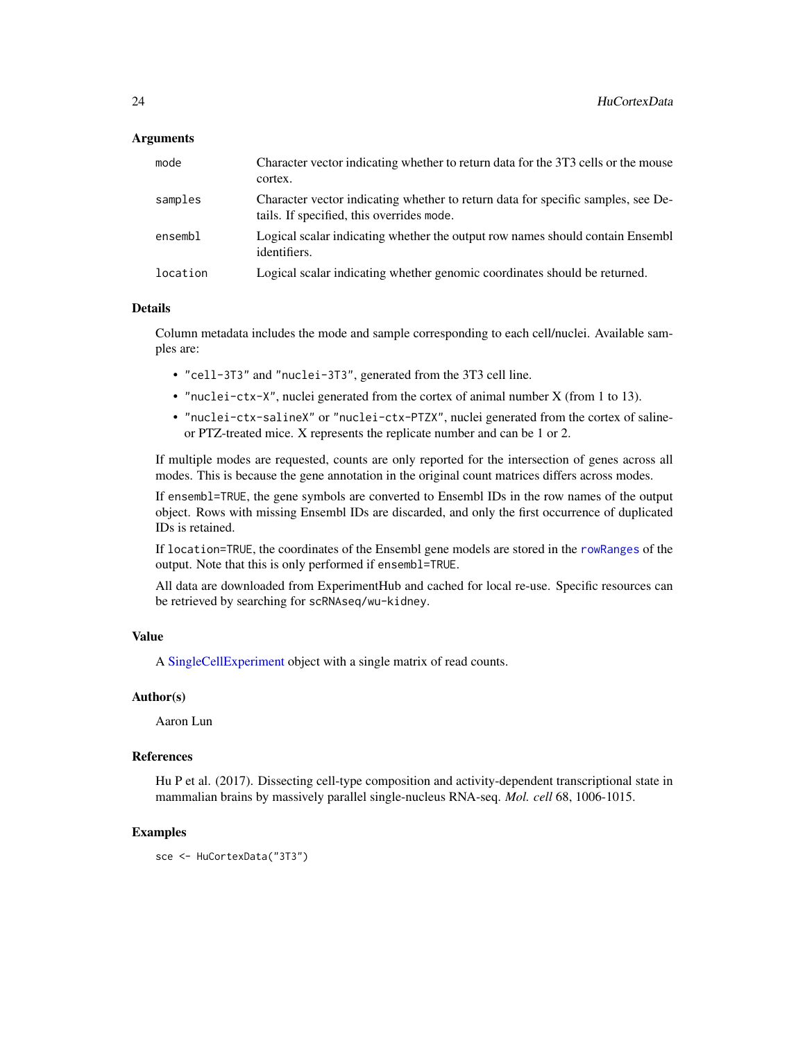### Arguments

- `mode` — Character vector indicating whether to return data for the 3T3 cells or the mouse cortex.
- `samples` — Character vector indicating whether to return data for specific samples, see Details. If specified, this overrides `mode`.
- `ensembl` — Logical scalar indicating whether the output row names should contain Ensembl identifiers.
- `location` — Logical scalar indicating whether genomic coordinates should be returned.

### Details

Column metadata includes the mode and sample corresponding to each cell/nuclei. Available samples are:

- `"cell-3T3"` and `"nuclei-3T3"`, generated from the 3T3 cell line.
- `"nuclei-ctx-X"`, nuclei generated from the cortex of animal number X (from 1 to 13).
- `"nuclei-ctx-salineX"` or `"nuclei-ctx-PTZX"`, nuclei generated from the cortex of saline- or PTZ-treated mice. X represents the replicate number and can be 1 or 2.

If multiple modes are requested, counts are only reported for the intersection of genes across all modes. This is because the gene annotation in the original count matrices differs across modes.

If `ensembl=TRUE`, the gene symbols are converted to Ensembl IDs in the row names of the output object. Rows with missing Ensembl IDs are discarded, and only the first occurrence of duplicated IDs is retained.

If `location=TRUE`, the coordinates of the Ensembl gene models are stored in the `rowRanges` of the output. Note that this is only performed if `ensembl=TRUE`.

All data are downloaded from ExperimentHub and cached for local re-use. Specific resources can be retrieved by searching for `scRNAseq/wu-kidney`.

### Value

A SingleCellExperiment object with a single matrix of read counts.

### Author(s)

Aaron Lun

### References

Hu P et al. (2017). Dissecting cell-type composition and activity-dependent transcriptional state in mammalian brains by massively parallel single-nucleus RNA-seq. *Mol. cell* 68, 1006-1015.

### Examples

```
sce <- HuCortexData("3T3")
```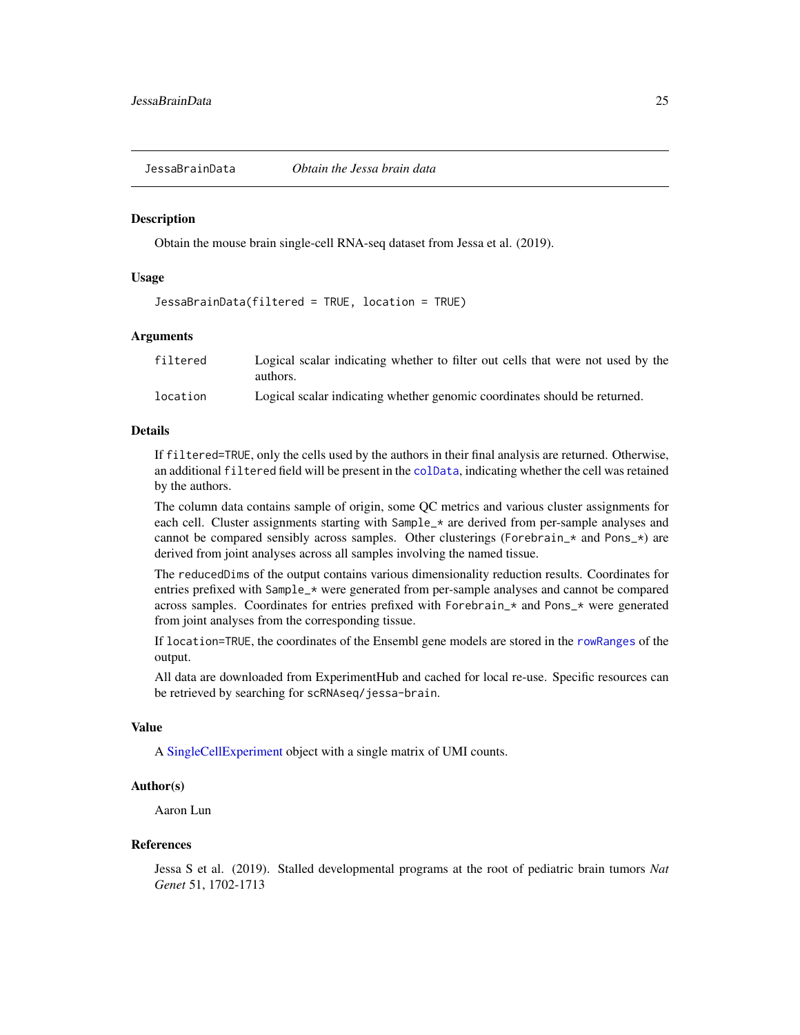# JessaBrainData — *Obtain the Jessa brain data*

## Description

Obtain the mouse brain single-cell RNA-seq dataset from Jessa et al. (2019).

## Usage

```
JessaBrainData(filtered = TRUE, location = TRUE)
```

## Arguments

| | |
|---|---|
| filtered | Logical scalar indicating whether to filter out cells that were not used by the authors. |
| location | Logical scalar indicating whether genomic coordinates should be returned. |

## Details

If `filtered=TRUE`, only the cells used by the authors in their final analysis are returned. Otherwise, an additional `filtered` field will be present in the `colData`, indicating whether the cell was retained by the authors.

The column data contains sample of origin, some QC metrics and various cluster assignments for each cell. Cluster assignments starting with `Sample_*` are derived from per-sample analyses and cannot be compared sensibly across samples. Other clusterings (`Forebrain_*` and `Pons_*`) are derived from joint analyses across all samples involving the named tissue.

The `reducedDims` of the output contains various dimensionality reduction results. Coordinates for entries prefixed with `Sample_*` were generated from per-sample analyses and cannot be compared across samples. Coordinates for entries prefixed with `Forebrain_*` and `Pons_*` were generated from joint analyses from the corresponding tissue.

If `location=TRUE`, the coordinates of the Ensembl gene models are stored in the `rowRanges` of the output.

All data are downloaded from ExperimentHub and cached for local re-use. Specific resources can be retrieved by searching for `scRNAseq/jessa-brain`.

## Value

A SingleCellExperiment object with a single matrix of UMI counts.

## Author(s)

Aaron Lun

## References

Jessa S et al. (2019). Stalled developmental programs at the root of pediatric brain tumors *Nat Genet* 51, 1702-1713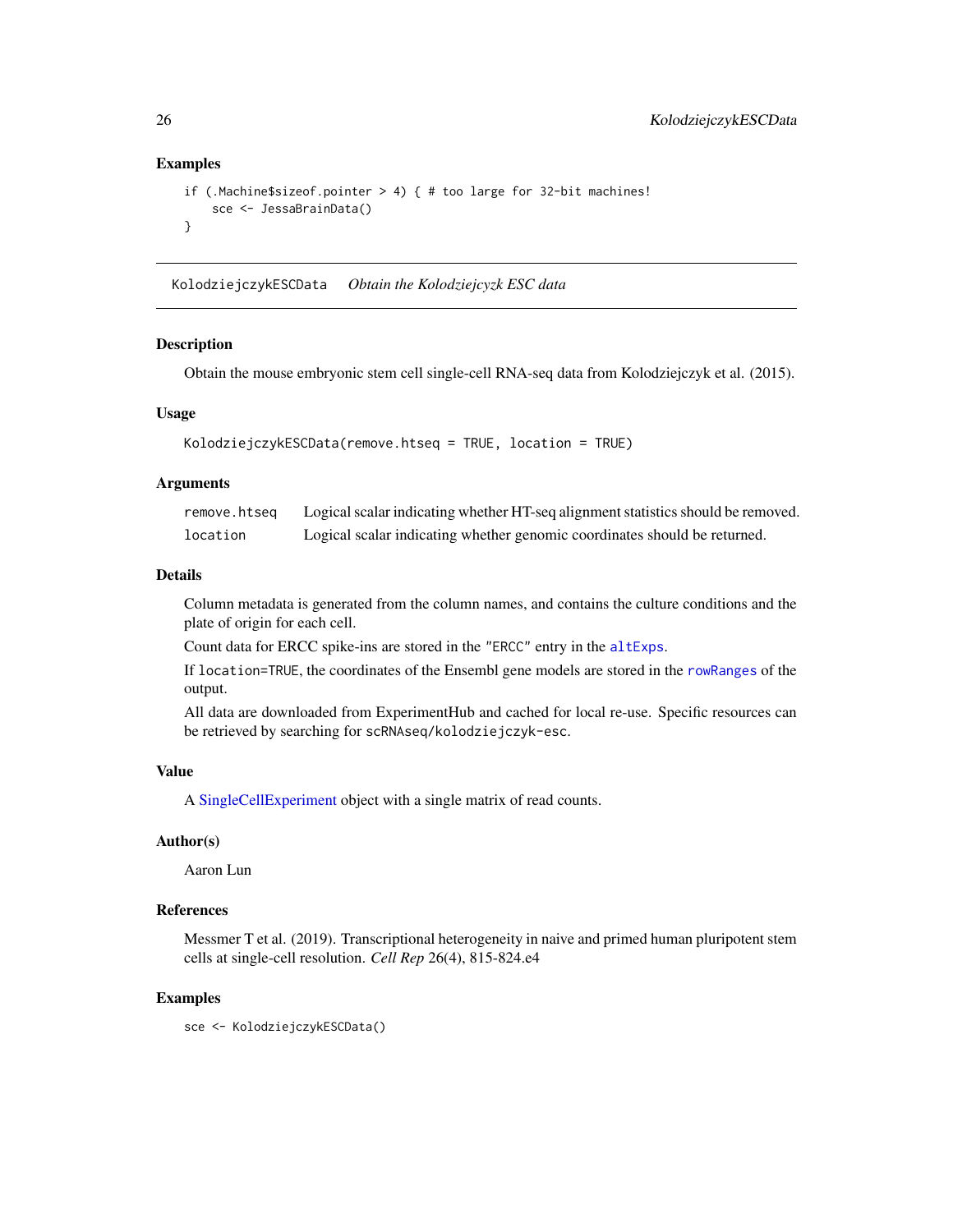### Examples

```
if (.Machine$sizeof.pointer > 4) { # too large for 32-bit machines!
    sce <- JessaBrainData()
}
```

---

## KolodziejczykESCData *Obtain the Kolodziejcyzk ESC data*

---

### Description

Obtain the mouse embryonic stem cell single-cell RNA-seq data from Kolodziejczyk et al. (2015).

### Usage

```
KolodziejczykESCData(remove.htseq = TRUE, location = TRUE)
```

### Arguments

| | |
|---|---|
| `remove.htseq` | Logical scalar indicating whether HT-seq alignment statistics should be removed. |
| `location` | Logical scalar indicating whether genomic coordinates should be returned. |

### Details

Column metadata is generated from the column names, and contains the culture conditions and the plate of origin for each cell.

Count data for ERCC spike-ins are stored in the `"ERCC"` entry in the `altExps`.

If `location=TRUE`, the coordinates of the Ensembl gene models are stored in the `rowRanges` of the output.

All data are downloaded from ExperimentHub and cached for local re-use. Specific resources can be retrieved by searching for `scRNAseq/kolodziejczyk-esc`.

### Value

A SingleCellExperiment object with a single matrix of read counts.

### Author(s)

Aaron Lun

### References

Messmer T et al. (2019). Transcriptional heterogeneity in naive and primed human pluripotent stem cells at single-cell resolution. *Cell Rep* 26(4), 815-824.e4

### Examples

```
sce <- KolodziejczykESCData()
```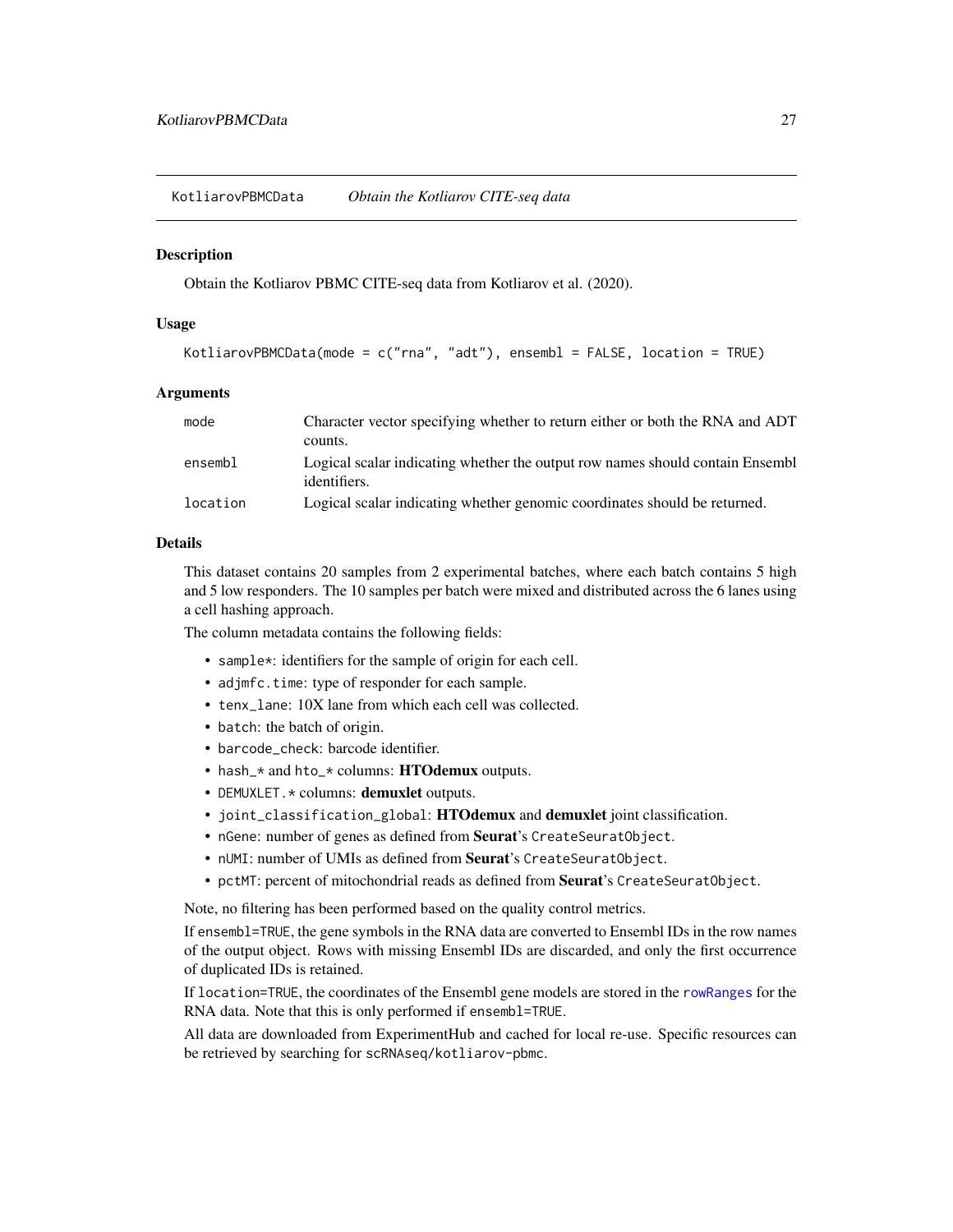## KotliarovPBMCData *Obtain the Kotliarov CITE-seq data*

### Description

Obtain the Kotliarov PBMC CITE-seq data from Kotliarov et al. (2020).

### Usage

```
KotliarovPBMCData(mode = c("rna", "adt"), ensembl = FALSE, location = TRUE)
```

### Arguments

| | |
|---|---|
| `mode` | Character vector specifying whether to return either or both the RNA and ADT counts. |
| `ensembl` | Logical scalar indicating whether the output row names should contain Ensembl identifiers. |
| `location` | Logical scalar indicating whether genomic coordinates should be returned. |

### Details

This dataset contains 20 samples from 2 experimental batches, where each batch contains 5 high and 5 low responders. The 10 samples per batch were mixed and distributed across the 6 lanes using a cell hashing approach.

The column metadata contains the following fields:

- `sample*`: identifiers for the sample of origin for each cell.
- `adjmfc.time`: type of responder for each sample.
- `tenx_lane`: 10X lane from which each cell was collected.
- `batch`: the batch of origin.
- `barcode_check`: barcode identifier.
- `hash_*` and `hto_*` columns: **HTOdemux** outputs.
- `DEMUXLET.*` columns: **demuxlet** outputs.
- `joint_classification_global`: **HTOdemux** and **demuxlet** joint classification.
- `nGene`: number of genes as defined from **Seurat**'s `CreateSeuratObject`.
- `nUMI`: number of UMIs as defined from **Seurat**'s `CreateSeuratObject`.
- `pctMT`: percent of mitochondrial reads as defined from **Seurat**'s `CreateSeuratObject`.

Note, no filtering has been performed based on the quality control metrics.

If `ensembl=TRUE`, the gene symbols in the RNA data are converted to Ensembl IDs in the row names of the output object. Rows with missing Ensembl IDs are discarded, and only the first occurrence of duplicated IDs is retained.

If `location=TRUE`, the coordinates of the Ensembl gene models are stored in the `rowRanges` for the RNA data. Note that this is only performed if `ensembl=TRUE`.

All data are downloaded from ExperimentHub and cached for local re-use. Specific resources can be retrieved by searching for `scRNAseq/kotliarov-pbmc`.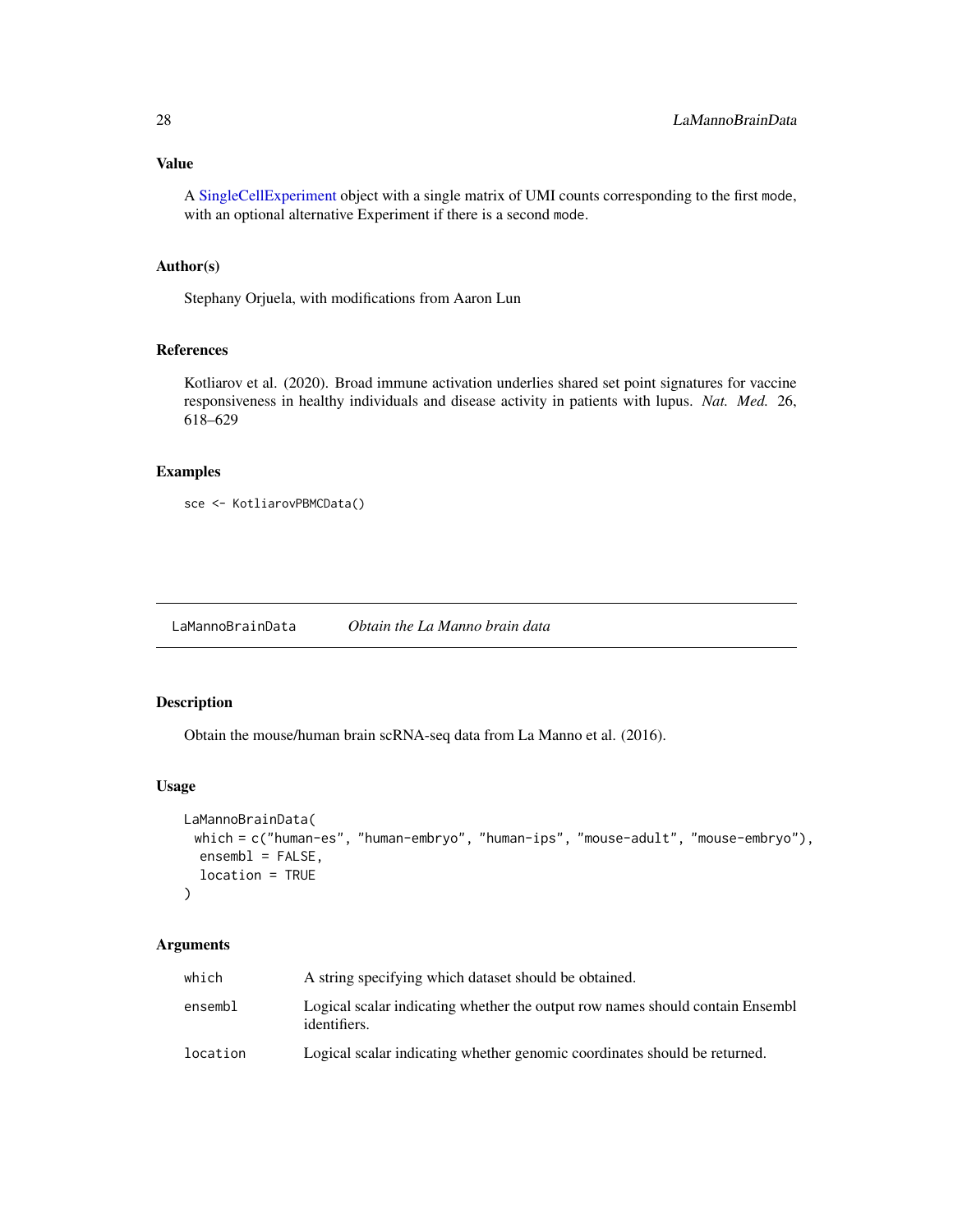## Value

A SingleCellExperiment object with a single matrix of UMI counts corresponding to the first mode, with an optional alternative Experiment if there is a second mode.

## Author(s)

Stephany Orjuela, with modifications from Aaron Lun

## References

Kotliarov et al. (2020). Broad immune activation underlies shared set point signatures for vaccine responsiveness in healthy individuals and disease activity in patients with lupus. *Nat. Med.* 26, 618–629

## Examples

```
sce <- KotliarovPBMCData()
```

---

# LaMannoBrainData — *Obtain the La Manno brain data*

## Description

Obtain the mouse/human brain scRNA-seq data from La Manno et al. (2016).

## Usage

```
LaMannoBrainData(
  which = c("human-es", "human-embryo", "human-ips", "mouse-adult", "mouse-embryo"),
  ensembl = FALSE,
  location = TRUE
)
```

## Arguments

| | |
|---|---|
| which | A string specifying which dataset should be obtained. |
| ensembl | Logical scalar indicating whether the output row names should contain Ensembl identifiers. |
| location | Logical scalar indicating whether genomic coordinates should be returned. |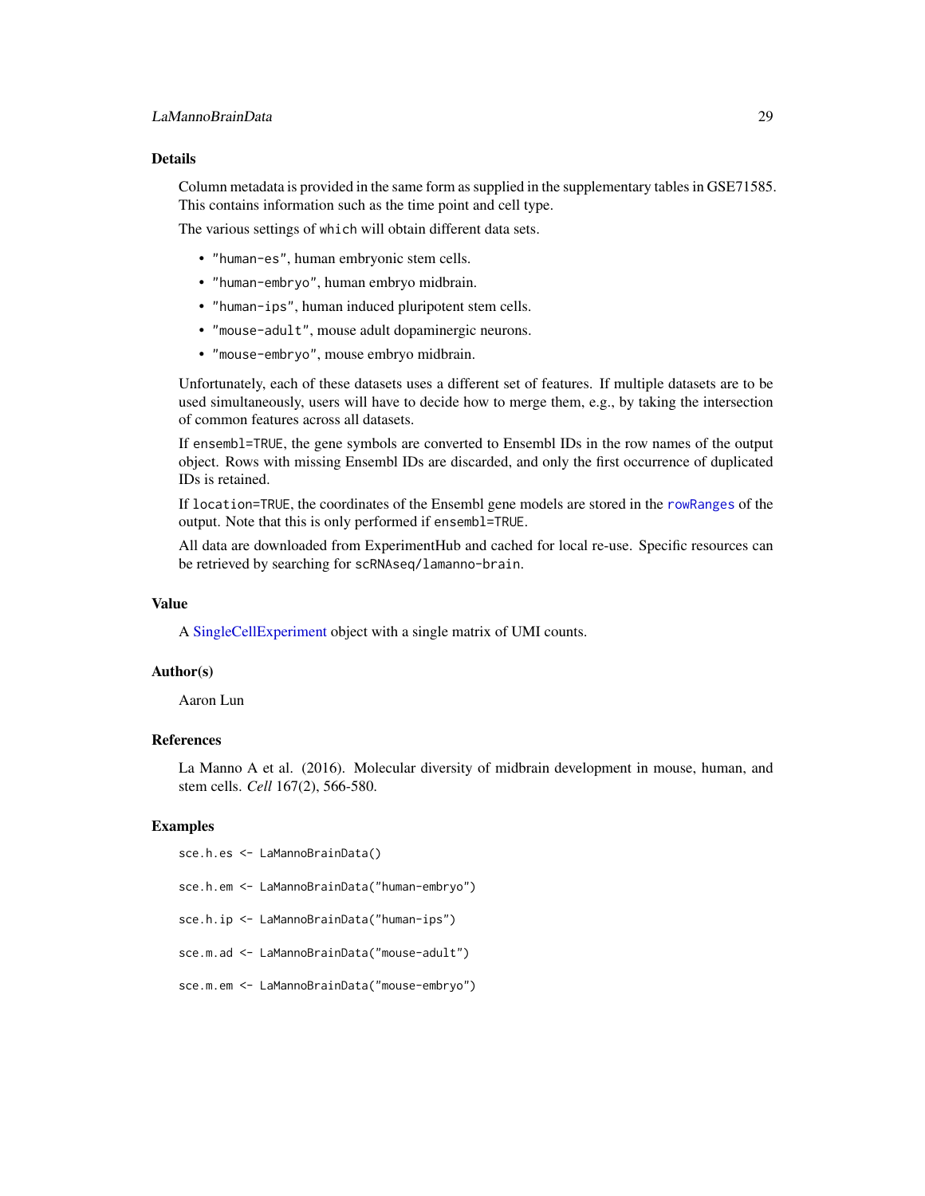## Details

Column metadata is provided in the same form as supplied in the supplementary tables in GSE71585. This contains information such as the time point and cell type.

The various settings of `which` will obtain different data sets.

- `"human-es"`, human embryonic stem cells.
- `"human-embryo"`, human embryo midbrain.
- `"human-ips"`, human induced pluripotent stem cells.
- `"mouse-adult"`, mouse adult dopaminergic neurons.
- `"mouse-embryo"`, mouse embryo midbrain.

Unfortunately, each of these datasets uses a different set of features. If multiple datasets are to be used simultaneously, users will have to decide how to merge them, e.g., by taking the intersection of common features across all datasets.

If `ensembl=TRUE`, the gene symbols are converted to Ensembl IDs in the row names of the output object. Rows with missing Ensembl IDs are discarded, and only the first occurrence of duplicated IDs is retained.

If `location=TRUE`, the coordinates of the Ensembl gene models are stored in the `rowRanges` of the output. Note that this is only performed if `ensembl=TRUE`.

All data are downloaded from ExperimentHub and cached for local re-use. Specific resources can be retrieved by searching for `scRNAseq/lamanno-brain`.

## Value

A SingleCellExperiment object with a single matrix of UMI counts.

## Author(s)

Aaron Lun

## References

La Manno A et al. (2016). Molecular diversity of midbrain development in mouse, human, and stem cells. *Cell* 167(2), 566-580.

## Examples

```
sce.h.es <- LaMannoBrainData()

sce.h.em <- LaMannoBrainData("human-embryo")

sce.h.ip <- LaMannoBrainData("human-ips")

sce.m.ad <- LaMannoBrainData("mouse-adult")

sce.m.em <- LaMannoBrainData("mouse-embryo")
```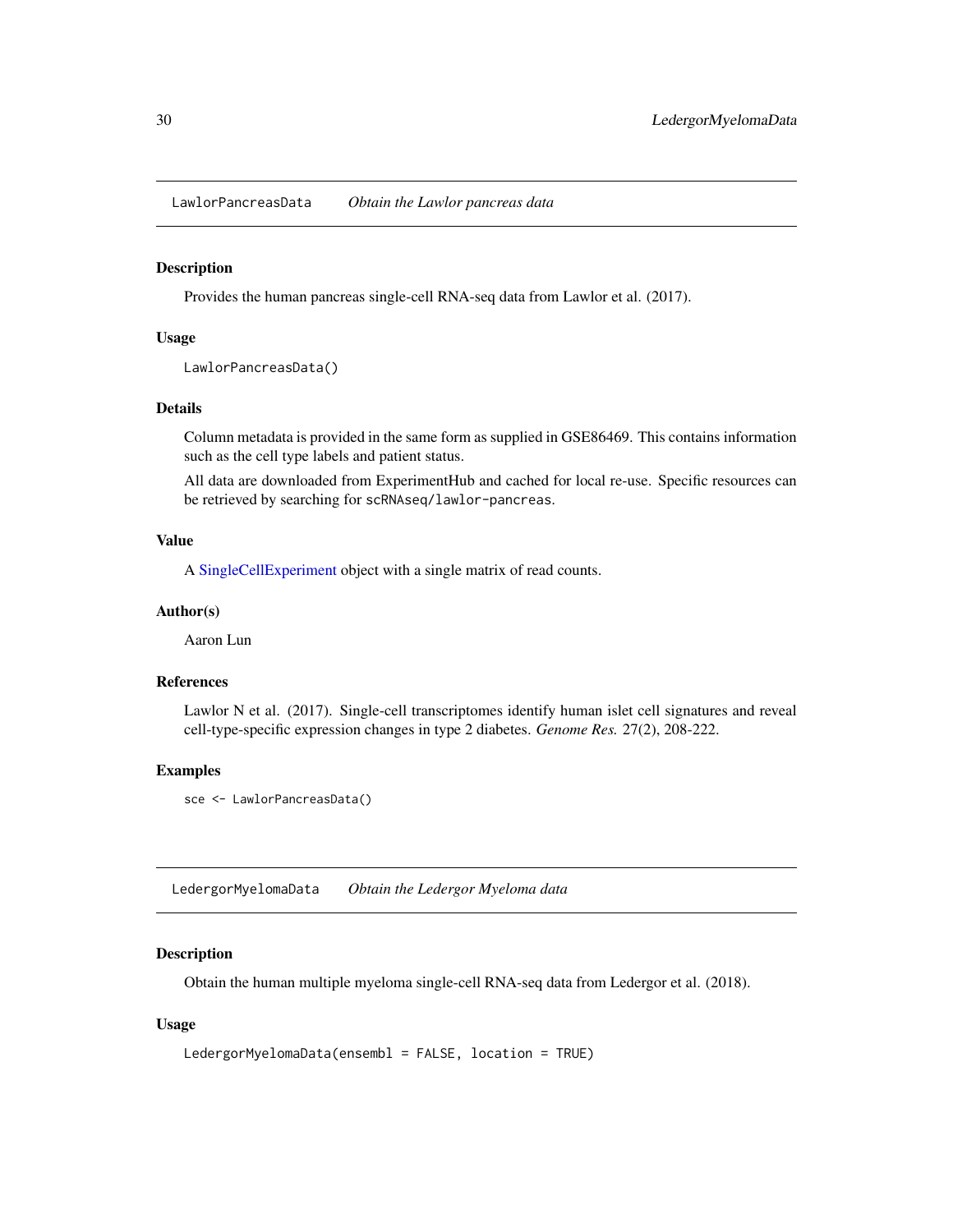## LawlorPancreasData *Obtain the Lawlor pancreas data*

### Description

Provides the human pancreas single-cell RNA-seq data from Lawlor et al. (2017).

### Usage

```
LawlorPancreasData()
```

### Details

Column metadata is provided in the same form as supplied in GSE86469. This contains information such as the cell type labels and patient status.

All data are downloaded from ExperimentHub and cached for local re-use. Specific resources can be retrieved by searching for `scRNAseq/lawlor-pancreas`.

### Value

A SingleCellExperiment object with a single matrix of read counts.

### Author(s)

Aaron Lun

### References

Lawlor N et al. (2017). Single-cell transcriptomes identify human islet cell signatures and reveal cell-type-specific expression changes in type 2 diabetes. *Genome Res.* 27(2), 208-222.

### Examples

```
sce <- LawlorPancreasData()
```

## LedergorMyelomaData *Obtain the Ledergor Myeloma data*

### Description

Obtain the human multiple myeloma single-cell RNA-seq data from Ledergor et al. (2018).

### Usage

```
LedergorMyelomaData(ensembl = FALSE, location = TRUE)
```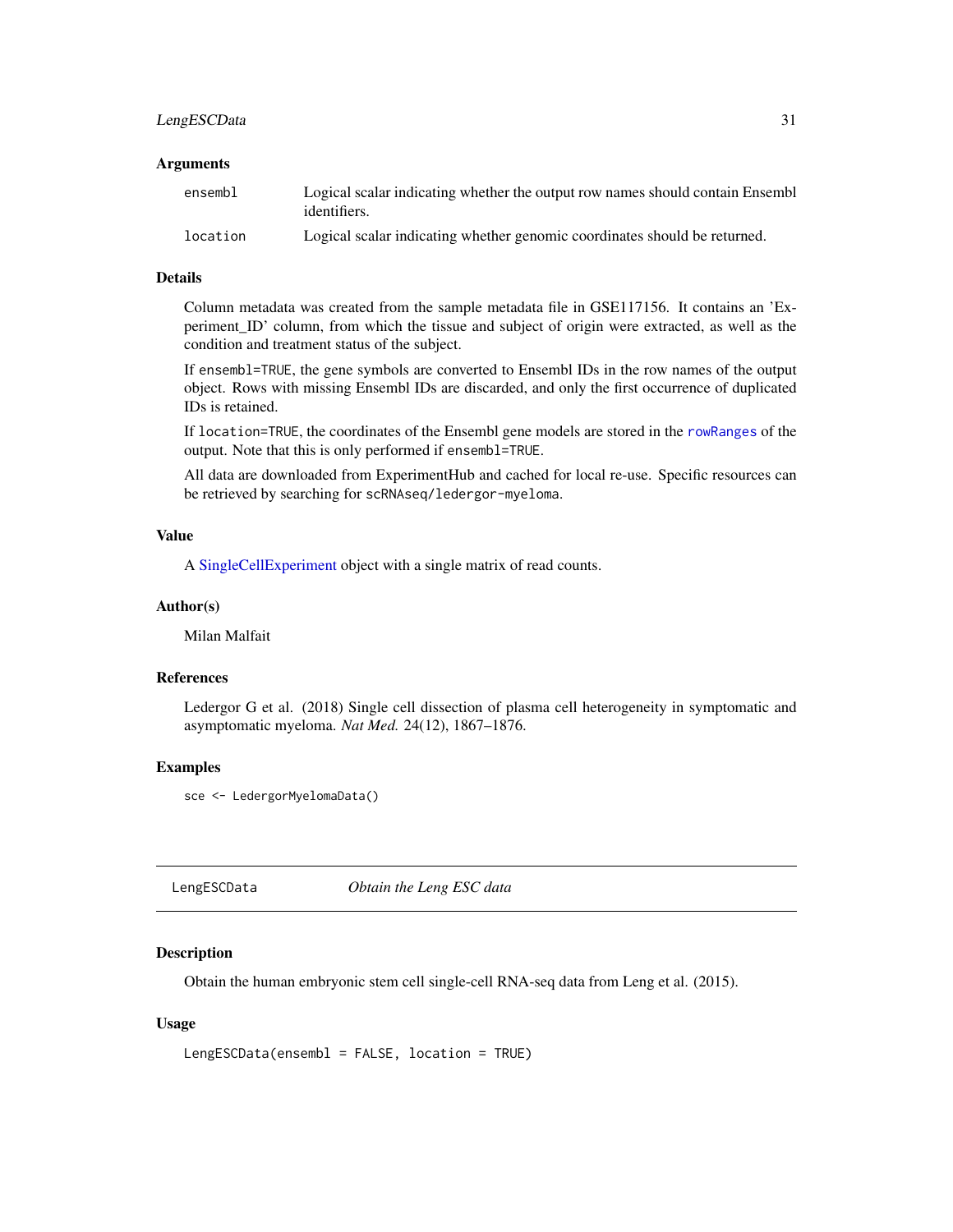### Arguments

| | |
|---|---|
| `ensembl` | Logical scalar indicating whether the output row names should contain Ensembl identifiers. |
| `location` | Logical scalar indicating whether genomic coordinates should be returned. |

### Details

Column metadata was created from the sample metadata file in GSE117156. It contains an 'Experiment_ID' column, from which the tissue and subject of origin were extracted, as well as the condition and treatment status of the subject.

If `ensembl=TRUE`, the gene symbols are converted to Ensembl IDs in the row names of the output object. Rows with missing Ensembl IDs are discarded, and only the first occurrence of duplicated IDs is retained.

If `location=TRUE`, the coordinates of the Ensembl gene models are stored in the `rowRanges` of the output. Note that this is only performed if `ensembl=TRUE`.

All data are downloaded from ExperimentHub and cached for local re-use. Specific resources can be retrieved by searching for `scRNAseq/ledergor-myeloma`.

### Value

A SingleCellExperiment object with a single matrix of read counts.

### Author(s)

Milan Malfait

### References

Ledergor G et al. (2018) Single cell dissection of plasma cell heterogeneity in symptomatic and asymptomatic myeloma. *Nat Med.* 24(12), 1867–1876.

### Examples

```
sce <- LedergorMyelomaData()
```

---

## LengESCData    *Obtain the Leng ESC data*

---

### Description

Obtain the human embryonic stem cell single-cell RNA-seq data from Leng et al. (2015).

### Usage

```
LengESCData(ensembl = FALSE, location = TRUE)
```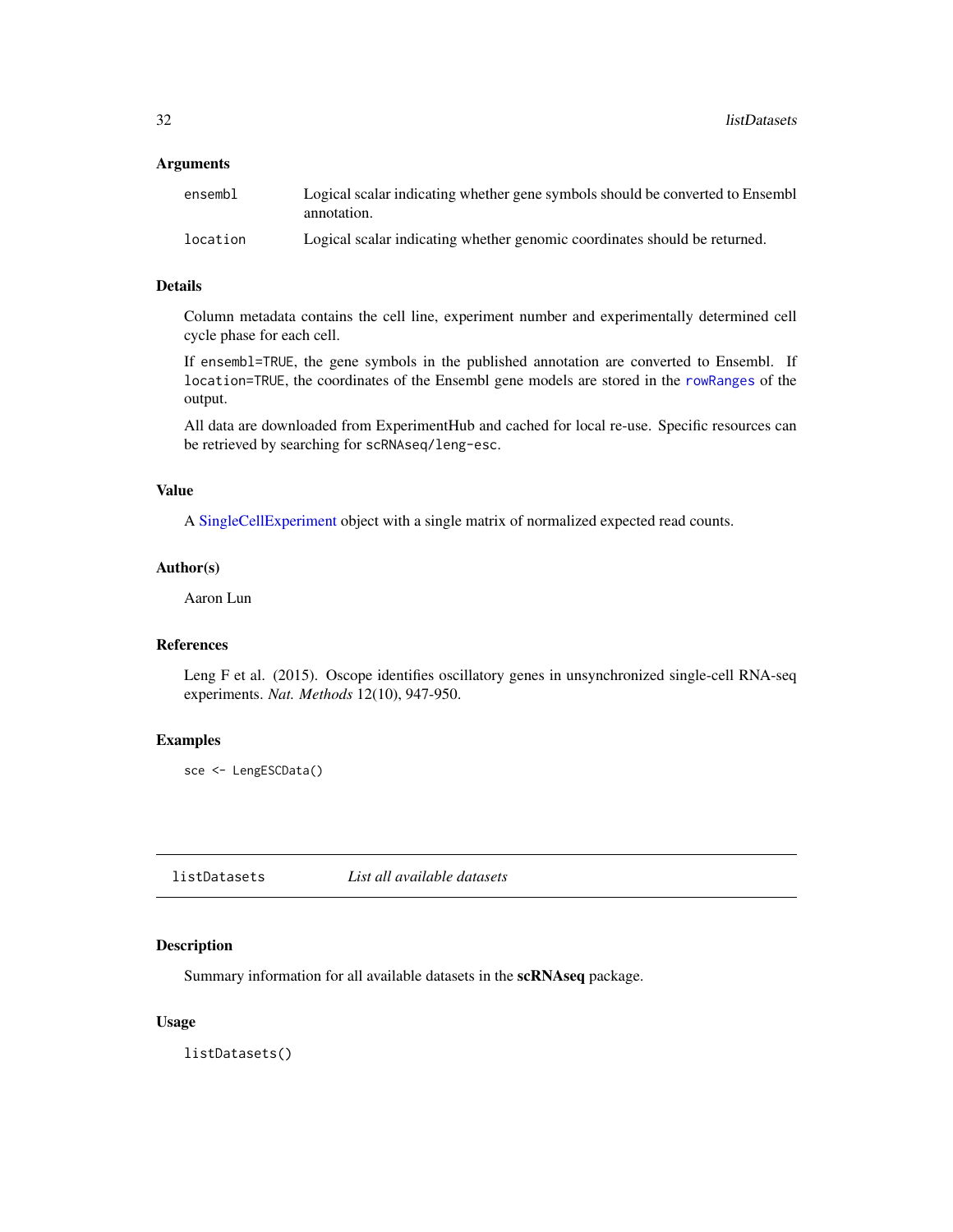### Arguments

| | |
|---|---|
| `ensembl` | Logical scalar indicating whether gene symbols should be converted to Ensembl annotation. |
| `location` | Logical scalar indicating whether genomic coordinates should be returned. |

### Details

Column metadata contains the cell line, experiment number and experimentally determined cell cycle phase for each cell.

If `ensembl=TRUE`, the gene symbols in the published annotation are converted to Ensembl. If `location=TRUE`, the coordinates of the Ensembl gene models are stored in the `rowRanges` of the output.

All data are downloaded from ExperimentHub and cached for local re-use. Specific resources can be retrieved by searching for `scRNAseq/leng-esc`.

### Value

A SingleCellExperiment object with a single matrix of normalized expected read counts.

### Author(s)

Aaron Lun

### References

Leng F et al. (2015). Oscope identifies oscillatory genes in unsynchronized single-cell RNA-seq experiments. *Nat. Methods* 12(10), 947-950.

### Examples

```
sce <- LengESCData()
```

## listDatasets — *List all available datasets*

### Description

Summary information for all available datasets in the **scRNAseq** package.

### Usage

```
listDatasets()
```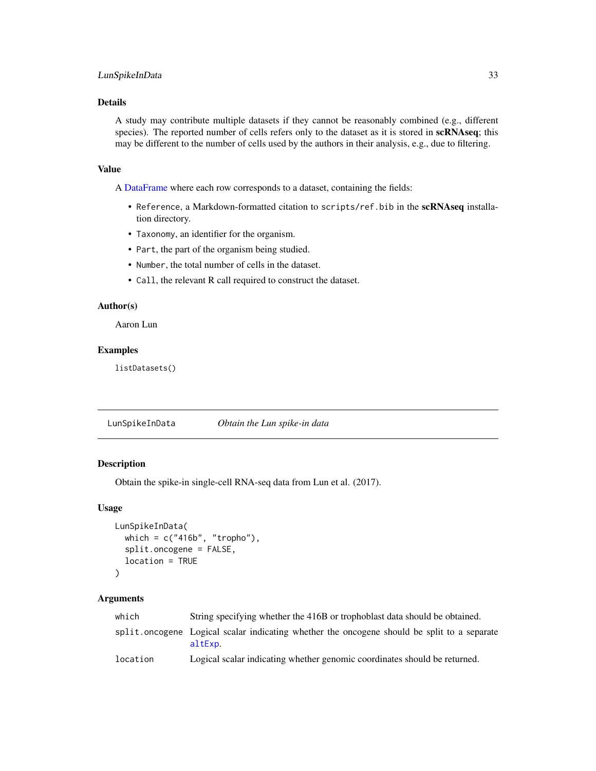## Details

A study may contribute multiple datasets if they cannot be reasonably combined (e.g., different species). The reported number of cells refers only to the dataset as it is stored in **scRNAseq**; this may be different to the number of cells used by the authors in their analysis, e.g., due to filtering.

## Value

A DataFrame where each row corresponds to a dataset, containing the fields:

- `Reference`, a Markdown-formatted citation to `scripts/ref.bib` in the **scRNAseq** installation directory.
- `Taxonomy`, an identifier for the organism.
- `Part`, the part of the organism being studied.
- `Number`, the total number of cells in the dataset.
- `Call`, the relevant R call required to construct the dataset.

## Author(s)

Aaron Lun

## Examples

```
listDatasets()
```

---

# LunSpikeInData *Obtain the Lun spike-in data*

---

## Description

Obtain the spike-in single-cell RNA-seq data from Lun et al. (2017).

## Usage

```
LunSpikeInData(
  which = c("416b", "tropho"),
  split.oncogene = FALSE,
  location = TRUE
)
```

## Arguments

| | |
|---|---|
| `which` | String specifying whether the 416B or trophoblast data should be obtained. |
| `split.oncogene` | Logical scalar indicating whether the oncogene should be split to a separate `altExp`. |
| `location` | Logical scalar indicating whether genomic coordinates should be returned. |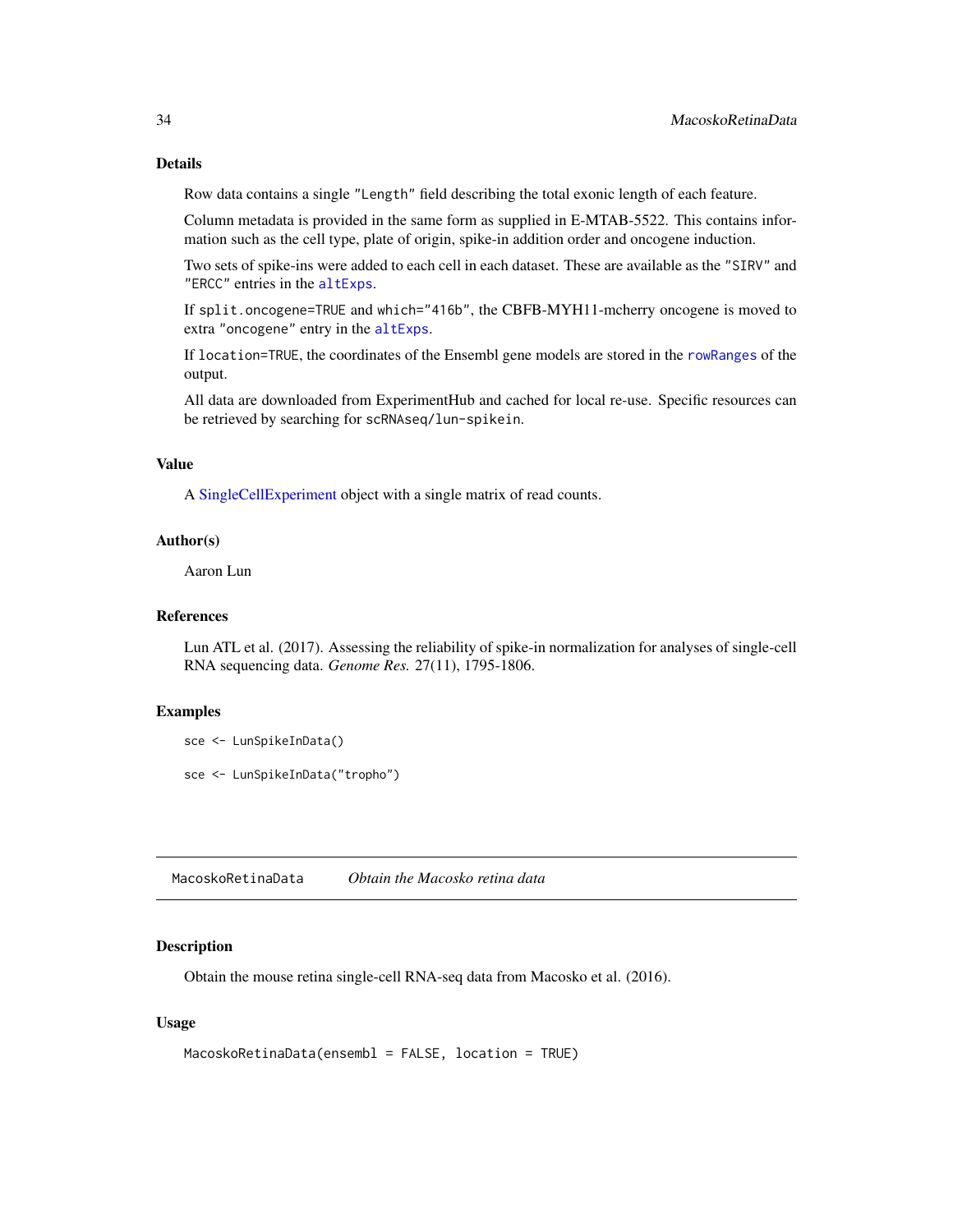### Details

Row data contains a single "Length" field describing the total exonic length of each feature.

Column metadata is provided in the same form as supplied in E-MTAB-5522. This contains information such as the cell type, plate of origin, spike-in addition order and oncogene induction.

Two sets of spike-ins were added to each cell in each dataset. These are available as the "SIRV" and "ERCC" entries in the `altExps`.

If `split.oncogene=TRUE` and `which="416b"`, the CBFB-MYH11-mcherry oncogene is moved to extra "oncogene" entry in the `altExps`.

If `location=TRUE`, the coordinates of the Ensembl gene models are stored in the `rowRanges` of the output.

All data are downloaded from ExperimentHub and cached for local re-use. Specific resources can be retrieved by searching for `scRNAseq/lun-spikein`.

### Value

A SingleCellExperiment object with a single matrix of read counts.

### Author(s)

Aaron Lun

### References

Lun ATL et al. (2017). Assessing the reliability of spike-in normalization for analyses of single-cell RNA sequencing data. *Genome Res.* 27(11), 1795-1806.

### Examples

```
sce <- LunSpikeInData()

sce <- LunSpikeInData("tropho")
```

---

## MacoskoRetinaData — *Obtain the Macosko retina data*

### Description

Obtain the mouse retina single-cell RNA-seq data from Macosko et al. (2016).

### Usage

```
MacoskoRetinaData(ensembl = FALSE, location = TRUE)
```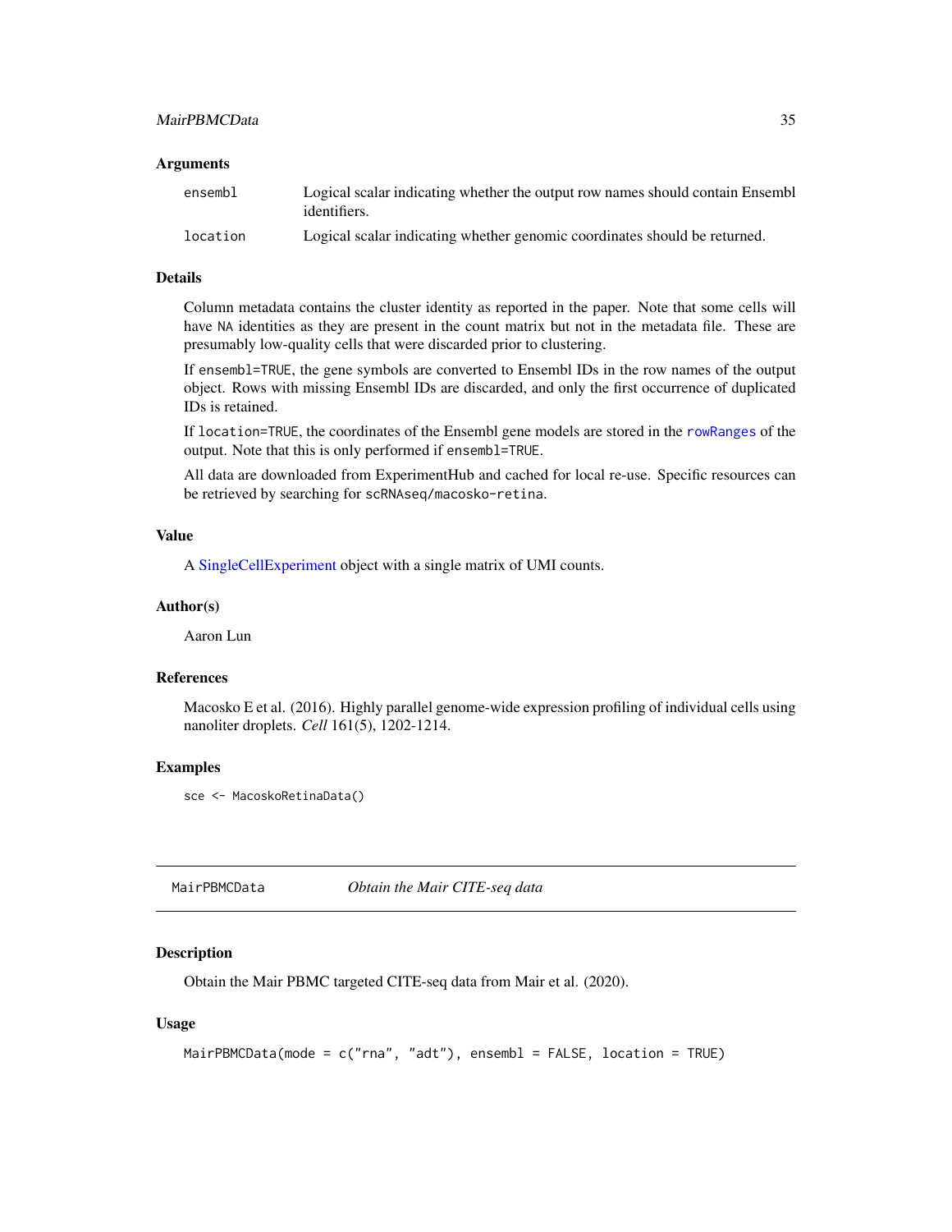### Arguments

| | |
|---|---|
| `ensembl` | Logical scalar indicating whether the output row names should contain Ensembl identifiers. |
| `location` | Logical scalar indicating whether genomic coordinates should be returned. |

### Details

Column metadata contains the cluster identity as reported in the paper. Note that some cells will have `NA` identities as they are present in the count matrix but not in the metadata file. These are presumably low-quality cells that were discarded prior to clustering.

If `ensembl=TRUE`, the gene symbols are converted to Ensembl IDs in the row names of the output object. Rows with missing Ensembl IDs are discarded, and only the first occurrence of duplicated IDs is retained.

If `location=TRUE`, the coordinates of the Ensembl gene models are stored in the `rowRanges` of the output. Note that this is only performed if `ensembl=TRUE`.

All data are downloaded from ExperimentHub and cached for local re-use. Specific resources can be retrieved by searching for `scRNAseq/macosko-retina`.

### Value

A SingleCellExperiment object with a single matrix of UMI counts.

### Author(s)

Aaron Lun

### References

Macosko E et al. (2016). Highly parallel genome-wide expression profiling of individual cells using nanoliter droplets. *Cell* 161(5), 1202-1214.

### Examples

```
sce <- MacoskoRetinaData()
```

---

## MairPBMCData — *Obtain the Mair CITE-seq data*

---

### Description

Obtain the Mair PBMC targeted CITE-seq data from Mair et al. (2020).

### Usage

```
MairPBMCData(mode = c("rna", "adt"), ensembl = FALSE, location = TRUE)
```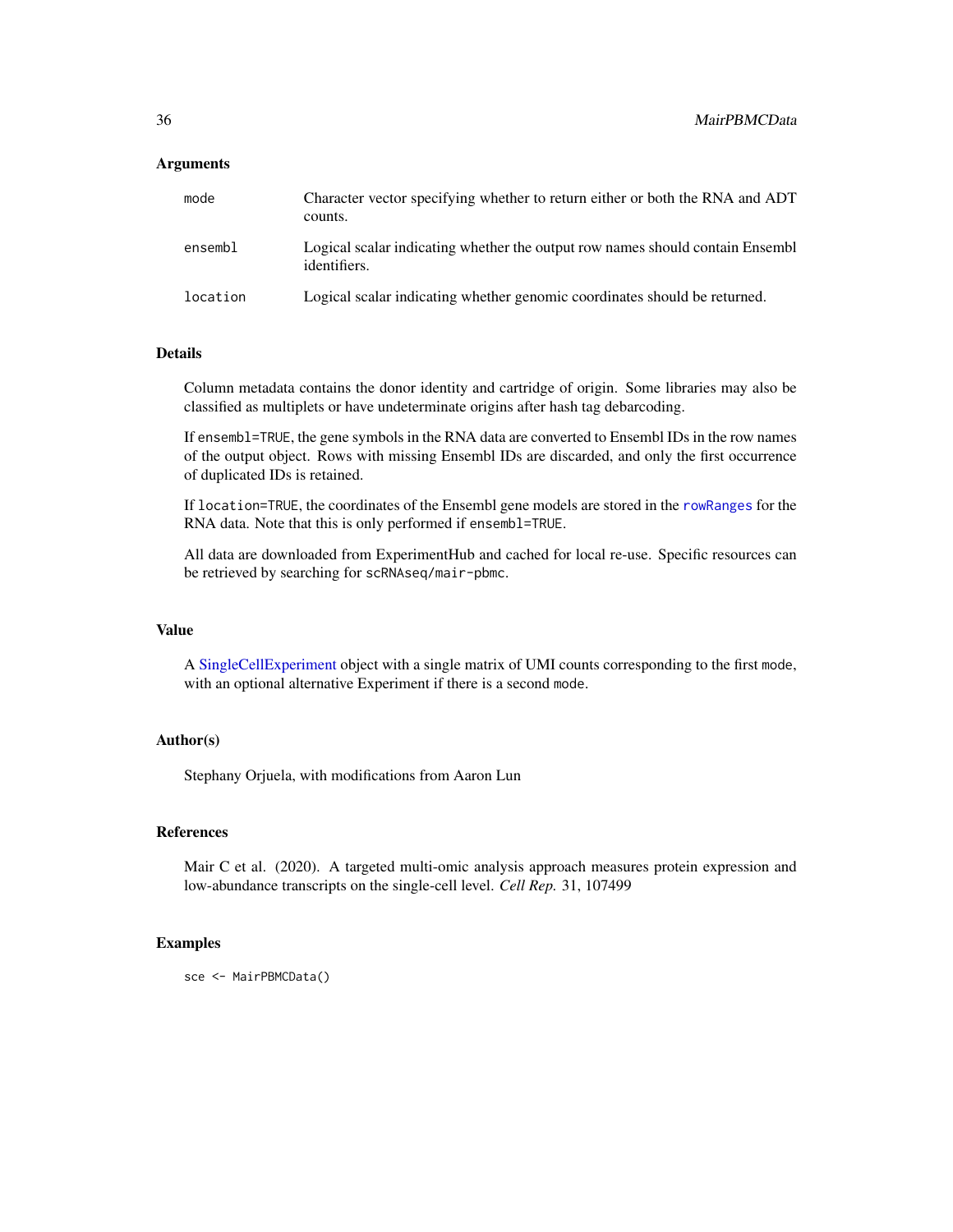### Arguments

| | |
|---|---|
| `mode` | Character vector specifying whether to return either or both the RNA and ADT counts. |
| `ensembl` | Logical scalar indicating whether the output row names should contain Ensembl identifiers. |
| `location` | Logical scalar indicating whether genomic coordinates should be returned. |

### Details

Column metadata contains the donor identity and cartridge of origin. Some libraries may also be classified as multiplets or have undeterminate origins after hash tag debarcoding.

If `ensembl=TRUE`, the gene symbols in the RNA data are converted to Ensembl IDs in the row names of the output object. Rows with missing Ensembl IDs are discarded, and only the first occurrence of duplicated IDs is retained.

If `location=TRUE`, the coordinates of the Ensembl gene models are stored in the `rowRanges` for the RNA data. Note that this is only performed if `ensembl=TRUE`.

All data are downloaded from ExperimentHub and cached for local re-use. Specific resources can be retrieved by searching for `scRNAseq/mair-pbmc`.

### Value

A SingleCellExperiment object with a single matrix of UMI counts corresponding to the first `mode`, with an optional alternative Experiment if there is a second `mode`.

### Author(s)

Stephany Orjuela, with modifications from Aaron Lun

### References

Mair C et al. (2020). A targeted multi-omic analysis approach measures protein expression and low-abundance transcripts on the single-cell level. *Cell Rep.* 31, 107499

### Examples

```
sce <- MairPBMCData()
```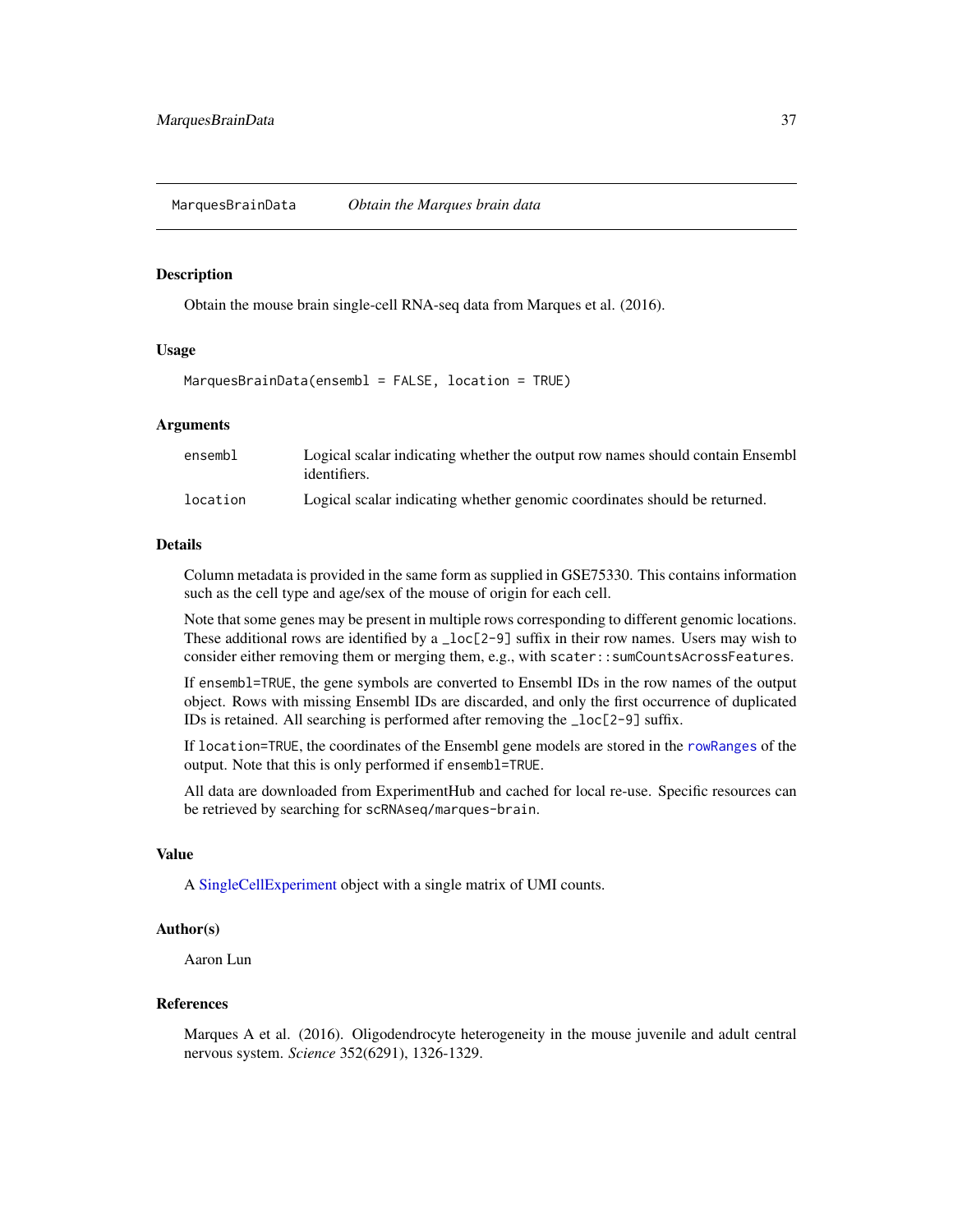# MarquesBrainData *Obtain the Marques brain data*

## Description

Obtain the mouse brain single-cell RNA-seq data from Marques et al. (2016).

## Usage

```
MarquesBrainData(ensembl = FALSE, location = TRUE)
```

## Arguments

| | |
|---|---|
| ensembl | Logical scalar indicating whether the output row names should contain Ensembl identifiers. |
| location | Logical scalar indicating whether genomic coordinates should be returned. |

## Details

Column metadata is provided in the same form as supplied in GSE75330. This contains information such as the cell type and age/sex of the mouse of origin for each cell.

Note that some genes may be present in multiple rows corresponding to different genomic locations. These additional rows are identified by a `_loc[2-9]` suffix in their row names. Users may wish to consider either removing them or merging them, e.g., with `scater::sumCountsAcrossFeatures`.

If `ensembl=TRUE`, the gene symbols are converted to Ensembl IDs in the row names of the output object. Rows with missing Ensembl IDs are discarded, and only the first occurrence of duplicated IDs is retained. All searching is performed after removing the `_loc[2-9]` suffix.

If `location=TRUE`, the coordinates of the Ensembl gene models are stored in the `rowRanges` of the output. Note that this is only performed if `ensembl=TRUE`.

All data are downloaded from ExperimentHub and cached for local re-use. Specific resources can be retrieved by searching for `scRNAseq/marques-brain`.

## Value

A SingleCellExperiment object with a single matrix of UMI counts.

## Author(s)

Aaron Lun

## References

Marques A et al. (2016). Oligodendrocyte heterogeneity in the mouse juvenile and adult central nervous system. *Science* 352(6291), 1326-1329.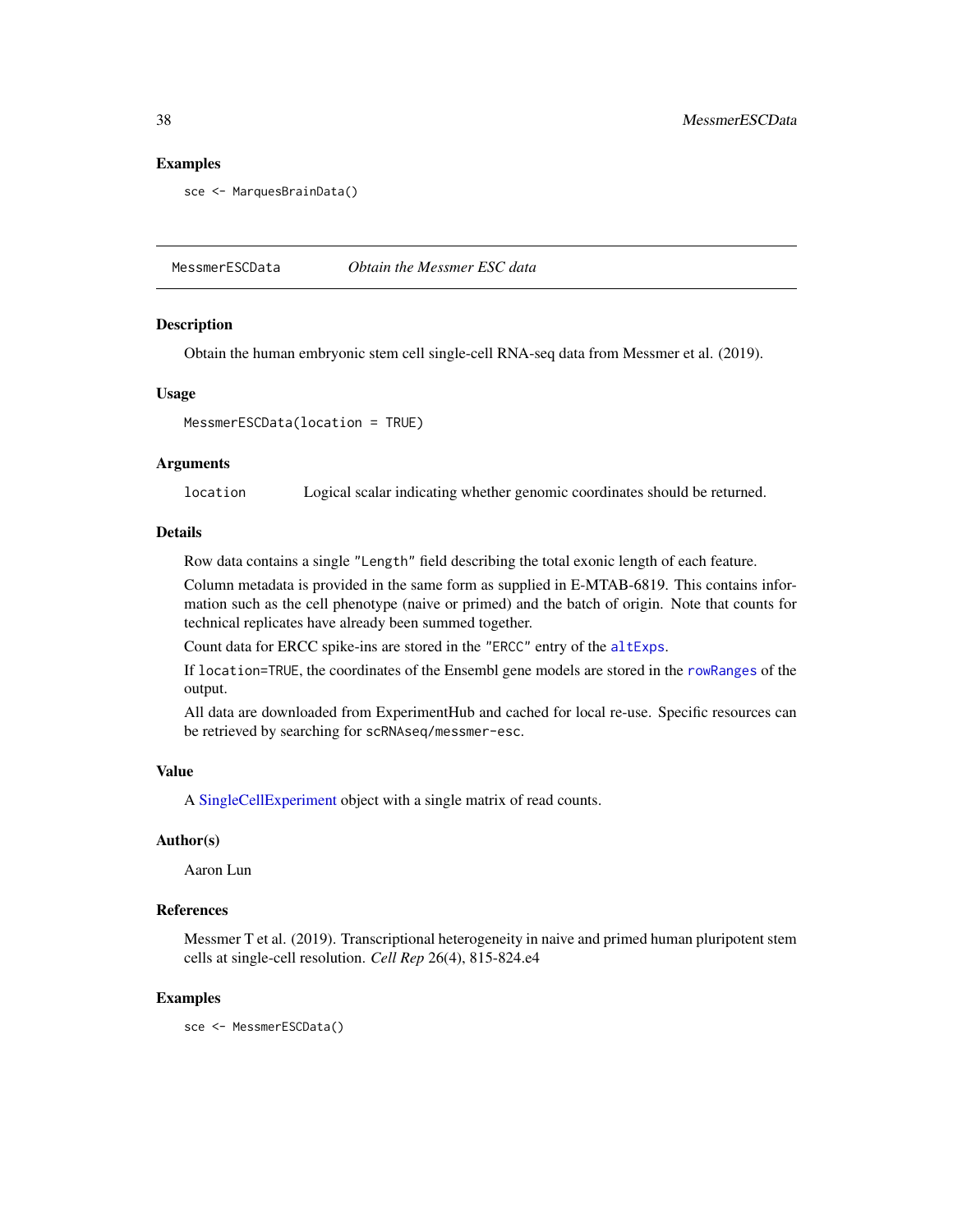### Examples

```
sce <- MarquesBrainData()
```

## MessmerESCData    *Obtain the Messmer ESC data*

### Description

Obtain the human embryonic stem cell single-cell RNA-seq data from Messmer et al. (2019).

### Usage

```
MessmerESCData(location = TRUE)
```

### Arguments

`location`    Logical scalar indicating whether genomic coordinates should be returned.

### Details

Row data contains a single `"Length"` field describing the total exonic length of each feature.

Column metadata is provided in the same form as supplied in E-MTAB-6819. This contains information such as the cell phenotype (naive or primed) and the batch of origin. Note that counts for technical replicates have already been summed together.

Count data for ERCC spike-ins are stored in the `"ERCC"` entry of the `altExps`.

If `location=TRUE`, the coordinates of the Ensembl gene models are stored in the `rowRanges` of the output.

All data are downloaded from ExperimentHub and cached for local re-use. Specific resources can be retrieved by searching for `scRNAseq/messmer-esc`.

### Value

A SingleCellExperiment object with a single matrix of read counts.

### Author(s)

Aaron Lun

### References

Messmer T et al. (2019). Transcriptional heterogeneity in naive and primed human pluripotent stem cells at single-cell resolution. *Cell Rep* 26(4), 815-824.e4

### Examples

```
sce <- MessmerESCData()
```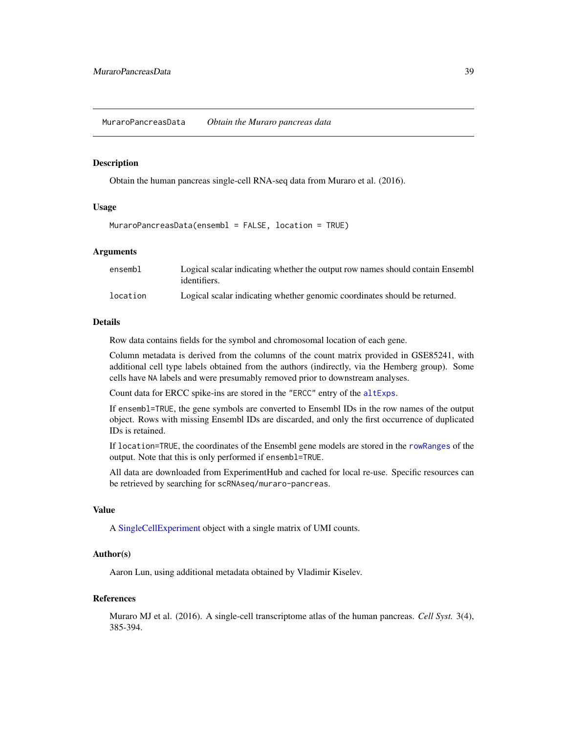MuraroPancreasData *Obtain the Muraro pancreas data*

## Description

Obtain the human pancreas single-cell RNA-seq data from Muraro et al. (2016).

## Usage

```
MuraroPancreasData(ensembl = FALSE, location = TRUE)
```

## Arguments

| | |
|---|---|
| ensembl | Logical scalar indicating whether the output row names should contain Ensembl identifiers. |
| location | Logical scalar indicating whether genomic coordinates should be returned. |

## Details

Row data contains fields for the symbol and chromosomal location of each gene.

Column metadata is derived from the columns of the count matrix provided in GSE85241, with additional cell type labels obtained from the authors (indirectly, via the Hemberg group). Some cells have `NA` labels and were presumably removed prior to downstream analyses.

Count data for ERCC spike-ins are stored in the `"ERCC"` entry of the `altExps`.

If `ensembl=TRUE`, the gene symbols are converted to Ensembl IDs in the row names of the output object. Rows with missing Ensembl IDs are discarded, and only the first occurrence of duplicated IDs is retained.

If `location=TRUE`, the coordinates of the Ensembl gene models are stored in the `rowRanges` of the output. Note that this is only performed if `ensembl=TRUE`.

All data are downloaded from ExperimentHub and cached for local re-use. Specific resources can be retrieved by searching for `scRNAseq/muraro-pancreas`.

## Value

A SingleCellExperiment object with a single matrix of UMI counts.

## Author(s)

Aaron Lun, using additional metadata obtained by Vladimir Kiselev.

## References

Muraro MJ et al. (2016). A single-cell transcriptome atlas of the human pancreas. *Cell Syst.* 3(4), 385-394.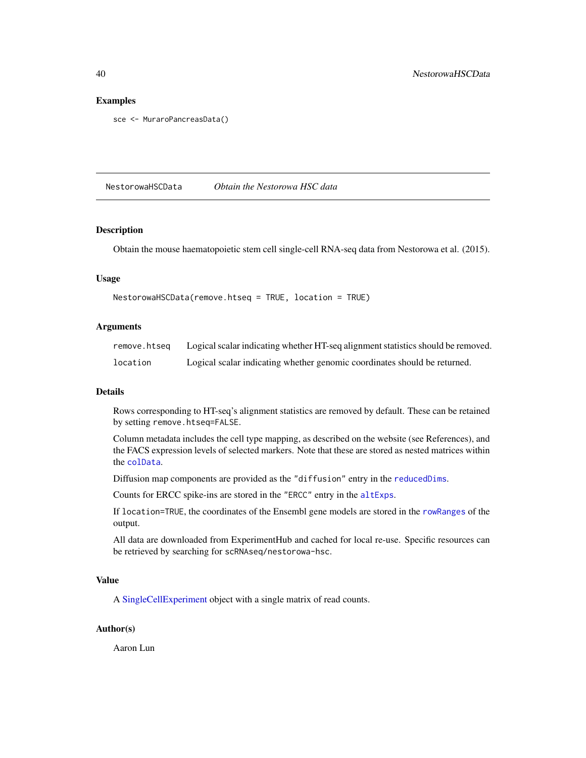### Examples

```
sce <- MuraroPancreasData()
```

---

## NestorowaHSCData    *Obtain the Nestorowa HSC data*

---

### Description

Obtain the mouse haematopoietic stem cell single-cell RNA-seq data from Nestorowa et al. (2015).

### Usage

```
NestorowaHSCData(remove.htseq = TRUE, location = TRUE)
```

### Arguments

| | |
|---|---|
| remove.htseq | Logical scalar indicating whether HT-seq alignment statistics should be removed. |
| location | Logical scalar indicating whether genomic coordinates should be returned. |

### Details

Rows corresponding to HT-seq's alignment statistics are removed by default. These can be retained by setting `remove.htseq=FALSE`.

Column metadata includes the cell type mapping, as described on the website (see References), and the FACS expression levels of selected markers. Note that these are stored as nested matrices within the `colData`.

Diffusion map components are provided as the `"diffusion"` entry in the `reducedDims`.

Counts for ERCC spike-ins are stored in the `"ERCC"` entry in the `altExps`.

If `location=TRUE`, the coordinates of the Ensembl gene models are stored in the `rowRanges` of the output.

All data are downloaded from ExperimentHub and cached for local re-use. Specific resources can be retrieved by searching for `scRNAseq/nestorowa-hsc`.

### Value

A SingleCellExperiment object with a single matrix of read counts.

### Author(s)

Aaron Lun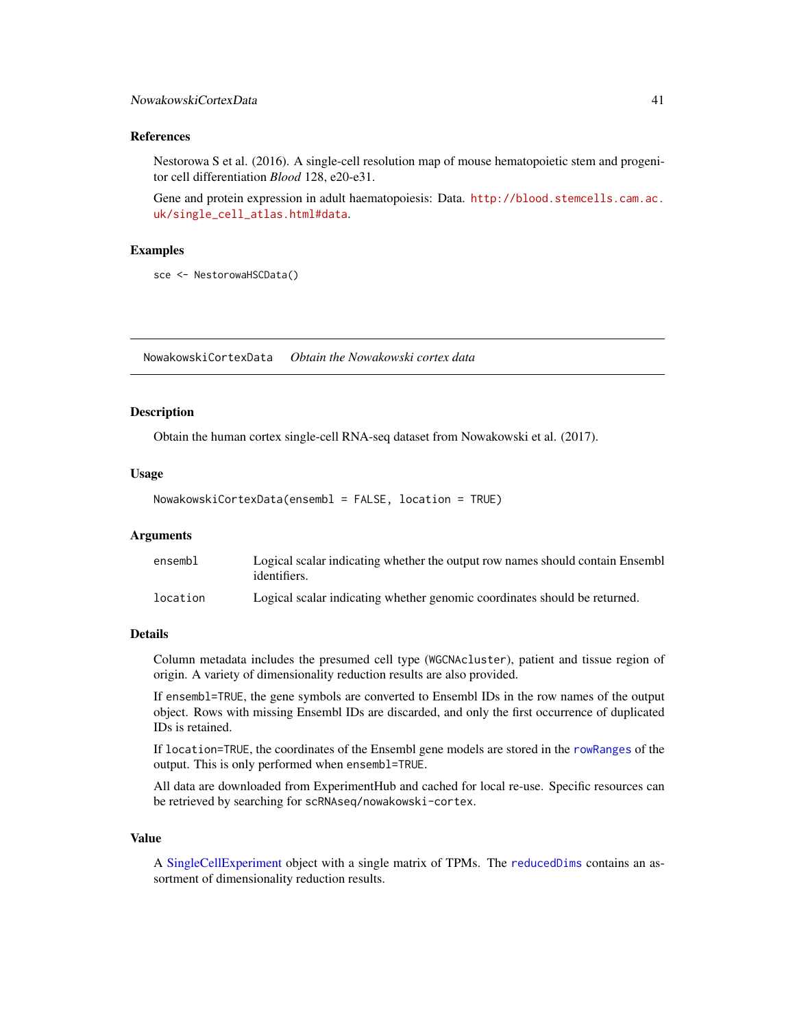### References

Nestorowa S et al. (2016). A single-cell resolution map of mouse hematopoietic stem and progenitor cell differentiation *Blood* 128, e20-e31.

Gene and protein expression in adult haematopoiesis: Data. http://blood.stemcells.cam.ac.uk/single_cell_atlas.html#data.

### Examples

```
sce <- NestorowaHSCData()
```

---

## NowakowskiCortexData    *Obtain the Nowakowski cortex data*

---

### Description

Obtain the human cortex single-cell RNA-seq dataset from Nowakowski et al. (2017).

### Usage

```
NowakowskiCortexData(ensembl = FALSE, location = TRUE)
```

### Arguments

| | |
|---|---|
| ensembl | Logical scalar indicating whether the output row names should contain Ensembl identifiers. |
| location | Logical scalar indicating whether genomic coordinates should be returned. |

### Details

Column metadata includes the presumed cell type (WGCNAcluster), patient and tissue region of origin. A variety of dimensionality reduction results are also provided.

If ensembl=TRUE, the gene symbols are converted to Ensembl IDs in the row names of the output object. Rows with missing Ensembl IDs are discarded, and only the first occurrence of duplicated IDs is retained.

If location=TRUE, the coordinates of the Ensembl gene models are stored in the rowRanges of the output. This is only performed when ensembl=TRUE.

All data are downloaded from ExperimentHub and cached for local re-use. Specific resources can be retrieved by searching for scRNAseq/nowakowski-cortex.

### Value

A SingleCellExperiment object with a single matrix of TPMs. The reducedDims contains an assortment of dimensionality reduction results.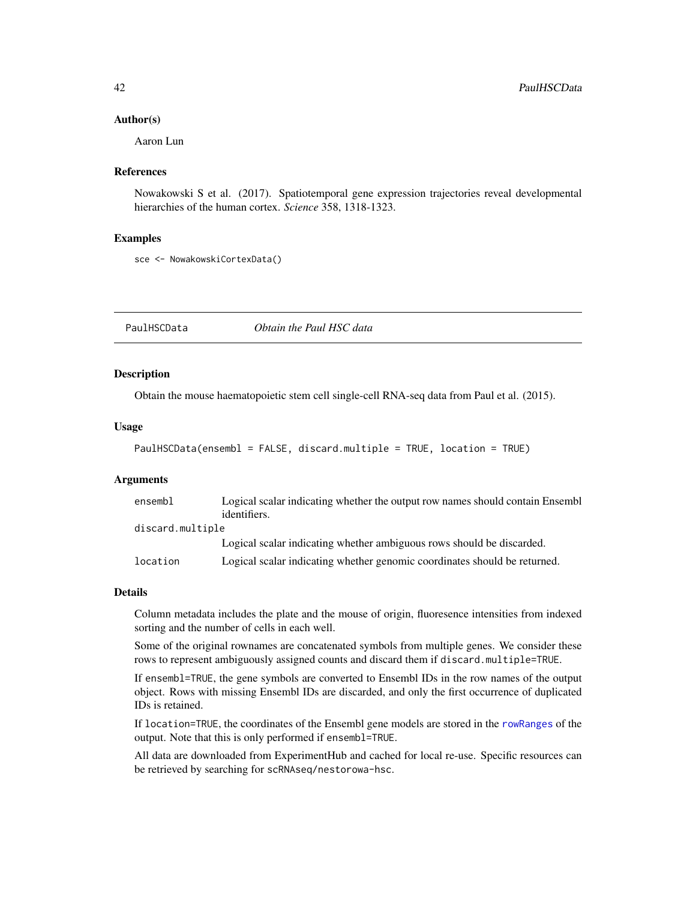## Author(s)

Aaron Lun

## References

Nowakowski S et al. (2017). Spatiotemporal gene expression trajectories reveal developmental hierarchies of the human cortex. *Science* 358, 1318-1323.

## Examples

```
sce <- NowakowskiCortexData()
```

---

# PaulHSCData *Obtain the Paul HSC data*

---

## Description

Obtain the mouse haematopoietic stem cell single-cell RNA-seq data from Paul et al. (2015).

## Usage

```
PaulHSCData(ensembl = FALSE, discard.multiple = TRUE, location = TRUE)
```

## Arguments

| | |
|---|---|
| `ensembl` | Logical scalar indicating whether the output row names should contain Ensembl identifiers. |
| `discard.multiple` | Logical scalar indicating whether ambiguous rows should be discarded. |
| `location` | Logical scalar indicating whether genomic coordinates should be returned. |

## Details

Column metadata includes the plate and the mouse of origin, fluoresence intensities from indexed sorting and the number of cells in each well.

Some of the original rownames are concatenated symbols from multiple genes. We consider these rows to represent ambiguously assigned counts and discard them if `discard.multiple=TRUE`.

If `ensembl=TRUE`, the gene symbols are converted to Ensembl IDs in the row names of the output object. Rows with missing Ensembl IDs are discarded, and only the first occurrence of duplicated IDs is retained.

If `location=TRUE`, the coordinates of the Ensembl gene models are stored in the `rowRanges` of the output. Note that this is only performed if `ensembl=TRUE`.

All data are downloaded from ExperimentHub and cached for local re-use. Specific resources can be retrieved by searching for `scRNAseq/nestorowa-hsc`.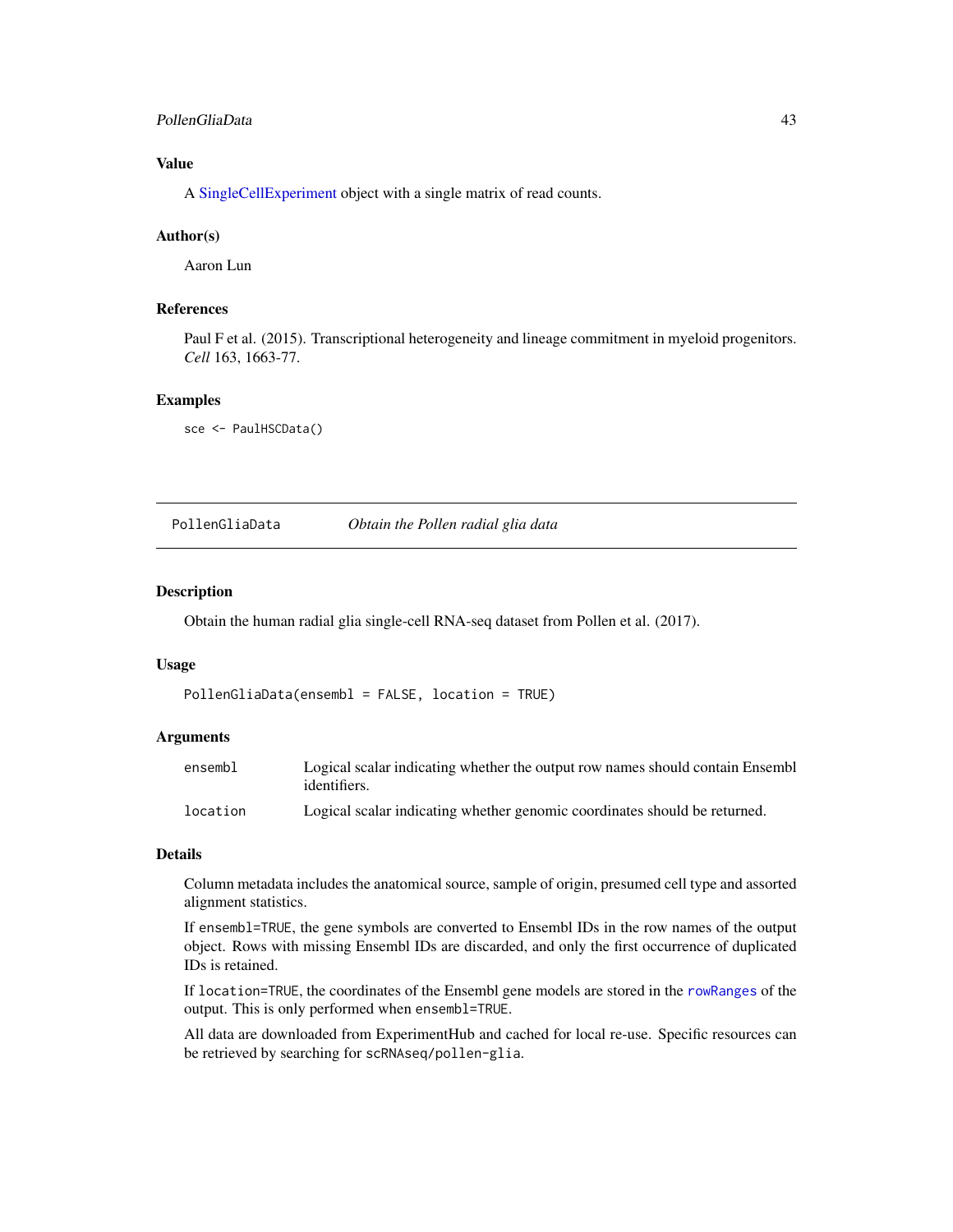### Value

A SingleCellExperiment object with a single matrix of read counts.

### Author(s)

Aaron Lun

### References

Paul F et al. (2015). Transcriptional heterogeneity and lineage commitment in myeloid progenitors. *Cell* 163, 1663-77.

### Examples

```
sce <- PaulHSCData()
```

---

## PollenGliaData — *Obtain the Pollen radial glia data*

---

### Description

Obtain the human radial glia single-cell RNA-seq dataset from Pollen et al. (2017).

### Usage

```
PollenGliaData(ensembl = FALSE, location = TRUE)
```

### Arguments

| | |
|---|---|
| `ensembl` | Logical scalar indicating whether the output row names should contain Ensembl identifiers. |
| `location` | Logical scalar indicating whether genomic coordinates should be returned. |

### Details

Column metadata includes the anatomical source, sample of origin, presumed cell type and assorted alignment statistics.

If `ensembl=TRUE`, the gene symbols are converted to Ensembl IDs in the row names of the output object. Rows with missing Ensembl IDs are discarded, and only the first occurrence of duplicated IDs is retained.

If `location=TRUE`, the coordinates of the Ensembl gene models are stored in the `rowRanges` of the output. This is only performed when `ensembl=TRUE`.

All data are downloaded from ExperimentHub and cached for local re-use. Specific resources can be retrieved by searching for `scRNAseq/pollen-glia`.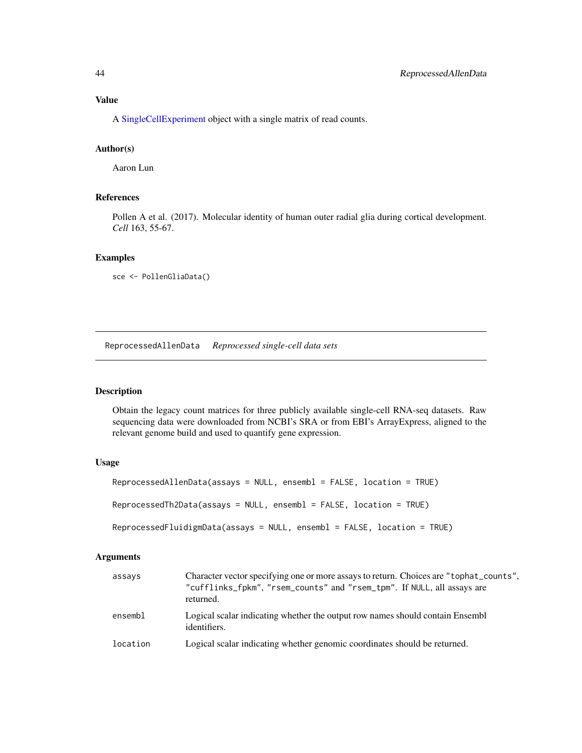### Value

A SingleCellExperiment object with a single matrix of read counts.

### Author(s)

Aaron Lun

### References

Pollen A et al. (2017). Molecular identity of human outer radial glia during cortical development. *Cell* 163, 55-67.

### Examples

```
sce <- PollenGliaData()
```

---

## ReprocessedAllenData    *Reprocessed single-cell data sets*

---

### Description

Obtain the legacy count matrices for three publicly available single-cell RNA-seq datasets. Raw sequencing data were downloaded from NCBI's SRA or from EBI's ArrayExpress, aligned to the relevant genome build and used to quantify gene expression.

### Usage

```
ReprocessedAllenData(assays = NULL, ensembl = FALSE, location = TRUE)

ReprocessedTh2Data(assays = NULL, ensembl = FALSE, location = TRUE)

ReprocessedFluidigmData(assays = NULL, ensembl = FALSE, location = TRUE)
```

### Arguments

| | |
|---|---|
| `assays` | Character vector specifying one or more assays to return. Choices are `"tophat_counts"`, `"cufflinks_fpkm"`, `"rsem_counts"` and `"rsem_tpm"`. If `NULL`, all assays are returned. |
| `ensembl` | Logical scalar indicating whether the output row names should contain Ensembl identifiers. |
| `location` | Logical scalar indicating whether genomic coordinates should be returned. |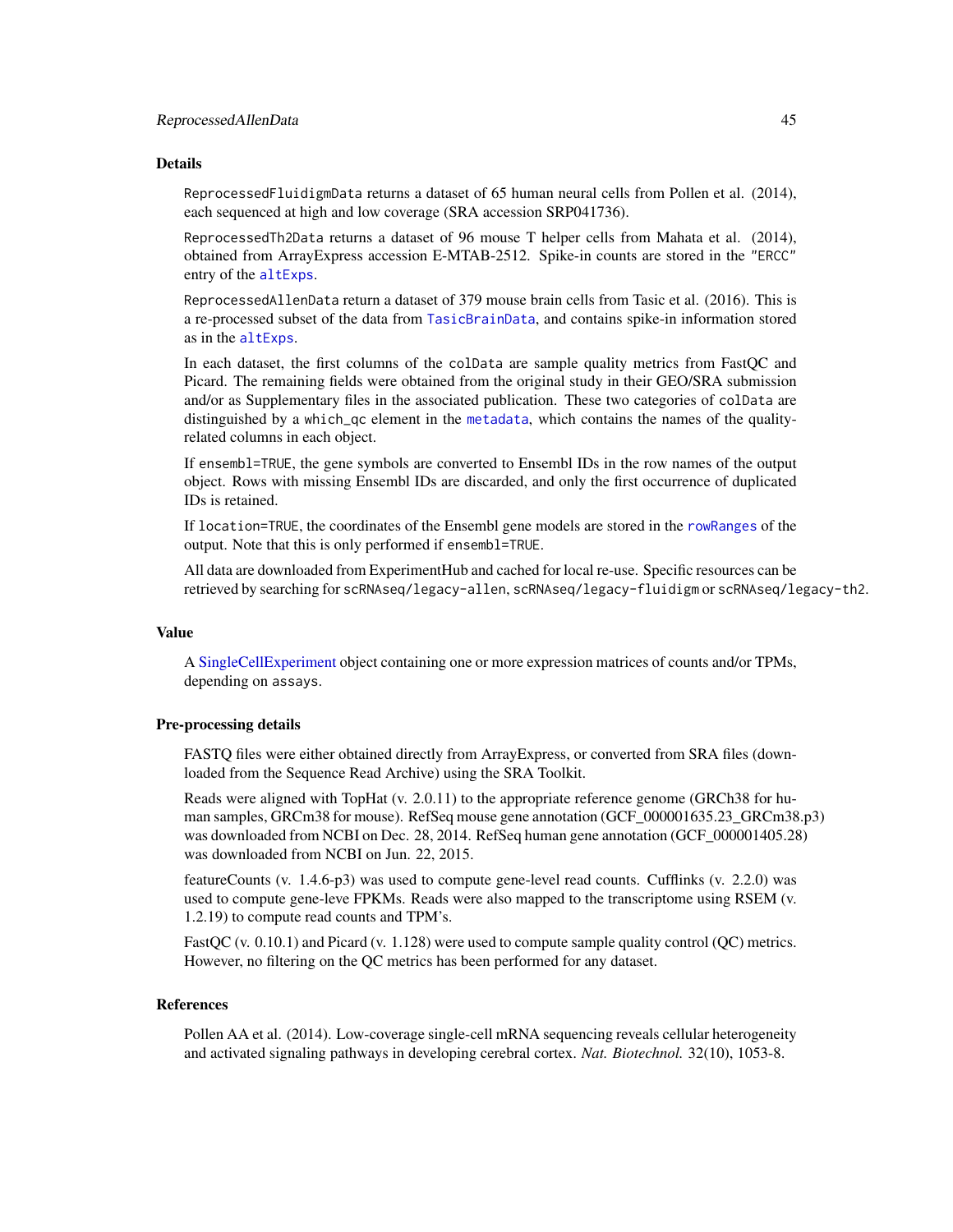## Details

`ReprocessedFluidigmData` returns a dataset of 65 human neural cells from Pollen et al. (2014), each sequenced at high and low coverage (SRA accession SRP041736).

`ReprocessedTh2Data` returns a dataset of 96 mouse T helper cells from Mahata et al. (2014), obtained from ArrayExpress accession E-MTAB-2512. Spike-in counts are stored in the `"ERCC"` entry of the `altExps`.

`ReprocessedAllenData` return a dataset of 379 mouse brain cells from Tasic et al. (2016). This is a re-processed subset of the data from `TasicBrainData`, and contains spike-in information stored as in the `altExps`.

In each dataset, the first columns of the `colData` are sample quality metrics from FastQC and Picard. The remaining fields were obtained from the original study in their GEO/SRA submission and/or as Supplementary files in the associated publication. These two categories of `colData` are distinguished by a `which_qc` element in the `metadata`, which contains the names of the quality-related columns in each object.

If `ensembl=TRUE`, the gene symbols are converted to Ensembl IDs in the row names of the output object. Rows with missing Ensembl IDs are discarded, and only the first occurrence of duplicated IDs is retained.

If `location=TRUE`, the coordinates of the Ensembl gene models are stored in the `rowRanges` of the output. Note that this is only performed if `ensembl=TRUE`.

All data are downloaded from ExperimentHub and cached for local re-use. Specific resources can be retrieved by searching for `scRNAseq/legacy-allen`, `scRNAseq/legacy-fluidigm` or `scRNAseq/legacy-th2`.

## Value

A SingleCellExperiment object containing one or more expression matrices of counts and/or TPMs, depending on `assays`.

## Pre-processing details

FASTQ files were either obtained directly from ArrayExpress, or converted from SRA files (downloaded from the Sequence Read Archive) using the SRA Toolkit.

Reads were aligned with TopHat (v. 2.0.11) to the appropriate reference genome (GRCh38 for human samples, GRCm38 for mouse). RefSeq mouse gene annotation (GCF_000001635.23_GRCm38.p3) was downloaded from NCBI on Dec. 28, 2014. RefSeq human gene annotation (GCF_000001405.28) was downloaded from NCBI on Jun. 22, 2015.

featureCounts (v. 1.4.6-p3) was used to compute gene-level read counts. Cufflinks (v. 2.2.0) was used to compute gene-leve FPKMs. Reads were also mapped to the transcriptome using RSEM (v. 1.2.19) to compute read counts and TPM's.

FastQC (v. 0.10.1) and Picard (v. 1.128) were used to compute sample quality control (QC) metrics. However, no filtering on the QC metrics has been performed for any dataset.

## References

Pollen AA et al. (2014). Low-coverage single-cell mRNA sequencing reveals cellular heterogeneity and activated signaling pathways in developing cerebral cortex. *Nat. Biotechnol.* 32(10), 1053-8.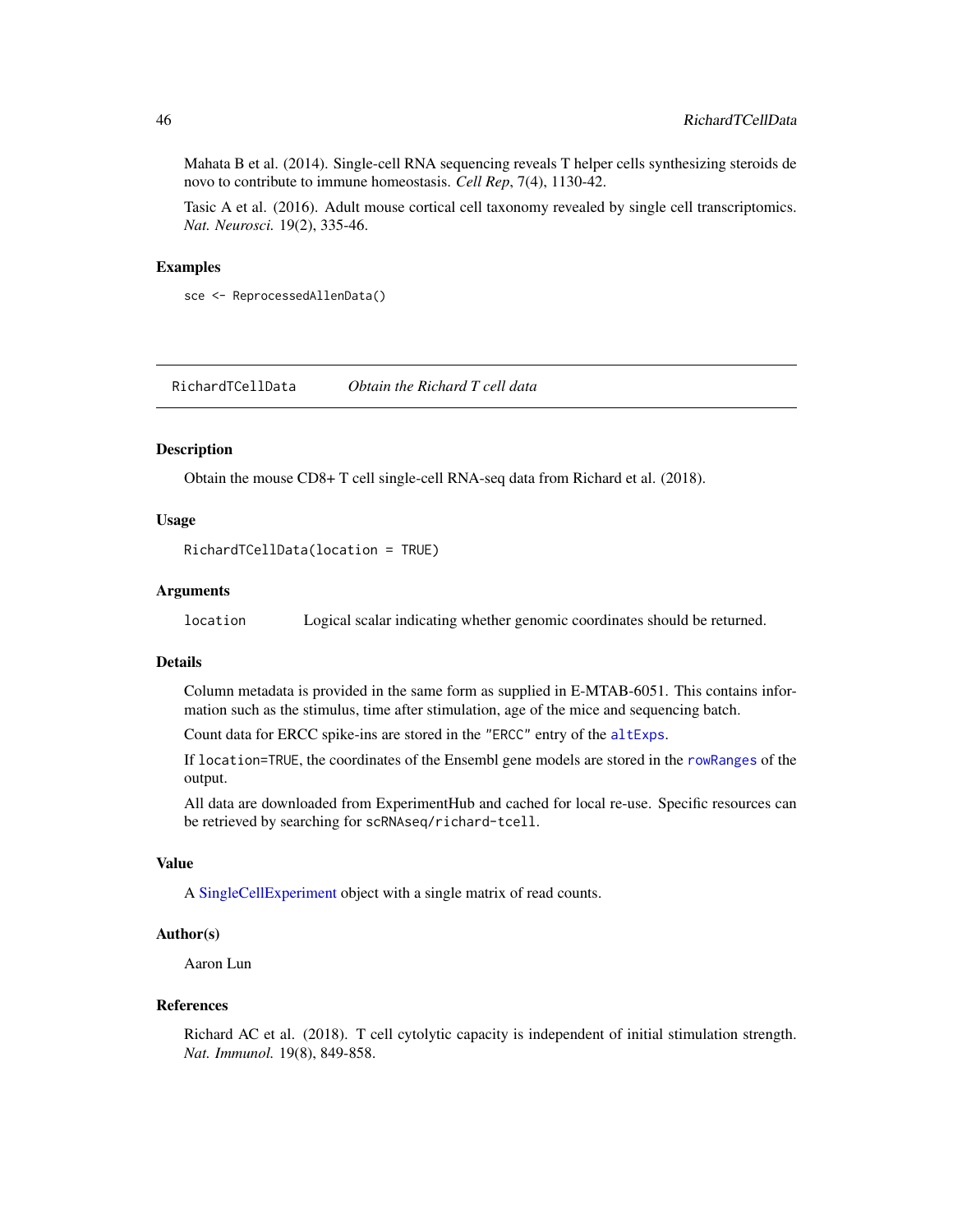Mahata B et al. (2014). Single-cell RNA sequencing reveals T helper cells synthesizing steroids de novo to contribute to immune homeostasis. *Cell Rep*, 7(4), 1130-42.

Tasic A et al. (2016). Adult mouse cortical cell taxonomy revealed by single cell transcriptomics. *Nat. Neurosci.* 19(2), 335-46.

### Examples

```
sce <- ReprocessedAllenData()
```

---

## RichardTCellData &nbsp;&nbsp;&nbsp; *Obtain the Richard T cell data*

---

### Description

Obtain the mouse CD8+ T cell single-cell RNA-seq data from Richard et al. (2018).

### Usage

```
RichardTCellData(location = TRUE)
```

### Arguments

`location` &nbsp;&nbsp;&nbsp; Logical scalar indicating whether genomic coordinates should be returned.

### Details

Column metadata is provided in the same form as supplied in E-MTAB-6051. This contains information such as the stimulus, time after stimulation, age of the mice and sequencing batch.

Count data for ERCC spike-ins are stored in the `"ERCC"` entry of the `altExps`.

If `location=TRUE`, the coordinates of the Ensembl gene models are stored in the `rowRanges` of the output.

All data are downloaded from ExperimentHub and cached for local re-use. Specific resources can be retrieved by searching for `scRNAseq/richard-tcell`.

### Value

A SingleCellExperiment object with a single matrix of read counts.

### Author(s)

Aaron Lun

### References

Richard AC et al. (2018). T cell cytolytic capacity is independent of initial stimulation strength. *Nat. Immunol.* 19(8), 849-858.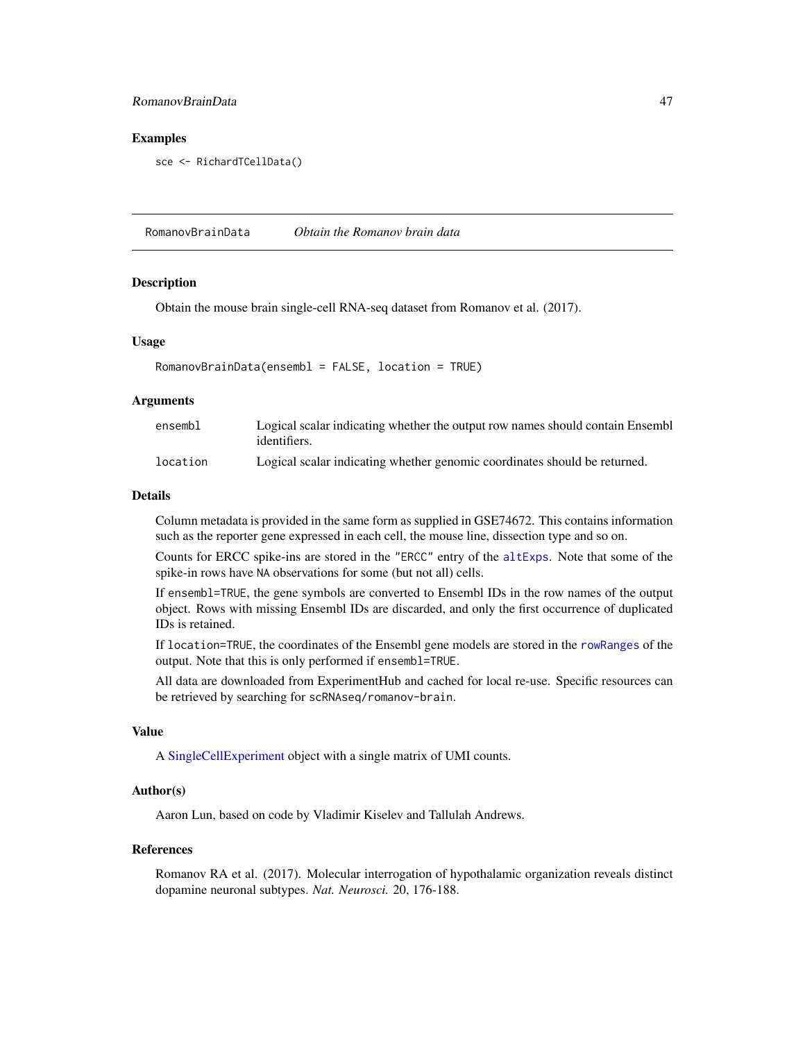### Examples

```
sce <- RichardTCellData()
```

---

## RomanovBrainData &nbsp;&nbsp;&nbsp; *Obtain the Romanov brain data*

### Description

Obtain the mouse brain single-cell RNA-seq dataset from Romanov et al. (2017).

### Usage

```
RomanovBrainData(ensembl = FALSE, location = TRUE)
```

### Arguments

| | |
|---|---|
| ensembl | Logical scalar indicating whether the output row names should contain Ensembl identifiers. |
| location | Logical scalar indicating whether genomic coordinates should be returned. |

### Details

Column metadata is provided in the same form as supplied in GSE74672. This contains information such as the reporter gene expressed in each cell, the mouse line, dissection type and so on.

Counts for ERCC spike-ins are stored in the "ERCC" entry of the altExps. Note that some of the spike-in rows have NA observations for some (but not all) cells.

If ensembl=TRUE, the gene symbols are converted to Ensembl IDs in the row names of the output object. Rows with missing Ensembl IDs are discarded, and only the first occurrence of duplicated IDs is retained.

If location=TRUE, the coordinates of the Ensembl gene models are stored in the rowRanges of the output. Note that this is only performed if ensembl=TRUE.

All data are downloaded from ExperimentHub and cached for local re-use. Specific resources can be retrieved by searching for scRNAseq/romanov-brain.

### Value

A SingleCellExperiment object with a single matrix of UMI counts.

### Author(s)

Aaron Lun, based on code by Vladimir Kiselev and Tallulah Andrews.

### References

Romanov RA et al. (2017). Molecular interrogation of hypothalamic organization reveals distinct dopamine neuronal subtypes. *Nat. Neurosci.* 20, 176-188.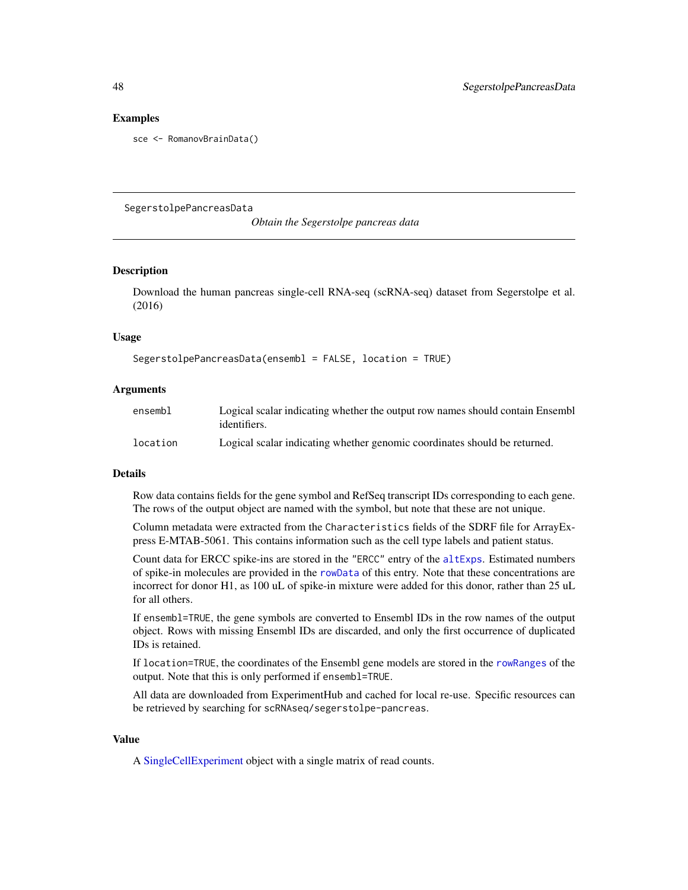## Examples

```
sce <- RomanovBrainData()
```

---

SegerstolpePancreasData *Obtain the Segerstolpe pancreas data*

---

### Description

Download the human pancreas single-cell RNA-seq (scRNA-seq) dataset from Segerstolpe et al. (2016)

### Usage

```
SegerstolpePancreasData(ensembl = FALSE, location = TRUE)
```

### Arguments

| | |
|---|---|
| ensembl | Logical scalar indicating whether the output row names should contain Ensembl identifiers. |
| location | Logical scalar indicating whether genomic coordinates should be returned. |

### Details

Row data contains fields for the gene symbol and RefSeq transcript IDs corresponding to each gene. The rows of the output object are named with the symbol, but note that these are not unique.

Column metadata were extracted from the `Characteristics` fields of the SDRF file for ArrayExpress E-MTAB-5061. This contains information such as the cell type labels and patient status.

Count data for ERCC spike-ins are stored in the `"ERCC"` entry of the `altExps`. Estimated numbers of spike-in molecules are provided in the `rowData` of this entry. Note that these concentrations are incorrect for donor H1, as 100 uL of spike-in mixture were added for this donor, rather than 25 uL for all others.

If `ensembl=TRUE`, the gene symbols are converted to Ensembl IDs in the row names of the output object. Rows with missing Ensembl IDs are discarded, and only the first occurrence of duplicated IDs is retained.

If `location=TRUE`, the coordinates of the Ensembl gene models are stored in the `rowRanges` of the output. Note that this is only performed if `ensembl=TRUE`.

All data are downloaded from ExperimentHub and cached for local re-use. Specific resources can be retrieved by searching for `scRNAseq/segerstolpe-pancreas`.

### Value

A SingleCellExperiment object with a single matrix of read counts.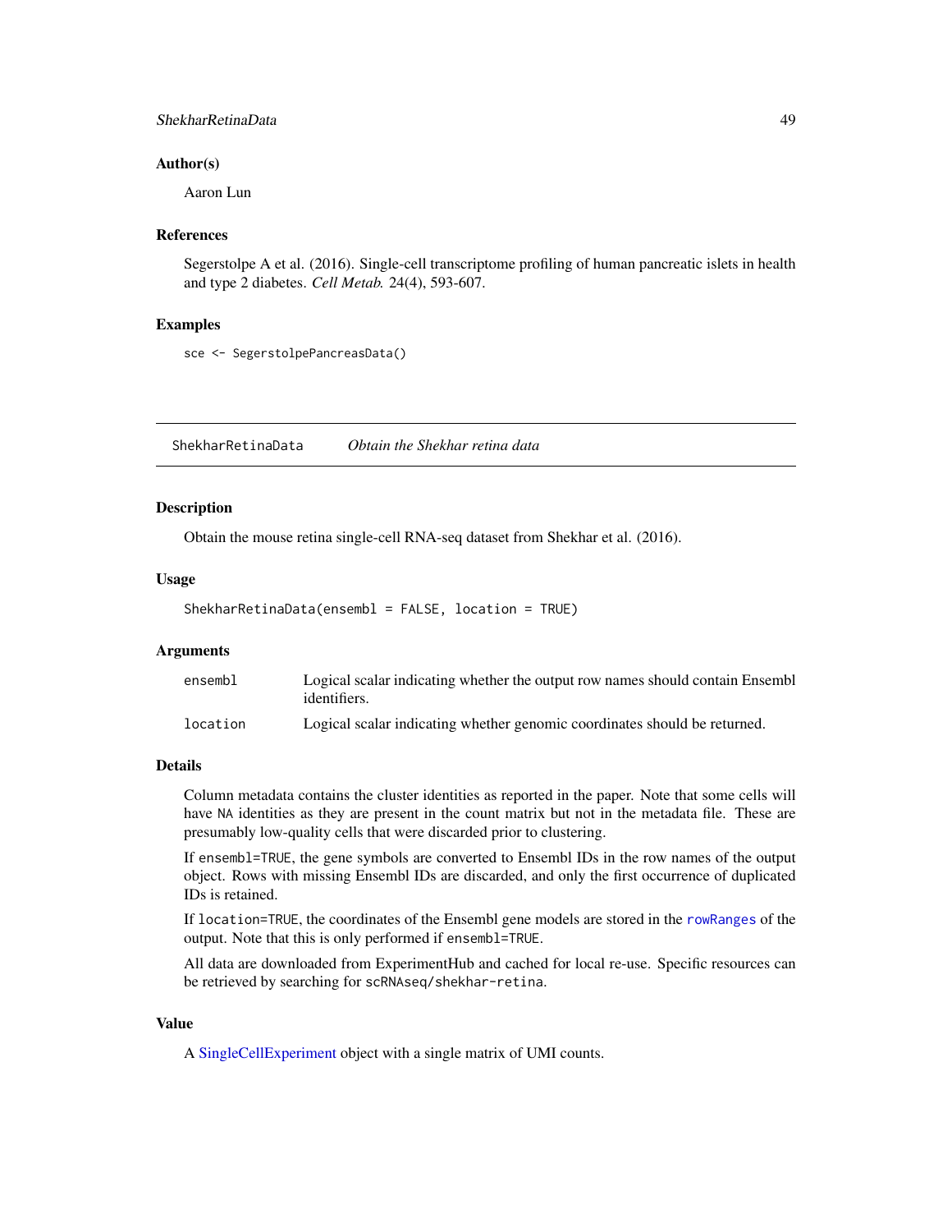### Author(s)

Aaron Lun

### References

Segerstolpe A et al. (2016). Single-cell transcriptome profiling of human pancreatic islets in health and type 2 diabetes. *Cell Metab.* 24(4), 593-607.

### Examples

```
sce <- SegerstolpePancreasData()
```

---

## ShekharRetinaData &nbsp;&nbsp;&nbsp;&nbsp; *Obtain the Shekhar retina data*

---

### Description

Obtain the mouse retina single-cell RNA-seq dataset from Shekhar et al. (2016).

### Usage

```
ShekharRetinaData(ensembl = FALSE, location = TRUE)
```

### Arguments

| | |
|---|---|
| ensembl | Logical scalar indicating whether the output row names should contain Ensembl identifiers. |
| location | Logical scalar indicating whether genomic coordinates should be returned. |

### Details

Column metadata contains the cluster identities as reported in the paper. Note that some cells will have NA identities as they are present in the count matrix but not in the metadata file. These are presumably low-quality cells that were discarded prior to clustering.

If ensembl=TRUE, the gene symbols are converted to Ensembl IDs in the row names of the output object. Rows with missing Ensembl IDs are discarded, and only the first occurrence of duplicated IDs is retained.

If location=TRUE, the coordinates of the Ensembl gene models are stored in the rowRanges of the output. Note that this is only performed if ensembl=TRUE.

All data are downloaded from ExperimentHub and cached for local re-use. Specific resources can be retrieved by searching for scRNAseq/shekhar-retina.

### Value

A SingleCellExperiment object with a single matrix of UMI counts.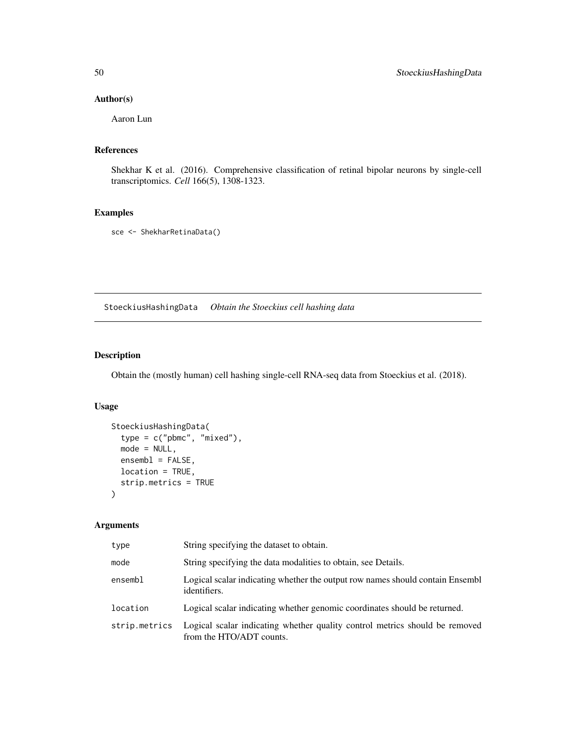## Author(s)

Aaron Lun

## References

Shekhar K et al. (2016). Comprehensive classification of retinal bipolar neurons by single-cell transcriptomics. *Cell* 166(5), 1308-1323.

## Examples

```
sce <- ShekharRetinaData()
```

---

# StoeckiusHashingData    *Obtain the Stoeckius cell hashing data*

---

## Description

Obtain the (mostly human) cell hashing single-cell RNA-seq data from Stoeckius et al. (2018).

## Usage

```
StoeckiusHashingData(
  type = c("pbmc", "mixed"),
  mode = NULL,
  ensembl = FALSE,
  location = TRUE,
  strip.metrics = TRUE
)
```

## Arguments

| | |
|---|---|
| type | String specifying the dataset to obtain. |
| mode | String specifying the data modalities to obtain, see Details. |
| ensembl | Logical scalar indicating whether the output row names should contain Ensembl identifiers. |
| location | Logical scalar indicating whether genomic coordinates should be returned. |
| strip.metrics | Logical scalar indicating whether quality control metrics should be removed from the HTO/ADT counts. |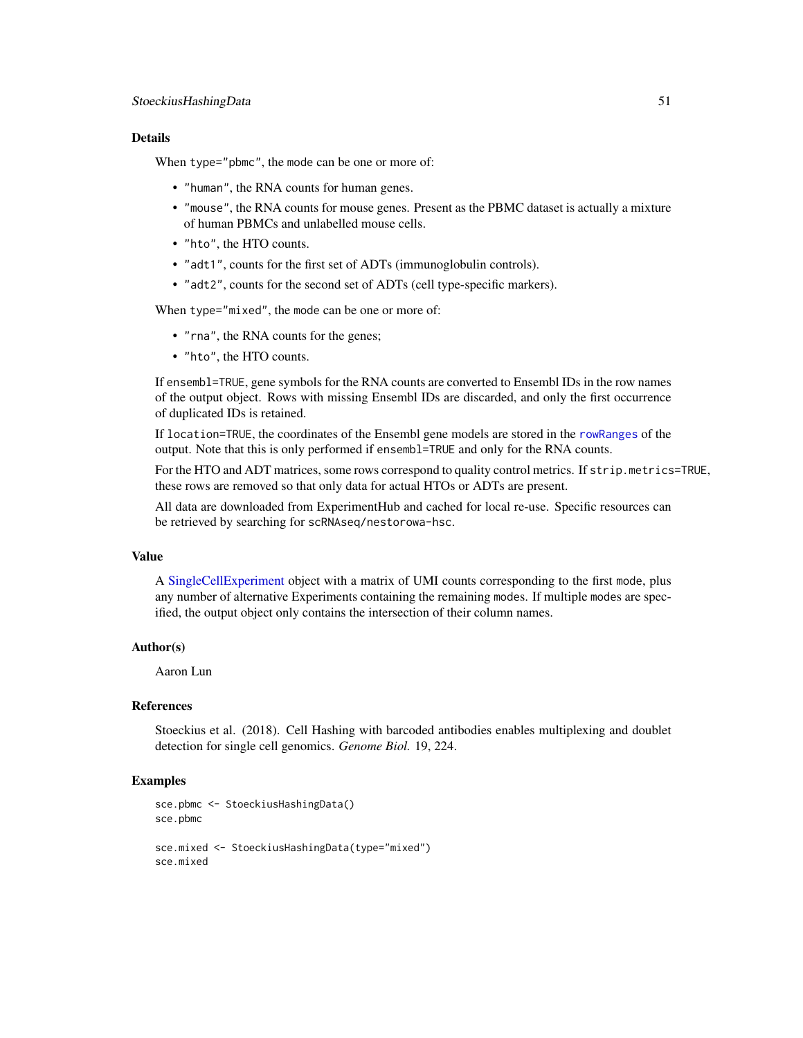## Details

When `type="pbmc"`, the `mode` can be one or more of:

- `"human"`, the RNA counts for human genes.
- `"mouse"`, the RNA counts for mouse genes. Present as the PBMC dataset is actually a mixture of human PBMCs and unlabelled mouse cells.
- `"hto"`, the HTO counts.
- `"adt1"`, counts for the first set of ADTs (immunoglobulin controls).
- `"adt2"`, counts for the second set of ADTs (cell type-specific markers).

When `type="mixed"`, the `mode` can be one or more of:

- `"rna"`, the RNA counts for the genes;
- `"hto"`, the HTO counts.

If `ensembl=TRUE`, gene symbols for the RNA counts are converted to Ensembl IDs in the row names of the output object. Rows with missing Ensembl IDs are discarded, and only the first occurrence of duplicated IDs is retained.

If `location=TRUE`, the coordinates of the Ensembl gene models are stored in the `rowRanges` of the output. Note that this is only performed if `ensembl=TRUE` and only for the RNA counts.

For the HTO and ADT matrices, some rows correspond to quality control metrics. If `strip.metrics=TRUE`, these rows are removed so that only data for actual HTOs or ADTs are present.

All data are downloaded from ExperimentHub and cached for local re-use. Specific resources can be retrieved by searching for `scRNAseq/nestorowa-hsc`.

## Value

A SingleCellExperiment object with a matrix of UMI counts corresponding to the first `mode`, plus any number of alternative Experiments containing the remaining `mode`s. If multiple `mode`s are specified, the output object only contains the intersection of their column names.

## Author(s)

Aaron Lun

## References

Stoeckius et al. (2018). Cell Hashing with barcoded antibodies enables multiplexing and doublet detection for single cell genomics. *Genome Biol.* 19, 224.

## Examples

```
sce.pbmc <- StoeckiusHashingData()
sce.pbmc

sce.mixed <- StoeckiusHashingData(type="mixed")
sce.mixed
```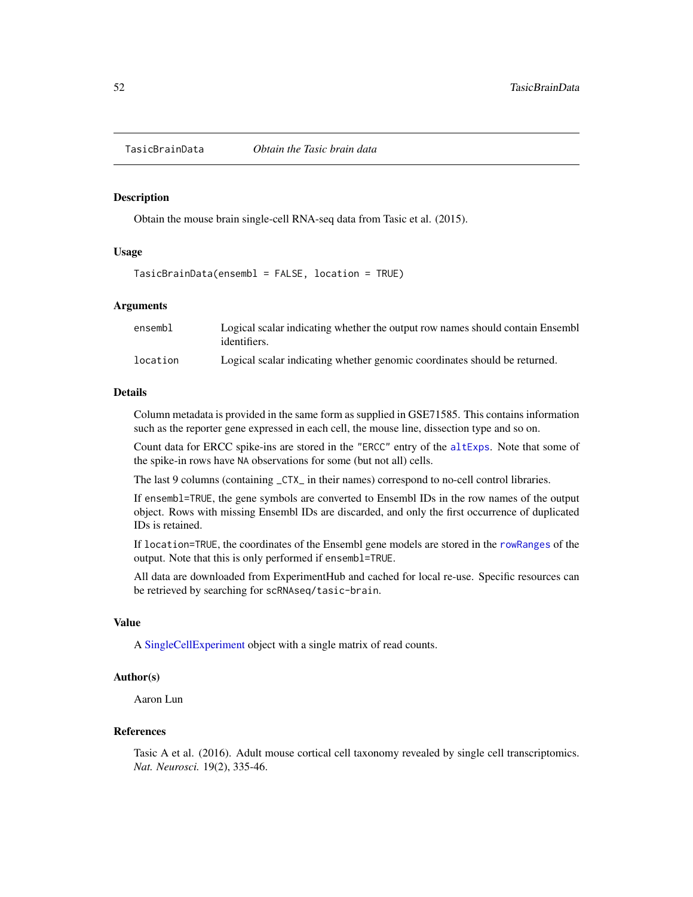# TasicBrainData — *Obtain the Tasic brain data*

## Description

Obtain the mouse brain single-cell RNA-seq data from Tasic et al. (2015).

## Usage

```
TasicBrainData(ensembl = FALSE, location = TRUE)
```

## Arguments

| | |
|---|---|
| `ensembl` | Logical scalar indicating whether the output row names should contain Ensembl identifiers. |
| `location` | Logical scalar indicating whether genomic coordinates should be returned. |

## Details

Column metadata is provided in the same form as supplied in GSE71585. This contains information such as the reporter gene expressed in each cell, the mouse line, dissection type and so on.

Count data for ERCC spike-ins are stored in the `"ERCC"` entry of the `altExps`. Note that some of the spike-in rows have `NA` observations for some (but not all) cells.

The last 9 columns (containing `_CTX_` in their names) correspond to no-cell control libraries.

If `ensembl=TRUE`, the gene symbols are converted to Ensembl IDs in the row names of the output object. Rows with missing Ensembl IDs are discarded, and only the first occurrence of duplicated IDs is retained.

If `location=TRUE`, the coordinates of the Ensembl gene models are stored in the `rowRanges` of the output. Note that this is only performed if `ensembl=TRUE`.

All data are downloaded from ExperimentHub and cached for local re-use. Specific resources can be retrieved by searching for `scRNAseq/tasic-brain`.

## Value

A SingleCellExperiment object with a single matrix of read counts.

## Author(s)

Aaron Lun

## References

Tasic A et al. (2016). Adult mouse cortical cell taxonomy revealed by single cell transcriptomics. *Nat. Neurosci.* 19(2), 335-46.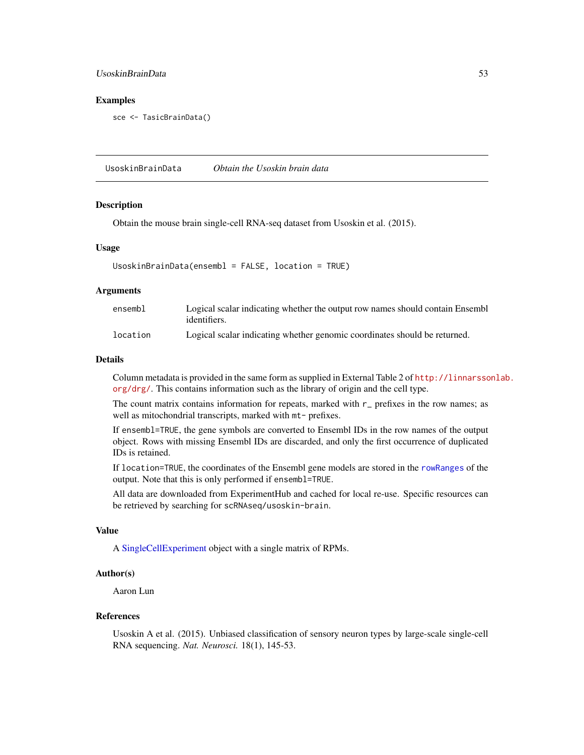## Examples

```
sce <- TasicBrainData()
```

---

# UsoskinBrainData &nbsp;&nbsp;&nbsp;&nbsp; *Obtain the Usoskin brain data*

---

## Description

Obtain the mouse brain single-cell RNA-seq dataset from Usoskin et al. (2015).

## Usage

```
UsoskinBrainData(ensembl = FALSE, location = TRUE)
```

## Arguments

| | |
|---|---|
| ensembl | Logical scalar indicating whether the output row names should contain Ensembl identifiers. |
| location | Logical scalar indicating whether genomic coordinates should be returned. |

## Details

Column metadata is provided in the same form as supplied in External Table 2 of http://linnarssonlab.org/drg/. This contains information such as the library of origin and the cell type.

The count matrix contains information for repeats, marked with `r_` prefixes in the row names; as well as mitochondrial transcripts, marked with `mt-` prefixes.

If `ensembl=TRUE`, the gene symbols are converted to Ensembl IDs in the row names of the output object. Rows with missing Ensembl IDs are discarded, and only the first occurrence of duplicated IDs is retained.

If `location=TRUE`, the coordinates of the Ensembl gene models are stored in the `rowRanges` of the output. Note that this is only performed if `ensembl=TRUE`.

All data are downloaded from ExperimentHub and cached for local re-use. Specific resources can be retrieved by searching for `scRNAseq/usoskin-brain`.

## Value

A SingleCellExperiment object with a single matrix of RPMs.

## Author(s)

Aaron Lun

## References

Usoskin A et al. (2015). Unbiased classification of sensory neuron types by large-scale single-cell RNA sequencing. *Nat. Neurosci.* 18(1), 145-53.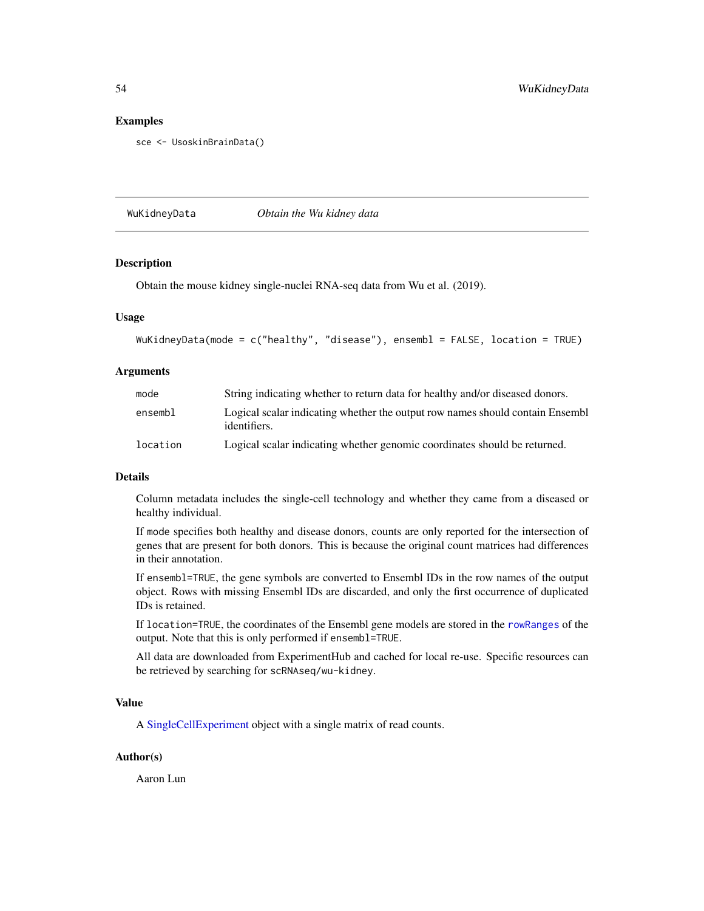## Examples

```
sce <- UsoskinBrainData()
```

---

# WuKidneyData *Obtain the Wu kidney data*

---

## Description

Obtain the mouse kidney single-nuclei RNA-seq data from Wu et al. (2019).

## Usage

```
WuKidneyData(mode = c("healthy", "disease"), ensembl = FALSE, location = TRUE)
```

## Arguments

| | |
|---|---|
| `mode` | String indicating whether to return data for healthy and/or diseased donors. |
| `ensembl` | Logical scalar indicating whether the output row names should contain Ensembl identifiers. |
| `location` | Logical scalar indicating whether genomic coordinates should be returned. |

## Details

Column metadata includes the single-cell technology and whether they came from a diseased or healthy individual.

If `mode` specifies both healthy and disease donors, counts are only reported for the intersection of genes that are present for both donors. This is because the original count matrices had differences in their annotation.

If `ensembl=TRUE`, the gene symbols are converted to Ensembl IDs in the row names of the output object. Rows with missing Ensembl IDs are discarded, and only the first occurrence of duplicated IDs is retained.

If `location=TRUE`, the coordinates of the Ensembl gene models are stored in the `rowRanges` of the output. Note that this is only performed if `ensembl=TRUE`.

All data are downloaded from ExperimentHub and cached for local re-use. Specific resources can be retrieved by searching for `scRNAseq/wu-kidney`.

## Value

A SingleCellExperiment object with a single matrix of read counts.

## Author(s)

Aaron Lun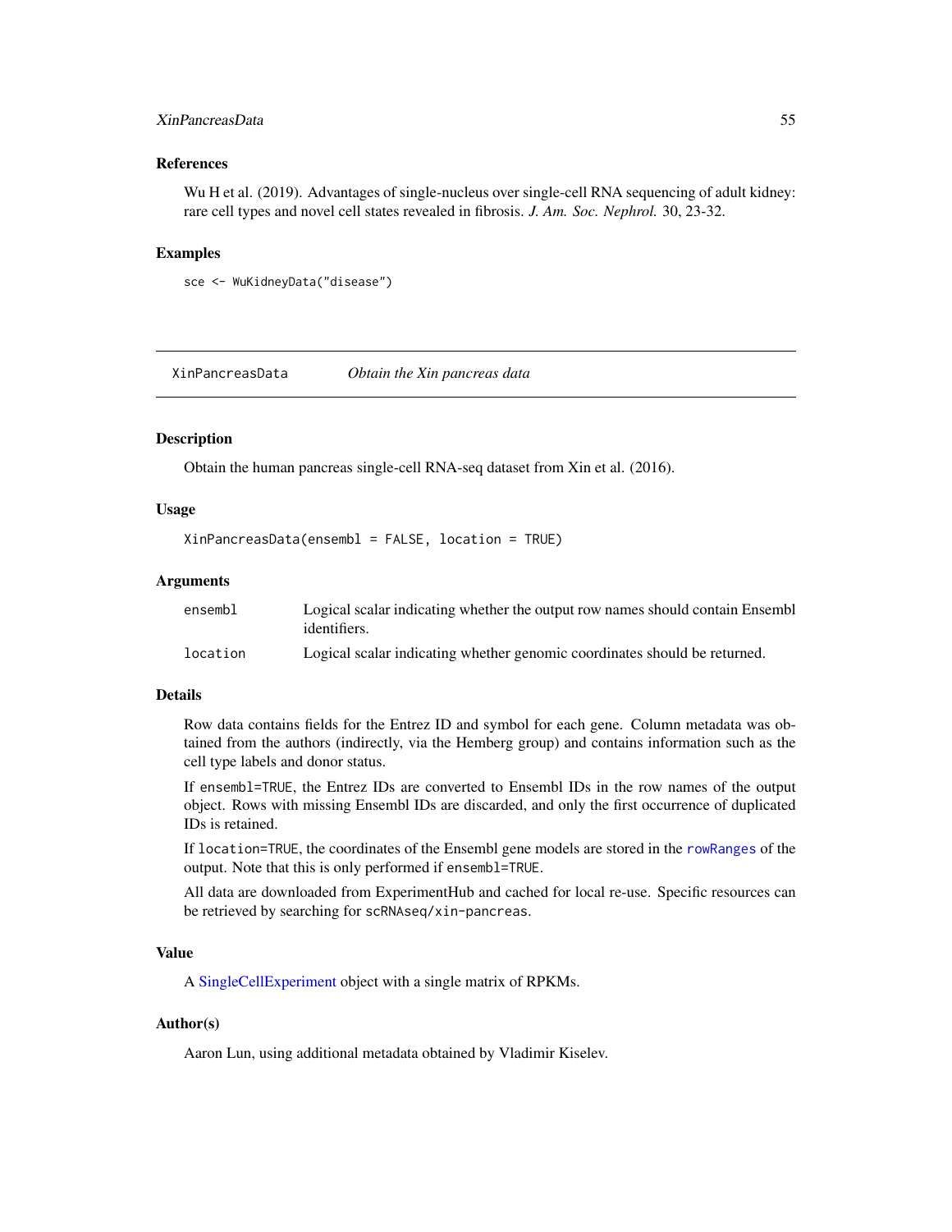### References

Wu H et al. (2019). Advantages of single-nucleus over single-cell RNA sequencing of adult kidney: rare cell types and novel cell states revealed in fibrosis. *J. Am. Soc. Nephrol.* 30, 23-32.

### Examples

```
sce <- WuKidneyData("disease")
```

---

## XinPancreasData — *Obtain the Xin pancreas data*

---

### Description

Obtain the human pancreas single-cell RNA-seq dataset from Xin et al. (2016).

### Usage

```
XinPancreasData(ensembl = FALSE, location = TRUE)
```

### Arguments

| | |
|---|---|
| `ensembl` | Logical scalar indicating whether the output row names should contain Ensembl identifiers. |
| `location` | Logical scalar indicating whether genomic coordinates should be returned. |

### Details

Row data contains fields for the Entrez ID and symbol for each gene. Column metadata was obtained from the authors (indirectly, via the Hemberg group) and contains information such as the cell type labels and donor status.

If `ensembl=TRUE`, the Entrez IDs are converted to Ensembl IDs in the row names of the output object. Rows with missing Ensembl IDs are discarded, and only the first occurrence of duplicated IDs is retained.

If `location=TRUE`, the coordinates of the Ensembl gene models are stored in the `rowRanges` of the output. Note that this is only performed if `ensembl=TRUE`.

All data are downloaded from ExperimentHub and cached for local re-use. Specific resources can be retrieved by searching for `scRNAseq/xin-pancreas`.

### Value

A SingleCellExperiment object with a single matrix of RPKMs.

### Author(s)

Aaron Lun, using additional metadata obtained by Vladimir Kiselev.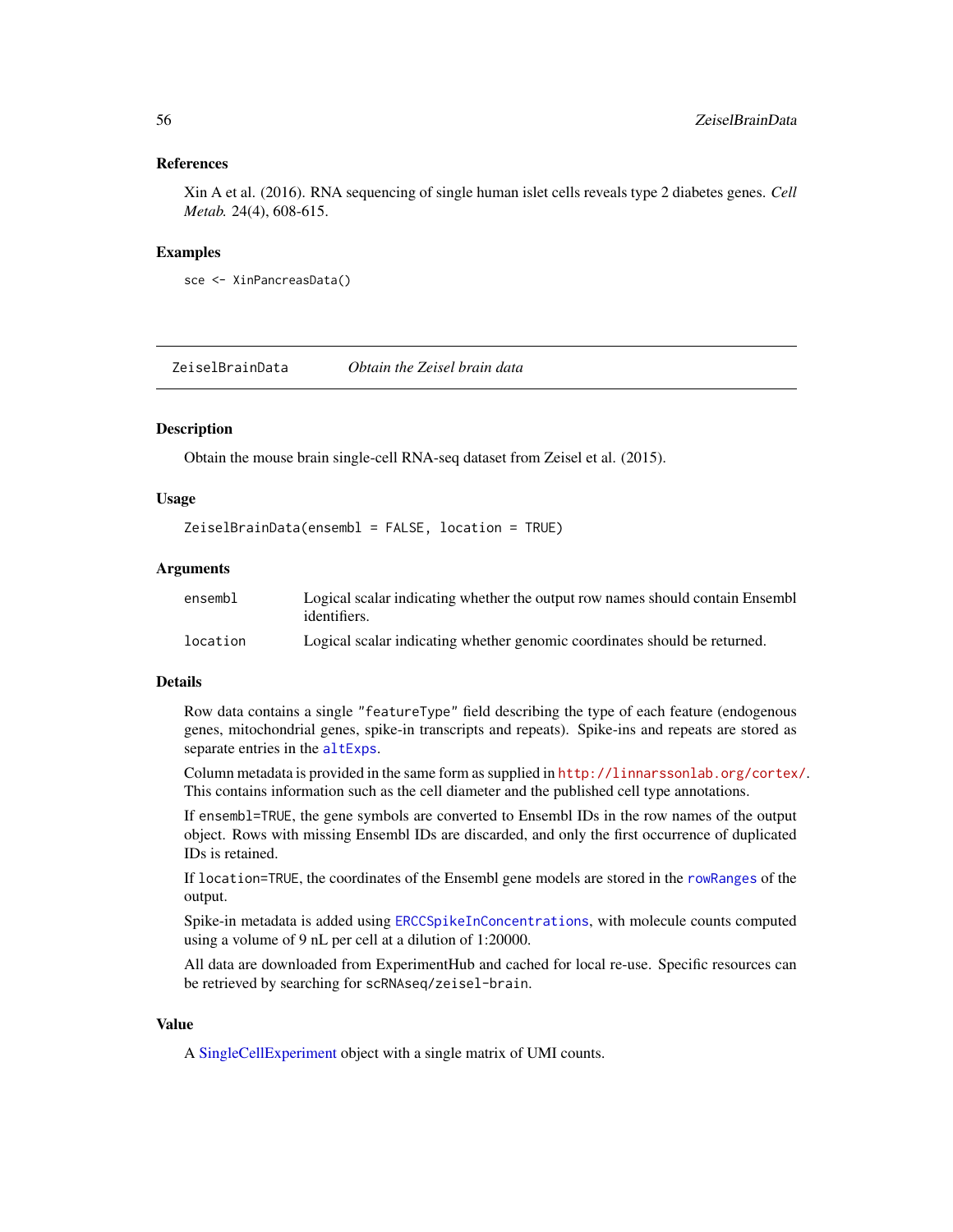### References

Xin A et al. (2016). RNA sequencing of single human islet cells reveals type 2 diabetes genes. *Cell Metab.* 24(4), 608-615.

### Examples

```
sce <- XinPancreasData()
```

---

## ZeiselBrainData *Obtain the Zeisel brain data*

---

### Description

Obtain the mouse brain single-cell RNA-seq dataset from Zeisel et al. (2015).

### Usage

```
ZeiselBrainData(ensembl = FALSE, location = TRUE)
```

### Arguments

| | |
|---|---|
| `ensembl` | Logical scalar indicating whether the output row names should contain Ensembl identifiers. |
| `location` | Logical scalar indicating whether genomic coordinates should be returned. |

### Details

Row data contains a single `"featureType"` field describing the type of each feature (endogenous genes, mitochondrial genes, spike-in transcripts and repeats). Spike-ins and repeats are stored as separate entries in the `altExps`.

Column metadata is provided in the same form as supplied in `http://linnarssonlab.org/cortex/`. This contains information such as the cell diameter and the published cell type annotations.

If `ensembl=TRUE`, the gene symbols are converted to Ensembl IDs in the row names of the output object. Rows with missing Ensembl IDs are discarded, and only the first occurrence of duplicated IDs is retained.

If `location=TRUE`, the coordinates of the Ensembl gene models are stored in the `rowRanges` of the output.

Spike-in metadata is added using `ERCCSpikeInConcentrations`, with molecule counts computed using a volume of 9 nL per cell at a dilution of 1:20000.

All data are downloaded from ExperimentHub and cached for local re-use. Specific resources can be retrieved by searching for `scRNAseq/zeisel-brain`.

### Value

A SingleCellExperiment object with a single matrix of UMI counts.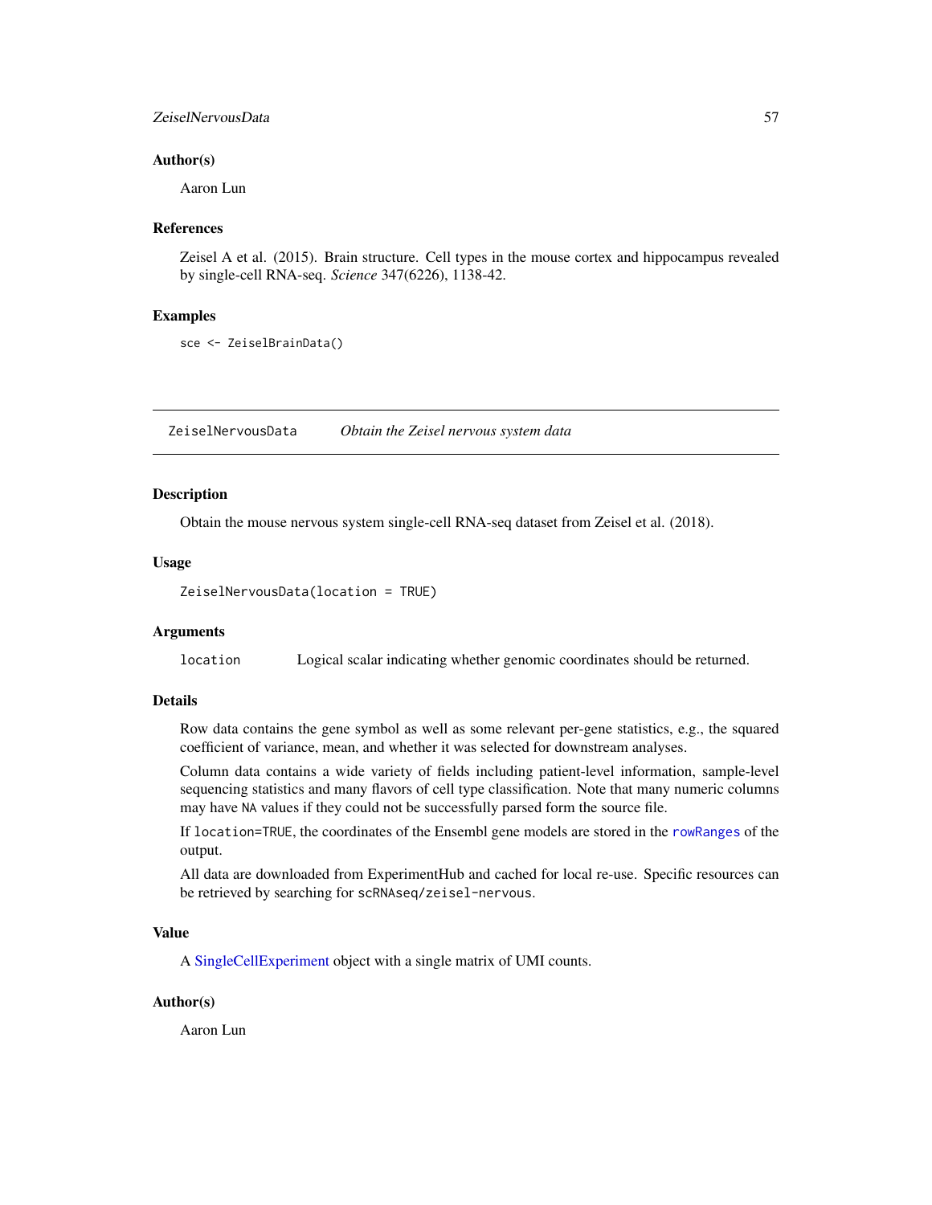### Author(s)

Aaron Lun

### References

Zeisel A et al. (2015). Brain structure. Cell types in the mouse cortex and hippocampus revealed by single-cell RNA-seq. *Science* 347(6226), 1138-42.

### Examples

```
sce <- ZeiselBrainData()
```

---

## ZeiselNervousData — *Obtain the Zeisel nervous system data*

---

### Description

Obtain the mouse nervous system single-cell RNA-seq dataset from Zeisel et al. (2018).

### Usage

```
ZeiselNervousData(location = TRUE)
```

### Arguments

| | |
|---|---|
| `location` | Logical scalar indicating whether genomic coordinates should be returned. |

### Details

Row data contains the gene symbol as well as some relevant per-gene statistics, e.g., the squared coefficient of variance, mean, and whether it was selected for downstream analyses.

Column data contains a wide variety of fields including patient-level information, sample-level sequencing statistics and many flavors of cell type classification. Note that many numeric columns may have `NA` values if they could not be successfully parsed form the source file.

If `location=TRUE`, the coordinates of the Ensembl gene models are stored in the `rowRanges` of the output.

All data are downloaded from ExperimentHub and cached for local re-use. Specific resources can be retrieved by searching for `scRNAseq/zeisel-nervous`.

### Value

A SingleCellExperiment object with a single matrix of UMI counts.

### Author(s)

Aaron Lun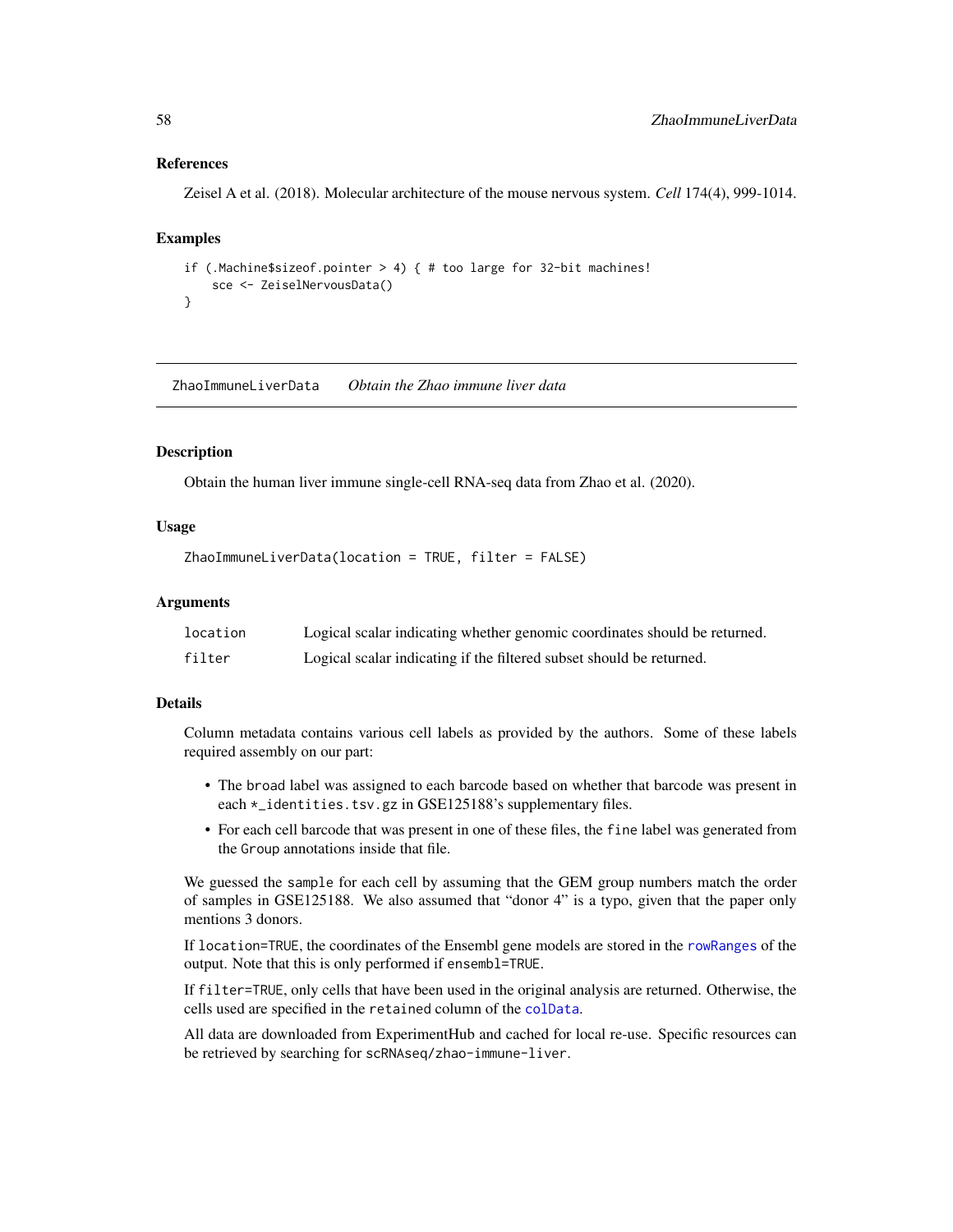## References

Zeisel A et al. (2018). Molecular architecture of the mouse nervous system. *Cell* 174(4), 999-1014.

## Examples

```
if (.Machine$sizeof.pointer > 4) { # too large for 32-bit machines!
    sce <- ZeiselNervousData()
}
```

---

# ZhaoImmuneLiverData *Obtain the Zhao immune liver data*

## Description

Obtain the human liver immune single-cell RNA-seq data from Zhao et al. (2020).

## Usage

```
ZhaoImmuneLiverData(location = TRUE, filter = FALSE)
```

## Arguments

| | |
|---|---|
| `location` | Logical scalar indicating whether genomic coordinates should be returned. |
| `filter` | Logical scalar indicating if the filtered subset should be returned. |

## Details

Column metadata contains various cell labels as provided by the authors. Some of these labels required assembly on our part:

- The `broad` label was assigned to each barcode based on whether that barcode was present in each `*_identities.tsv.gz` in GSE125188's supplementary files.
- For each cell barcode that was present in one of these files, the `fine` label was generated from the `Group` annotations inside that file.

We guessed the `sample` for each cell by assuming that the GEM group numbers match the order of samples in GSE125188. We also assumed that "donor 4" is a typo, given that the paper only mentions 3 donors.

If `location=TRUE`, the coordinates of the Ensembl gene models are stored in the `rowRanges` of the output. Note that this is only performed if `ensembl=TRUE`.

If `filter=TRUE`, only cells that have been used in the original analysis are returned. Otherwise, the cells used are specified in the `retained` column of the `colData`.

All data are downloaded from ExperimentHub and cached for local re-use. Specific resources can be retrieved by searching for `scRNAseq/zhao-immune-liver`.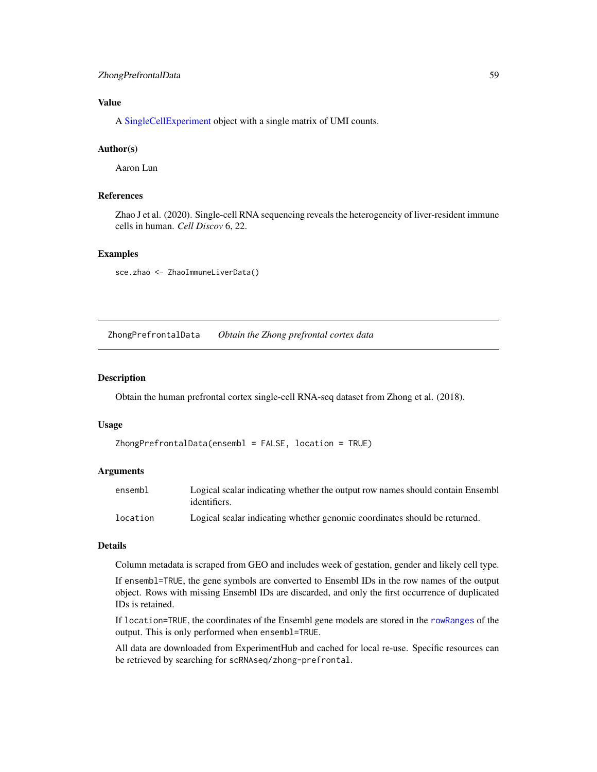### Value

A SingleCellExperiment object with a single matrix of UMI counts.

### Author(s)

Aaron Lun

### References

Zhao J et al. (2020). Single-cell RNA sequencing reveals the heterogeneity of liver-resident immune cells in human. *Cell Discov* 6, 22.

### Examples

```
sce.zhao <- ZhaoImmuneLiverData()
```

---

## ZhongPrefrontalData — *Obtain the Zhong prefrontal cortex data*

---

### Description

Obtain the human prefrontal cortex single-cell RNA-seq dataset from Zhong et al. (2018).

### Usage

```
ZhongPrefrontalData(ensembl = FALSE, location = TRUE)
```

### Arguments

| | |
|---|---|
| `ensembl` | Logical scalar indicating whether the output row names should contain Ensembl identifiers. |
| `location` | Logical scalar indicating whether genomic coordinates should be returned. |

### Details

Column metadata is scraped from GEO and includes week of gestation, gender and likely cell type.

If `ensembl=TRUE`, the gene symbols are converted to Ensembl IDs in the row names of the output object. Rows with missing Ensembl IDs are discarded, and only the first occurrence of duplicated IDs is retained.

If `location=TRUE`, the coordinates of the Ensembl gene models are stored in the `rowRanges` of the output. This is only performed when `ensembl=TRUE`.

All data are downloaded from ExperimentHub and cached for local re-use. Specific resources can be retrieved by searching for `scRNAseq/zhong-prefrontal`.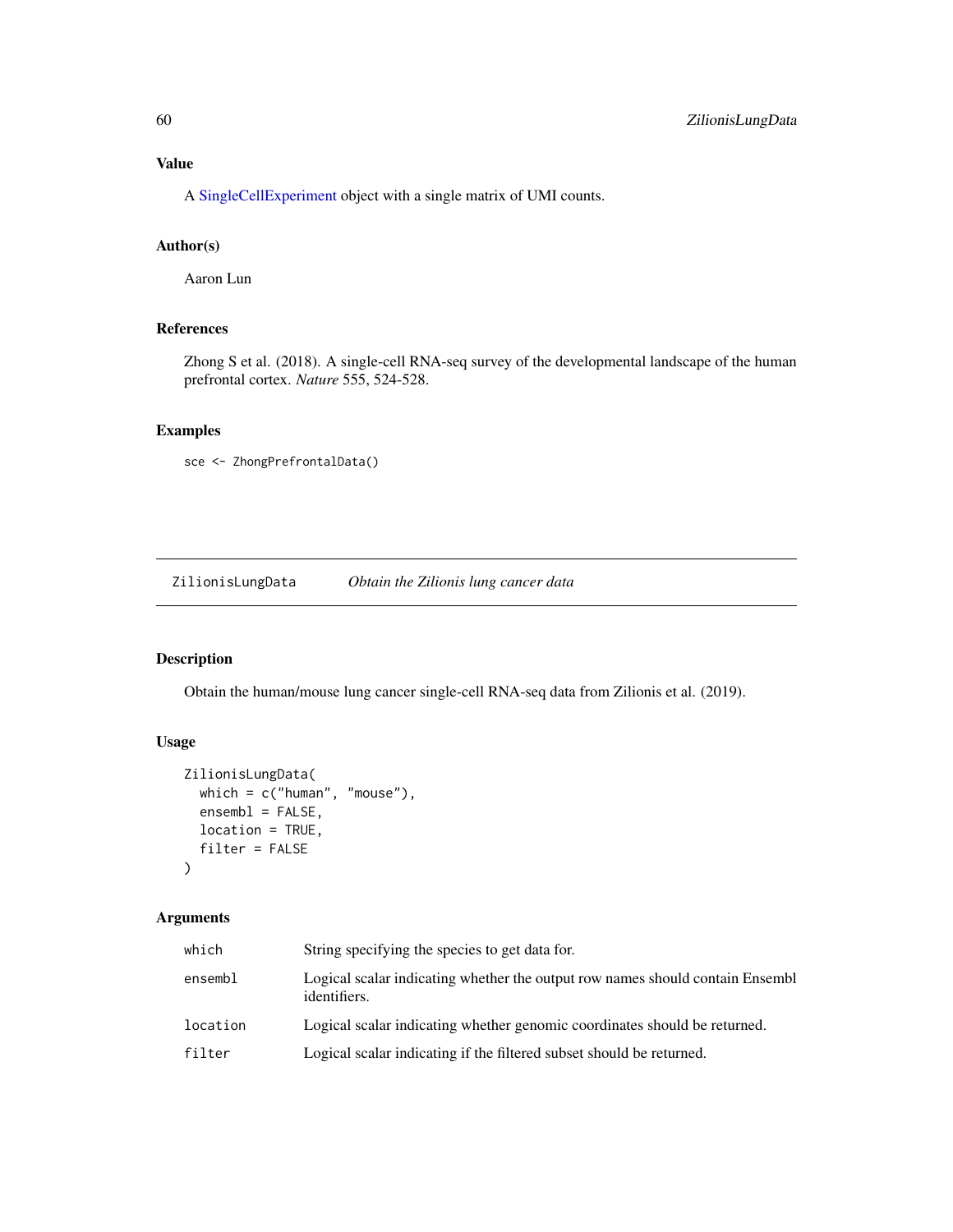## Value

A SingleCellExperiment object with a single matrix of UMI counts.

## Author(s)

Aaron Lun

## References

Zhong S et al. (2018). A single-cell RNA-seq survey of the developmental landscape of the human prefrontal cortex. *Nature* 555, 524-528.

## Examples

```
sce <- ZhongPrefrontalData()
```

---

# ZilionisLungData    *Obtain the Zilionis lung cancer data*

---

## Description

Obtain the human/mouse lung cancer single-cell RNA-seq data from Zilionis et al. (2019).

## Usage

```
ZilionisLungData(
  which = c("human", "mouse"),
  ensembl = FALSE,
  location = TRUE,
  filter = FALSE
)
```

## Arguments

| | |
|---|---|
| which | String specifying the species to get data for. |
| ensembl | Logical scalar indicating whether the output row names should contain Ensembl identifiers. |
| location | Logical scalar indicating whether genomic coordinates should be returned. |
| filter | Logical scalar indicating if the filtered subset should be returned. |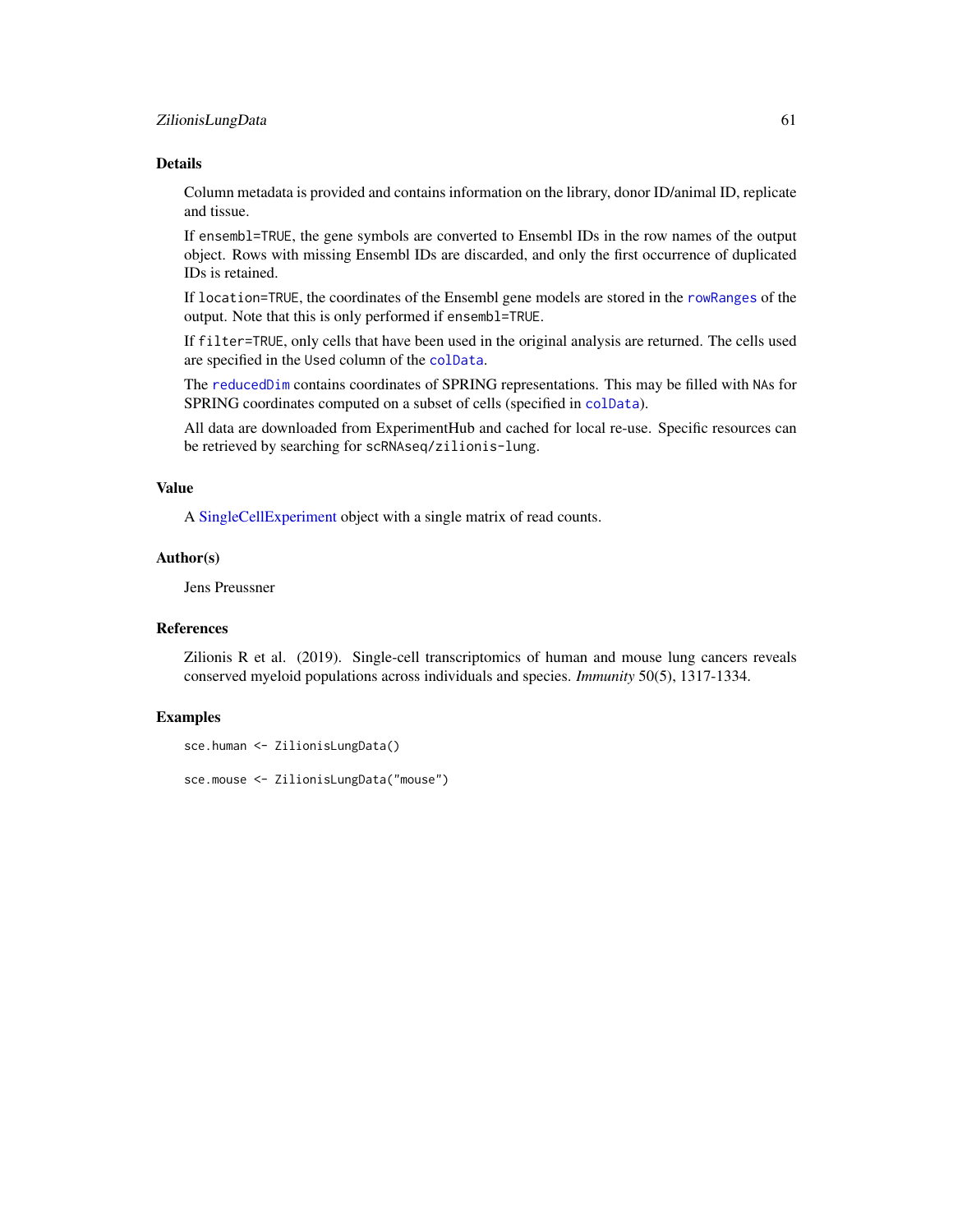## Details

Column metadata is provided and contains information on the library, donor ID/animal ID, replicate and tissue.

If `ensembl=TRUE`, the gene symbols are converted to Ensembl IDs in the row names of the output object. Rows with missing Ensembl IDs are discarded, and only the first occurrence of duplicated IDs is retained.

If `location=TRUE`, the coordinates of the Ensembl gene models are stored in the `rowRanges` of the output. Note that this is only performed if `ensembl=TRUE`.

If `filter=TRUE`, only cells that have been used in the original analysis are returned. The cells used are specified in the `Used` column of the `colData`.

The `reducedDim` contains coordinates of SPRING representations. This may be filled with `NA`s for SPRING coordinates computed on a subset of cells (specified in `colData`).

All data are downloaded from ExperimentHub and cached for local re-use. Specific resources can be retrieved by searching for `scRNAseq/zilionis-lung`.

## Value

A SingleCellExperiment object with a single matrix of read counts.

## Author(s)

Jens Preussner

## References

Zilionis R et al. (2019). Single-cell transcriptomics of human and mouse lung cancers reveals conserved myeloid populations across individuals and species. *Immunity* 50(5), 1317-1334.

## Examples

```
sce.human <- ZilionisLungData()

sce.mouse <- ZilionisLungData("mouse")
```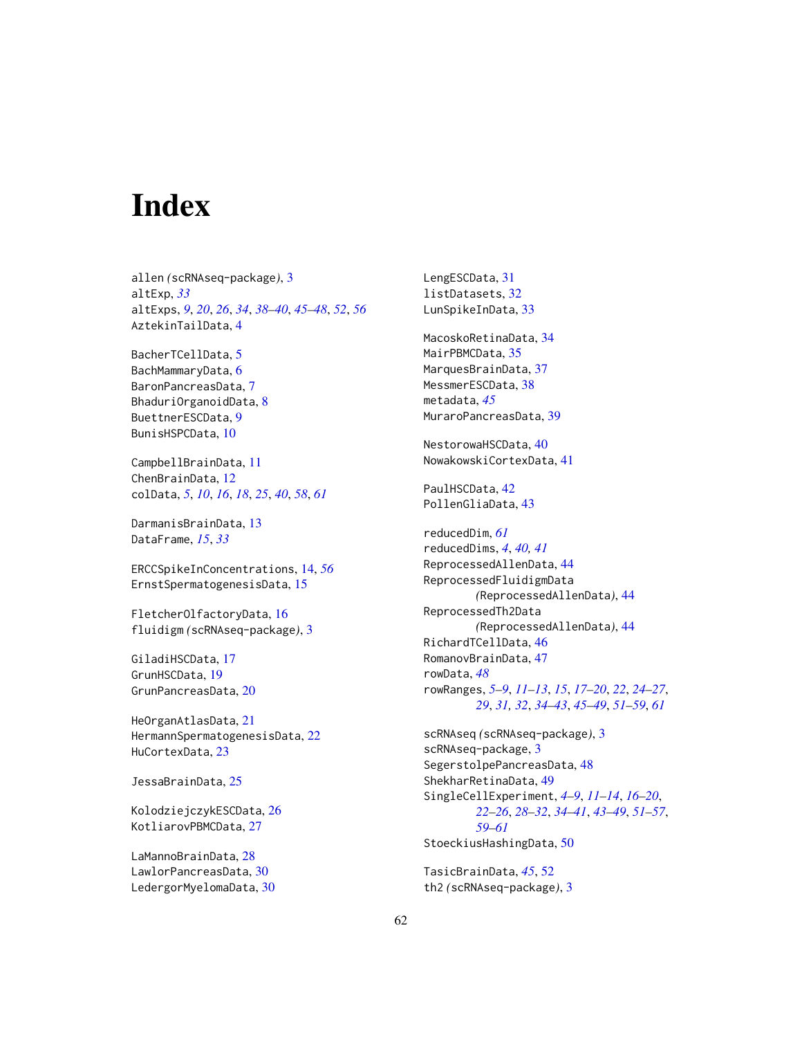# Index

allen *(scRNAseq-package)*, 3
altExp, *33*
altExps, *9*, *20*, *26*, *34*, *38–40*, *45–48*, *52*, *56*
AztekinTailData, 4

BacherTCellData, 5
BachMammaryData, 6
BaronPancreasData, 7
BhaduriOrganoidData, 8
BuettnerESCData, 9
BunisHSPCData, 10

CampbellBrainData, 11
ChenBrainData, 12
colData, *5*, *10*, *16*, *18*, *25*, *40*, *58*, *61*

DarmanisBrainData, 13
DataFrame, *15*, *33*

ERCCSpikeInConcentrations, 14, *56*
ErnstSpermatogenesisData, 15

FletcherOlfactoryData, 16
fluidigm *(scRNAseq-package)*, 3

GiladiHSCData, 17
GrunHSCData, 19
GrunPancreasData, 20

HeOrganAtlasData, 21
HermannSpermatogenesisData, 22
HuCortexData, 23

JessaBrainData, 25

KolodziejczykESCData, 26
KotliarovPBMCData, 27

LaMannoBrainData, 28
LawlorPancreasData, 30
LedergorMyelomaData, 30
LengESCData, 31
listDatasets, 32
LunSpikeInData, 33

MacoskoRetinaData, 34
MairPBMCData, 35
MarquesBrainData, 37
MessmerESCData, 38
metadata, *45*
MuraroPancreasData, 39

NestorowaHSCData, 40
NowakowskiCortexData, 41

PaulHSCData, 42
PollenGliaData, 43

reducedDim, *61*
reducedDims, *4*, *40, 41*
ReprocessedAllenData, 44
ReprocessedFluidigmData *(ReprocessedAllenData)*, 44
ReprocessedTh2Data *(ReprocessedAllenData)*, 44
RichardTCellData, 46
RomanovBrainData, 47
rowData, *48*
rowRanges, *5–9*, *11–13*, *15*, *17–20*, *22*, *24–27*, *29*, *31, 32*, *34–43*, *45–49*, *51–59*, *61*

scRNAseq *(scRNAseq-package)*, 3
scRNAseq-package, 3
SegerstolpePancreasData, 48
ShekharRetinaData, 49
SingleCellExperiment, *4–9*, *11–14*, *16–20*, *22–26*, *28–32*, *34–41*, *43–49*, *51–57*, *59–61*
StoeckiusHashingData, 50

TasicBrainData, *45*, 52
th2 *(scRNAseq-package)*, 3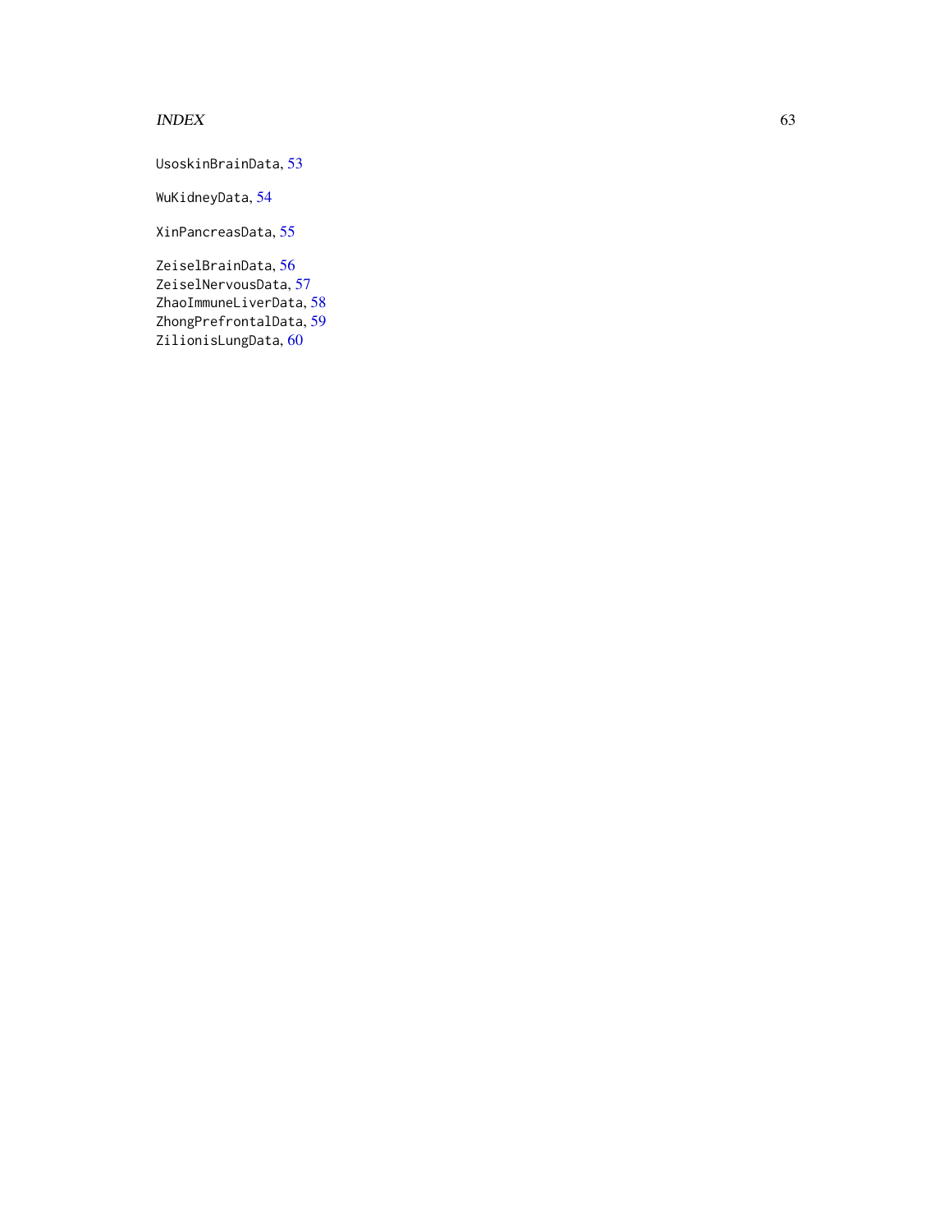UsoskinBrainData, 53

WuKidneyData, 54

XinPancreasData, 55

ZeiselBrainData, 56
ZeiselNervousData, 57
ZhaoImmuneLiverData, 58
ZhongPrefrontalData, 59
ZilionisLungData, 60